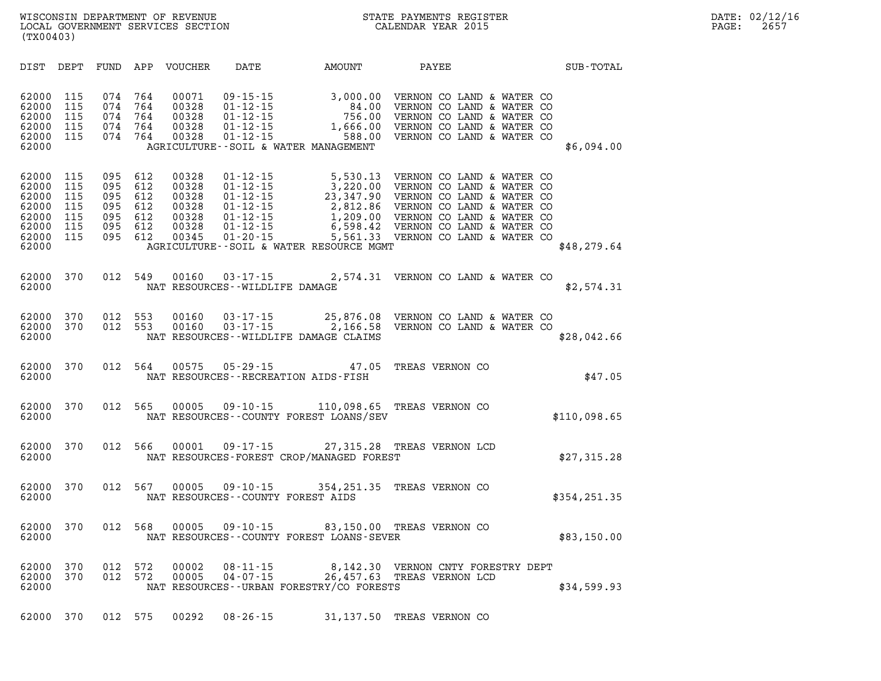WISCONSIN DEPARTMENT OF REVENUE
LOCAL GOVERNMENT SERVICES SECTION
(TX00403)

STATE PAYMENTS REGISTER
CALENDAR YEAR 2015

DATE: 02/12/16
PAGE: 2657

| DIST | DEPT | FUND | APP | VOUCHER | DATE | AMOUNT | PAYEE | SUB-TOTAL |
|---|---|---|---|---|---|---|---|---|
| 62000 | 115 | 074 | 764 | 00071 | 09-15-15 | 3,000.00 | VERNON CO LAND & WATER CO | |
| 62000 | 115 | 074 | 764 | 00328 | 01-12-15 | 84.00 | VERNON CO LAND & WATER CO | |
| 62000 | 115 | 074 | 764 | 00328 | 01-12-15 | 756.00 | VERNON CO LAND & WATER CO | |
| 62000 | 115 | 074 | 764 | 00328 | 01-12-15 | 1,666.00 | VERNON CO LAND & WATER CO | |
| 62000 | 115 | 074 | 764 | 00328 | 01-12-15 | 588.00 | VERNON CO LAND & WATER CO | |
| 62000 | | | | | AGRICULTURE--SOIL & WATER MANAGEMENT | | | $6,094.00 |
| 62000 | 115 | 095 | 612 | 00328 | 01-12-15 | 5,530.13 | VERNON CO LAND & WATER CO | |
| 62000 | 115 | 095 | 612 | 00328 | 01-12-15 | 3,220.00 | VERNON CO LAND & WATER CO | |
| 62000 | 115 | 095 | 612 | 00328 | 01-12-15 | 23,347.90 | VERNON CO LAND & WATER CO | |
| 62000 | 115 | 095 | 612 | 00328 | 01-12-15 | 2,812.86 | VERNON CO LAND & WATER CO | |
| 62000 | 115 | 095 | 612 | 00328 | 01-12-15 | 1,209.00 | VERNON CO LAND & WATER CO | |
| 62000 | 115 | 095 | 612 | 00328 | 01-12-15 | 6,598.42 | VERNON CO LAND & WATER CO | |
| 62000 | 115 | 095 | 612 | 00345 | 01-20-15 | 5,561.33 | VERNON CO LAND & WATER CO | |
| 62000 | | | | | AGRICULTURE--SOIL & WATER RESOURCE MGMT | | | $48,279.64 |
| 62000 | 370 | 012 | 549 | 00160 | 03-17-15 | 2,574.31 | VERNON CO LAND & WATER CO | |
| 62000 | | | | | NAT RESOURCES--WILDLIFE DAMAGE | | | $2,574.31 |
| 62000 | 370 | 012 | 553 | 00160 | 03-17-15 | 25,876.08 | VERNON CO LAND & WATER CO | |
| 62000 | 370 | 012 | 553 | 00160 | 03-17-15 | 2,166.58 | VERNON CO LAND & WATER CO | |
| 62000 | | | | | NAT RESOURCES--WILDLIFE DAMAGE CLAIMS | | | $28,042.66 |
| 62000 | 370 | 012 | 564 | 00575 | 05-29-15 | 47.05 | TREAS VERNON CO | |
| 62000 | | | | | NAT RESOURCES--RECREATION AIDS-FISH | | | $47.05 |
| 62000 | 370 | 012 | 565 | 00005 | 09-10-15 | 110,098.65 | TREAS VERNON CO | |
| 62000 | | | | | NAT RESOURCES--COUNTY FOREST LOANS/SEV | | | $110,098.65 |
| 62000 | 370 | 012 | 566 | 00001 | 09-17-15 | 27,315.28 | TREAS VERNON LCD | |
| 62000 | | | | | NAT RESOURCES-FOREST CROP/MANAGED FOREST | | | $27,315.28 |
| 62000 | 370 | 012 | 567 | 00005 | 09-10-15 | 354,251.35 | TREAS VERNON CO | |
| 62000 | | | | | NAT RESOURCES--COUNTY FOREST AIDS | | | $354,251.35 |
| 62000 | 370 | 012 | 568 | 00005 | 09-10-15 | 83,150.00 | TREAS VERNON CO | |
| 62000 | | | | | NAT RESOURCES--COUNTY FOREST LOANS-SEVER | | | $83,150.00 |
| 62000 | 370 | 012 | 572 | 00002 | 08-11-15 | 8,142.30 | VERNON CNTY FORESTRY DEPT | |
| 62000 | 370 | 012 | 572 | 00005 | 04-07-15 | 26,457.63 | TREAS VERNON LCD | |
| 62000 | | | | | NAT RESOURCES--URBAN FORESTRY/CO FORESTS | | | $34,599.93 |
| 62000 | 370 | 012 | 575 | 00292 | 08-26-15 | 31,137.50 | TREAS VERNON CO | |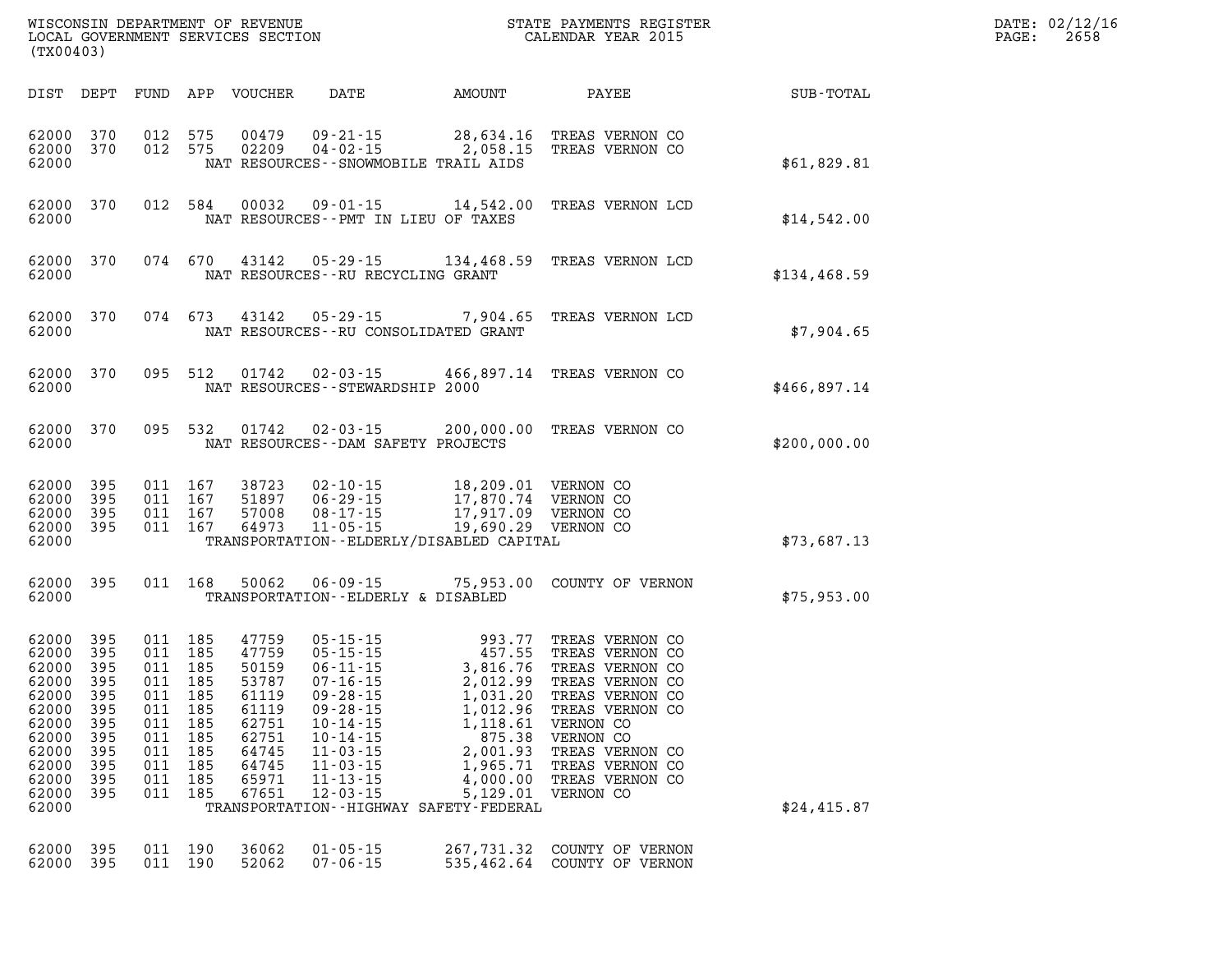| DIST | DEPT | FUND | APP | VOUCHER | DATE | AMOUNT | PAYEE | SUB-TOTAL |
|---|---|---|---|---|---|---|---|---|
| 62000 | 370 | 012 | 575 | 00479 | 09-21-15 | 28,634.16 | TREAS VERNON CO | |
| 62000 | 370 | 012 | 575 | 02209 | 04-02-15 | 2,058.15 | TREAS VERNON CO | |
| 62000 | | | | | NAT RESOURCES--SNOWMOBILE TRAIL AIDS | | | $61,829.81 |
| 62000 | 370 | 012 | 584 | 00032 | 09-01-15 | 14,542.00 | TREAS VERNON LCD | |
| 62000 | | | | | NAT RESOURCES--PMT IN LIEU OF TAXES | | | $14,542.00 |
| 62000 | 370 | 074 | 670 | 43142 | 05-29-15 | 134,468.59 | TREAS VERNON LCD | |
| 62000 | | | | | NAT RESOURCES--RU RECYCLING GRANT | | | $134,468.59 |
| 62000 | 370 | 074 | 673 | 43142 | 05-29-15 | 7,904.65 | TREAS VERNON LCD | |
| 62000 | | | | | NAT RESOURCES--RU CONSOLIDATED GRANT | | | $7,904.65 |
| 62000 | 370 | 095 | 512 | 01742 | 02-03-15 | 466,897.14 | TREAS VERNON CO | |
| 62000 | | | | | NAT RESOURCES--STEWARDSHIP 2000 | | | $466,897.14 |
| 62000 | 370 | 095 | 532 | 01742 | 02-03-15 | 200,000.00 | TREAS VERNON CO | |
| 62000 | | | | | NAT RESOURCES--DAM SAFETY PROJECTS | | | $200,000.00 |
| 62000 | 395 | 011 | 167 | 38723 | 02-10-15 | 18,209.01 | VERNON CO | |
| 62000 | 395 | 011 | 167 | 51897 | 06-29-15 | 17,870.74 | VERNON CO | |
| 62000 | 395 | 011 | 167 | 57008 | 08-17-15 | 17,917.09 | VERNON CO | |
| 62000 | 395 | 011 | 167 | 64973 | 11-05-15 | 19,690.29 | VERNON CO | |
| 62000 | | | | | TRANSPORTATION--ELDERLY/DISABLED CAPITAL | | | $73,687.13 |
| 62000 | 395 | 011 | 168 | 50062 | 06-09-15 | 75,953.00 | COUNTY OF VERNON | |
| 62000 | | | | | TRANSPORTATION--ELDERLY & DISABLED | | | $75,953.00 |
| 62000 | 395 | 011 | 185 | 47759 | 05-15-15 | 993.77 | TREAS VERNON CO | |
| 62000 | 395 | 011 | 185 | 47759 | 05-15-15 | 457.55 | TREAS VERNON CO | |
| 62000 | 395 | 011 | 185 | 50159 | 06-11-15 | 3,816.76 | TREAS VERNON CO | |
| 62000 | 395 | 011 | 185 | 53787 | 07-16-15 | 2,012.99 | TREAS VERNON CO | |
| 62000 | 395 | 011 | 185 | 61119 | 09-28-15 | 1,031.20 | TREAS VERNON CO | |
| 62000 | 395 | 011 | 185 | 61119 | 09-28-15 | 1,012.96 | TREAS VERNON CO | |
| 62000 | 395 | 011 | 185 | 62751 | 10-14-15 | 1,118.61 | VERNON CO | |
| 62000 | 395 | 011 | 185 | 62751 | 10-14-15 | 875.38 | VERNON CO | |
| 62000 | 395 | 011 | 185 | 64745 | 11-03-15 | 2,001.93 | TREAS VERNON CO | |
| 62000 | 395 | 011 | 185 | 64745 | 11-03-15 | 1,965.71 | TREAS VERNON CO | |
| 62000 | 395 | 011 | 185 | 65971 | 11-13-15 | 4,000.00 | TREAS VERNON CO | |
| 62000 | 395 | 011 | 185 | 67651 | 12-03-15 | 5,129.01 | VERNON CO | |
| 62000 | | | | | TRANSPORTATION--HIGHWAY SAFETY-FEDERAL | | | $24,415.87 |
| 62000 | 395 | 011 | 190 | 36062 | 01-05-15 | 267,731.32 | COUNTY OF VERNON | |
| 62000 | 395 | 011 | 190 | 52062 | 07-06-15 | 535,462.64 | COUNTY OF VERNON | |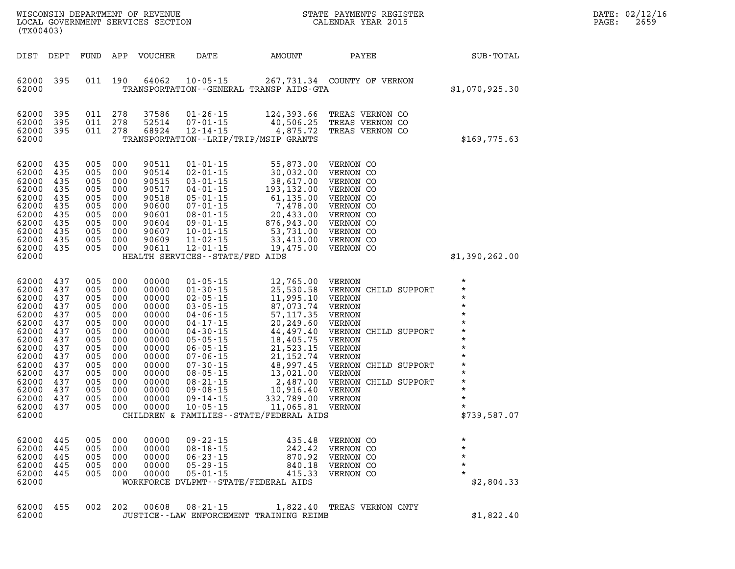WISCONSIN DEPARTMENT OF REVENUE
LOCAL GOVERNMENT SERVICES SECTION
(TX00403)

STATE PAYMENTS REGISTER
CALENDAR YEAR 2015

DATE: 02/12/16

| DIST | DEPT | FUND | APP | VOUCHER | DATE | AMOUNT | PAYEE | SUB-TOTAL |
|---|---|---|---|---|---|---|---|---|
| 62000 | 395 | 011 | 190 | 64062 | 10-05-15 | 267,731.34 | COUNTY OF VERNON | |
| 62000 | | | | | TRANSPORTATION--GENERAL TRANSP AIDS-GTA | | | $1,070,925.30 |
| 62000 | 395 | 011 | 278 | 37586 | 01-26-15 | 124,393.66 | TREAS VERNON CO | |
| 62000 | 395 | 011 | 278 | 52514 | 07-01-15 | 40,506.25 | TREAS VERNON CO | |
| 62000 | 395 | 011 | 278 | 68924 | 12-14-15 | 4,875.72 | TREAS VERNON CO | |
| 62000 | | | | | TRANSPORTATION--LRIP/TRIP/MSIP GRANTS | | | $169,775.63 |
| 62000 | 435 | 005 | 000 | 90511 | 01-01-15 | 55,873.00 | VERNON CO | |
| 62000 | 435 | 005 | 000 | 90514 | 02-01-15 | 30,032.00 | VERNON CO | |
| 62000 | 435 | 005 | 000 | 90515 | 03-01-15 | 38,617.00 | VERNON CO | |
| 62000 | 435 | 005 | 000 | 90517 | 04-01-15 | 193,132.00 | VERNON CO | |
| 62000 | 435 | 005 | 000 | 90518 | 05-01-15 | 61,135.00 | VERNON CO | |
| 62000 | 435 | 005 | 000 | 90600 | 07-01-15 | 7,478.00 | VERNON CO | |
| 62000 | 435 | 005 | 000 | 90601 | 08-01-15 | 20,433.00 | VERNON CO | |
| 62000 | 435 | 005 | 000 | 90604 | 09-01-15 | 876,943.00 | VERNON CO | |
| 62000 | 435 | 005 | 000 | 90607 | 10-01-15 | 53,731.00 | VERNON CO | |
| 62000 | 435 | 005 | 000 | 90609 | 11-02-15 | 33,413.00 | VERNON CO | |
| 62000 | 435 | 005 | 000 | 90611 | 12-01-15 | 19,475.00 | VERNON CO | |
| 62000 | | | | | HEALTH SERVICES--STATE/FED AIDS | | | $1,390,262.00 |
| 62000 | 437 | 005 | 000 | 00000 | 01-05-15 | 12,765.00 | VERNON | * |
| 62000 | 437 | 005 | 000 | 00000 | 01-30-15 | 25,530.58 | VERNON CHILD SUPPORT | * |
| 62000 | 437 | 005 | 000 | 00000 | 02-05-15 | 11,995.10 | VERNON | * |
| 62000 | 437 | 005 | 000 | 00000 | 03-05-15 | 87,073.74 | VERNON | * |
| 62000 | 437 | 005 | 000 | 00000 | 04-06-15 | 57,117.35 | VERNON | * |
| 62000 | 437 | 005 | 000 | 00000 | 04-17-15 | 20,249.60 | VERNON | * |
| 62000 | 437 | 005 | 000 | 00000 | 04-30-15 | 44,497.40 | VERNON CHILD SUPPORT | * |
| 62000 | 437 | 005 | 000 | 00000 | 05-05-15 | 18,405.75 | VERNON | * |
| 62000 | 437 | 005 | 000 | 00000 | 06-05-15 | 21,523.15 | VERNON | * |
| 62000 | 437 | 005 | 000 | 00000 | 07-06-15 | 21,152.74 | VERNON | * |
| 62000 | 437 | 005 | 000 | 00000 | 07-30-15 | 48,997.45 | VERNON CHILD SUPPORT | * |
| 62000 | 437 | 005 | 000 | 00000 | 08-05-15 | 13,021.00 | VERNON | * |
| 62000 | 437 | 005 | 000 | 00000 | 08-21-15 | 2,487.00 | VERNON CHILD SUPPORT | * |
| 62000 | 437 | 005 | 000 | 00000 | 09-08-15 | 10,916.40 | VERNON | * |
| 62000 | 437 | 005 | 000 | 00000 | 09-14-15 | 332,789.00 | VERNON | * |
| 62000 | 437 | 005 | 000 | 00000 | 10-05-15 | 11,065.81 | VERNON | * |
| 62000 | | | | | CHILDREN & FAMILIES--STATE/FEDERAL AIDS | | | $739,587.07 |
| 62000 | 445 | 005 | 000 | 00000 | 09-22-15 | 435.48 | VERNON CO | * |
| 62000 | 445 | 005 | 000 | 00000 | 08-18-15 | 242.42 | VERNON CO | * |
| 62000 | 445 | 005 | 000 | 00000 | 06-23-15 | 870.92 | VERNON CO | * |
| 62000 | 445 | 005 | 000 | 00000 | 05-29-15 | 840.18 | VERNON CO | * |
| 62000 | 445 | 005 | 000 | 00000 | 05-01-15 | 415.33 | VERNON CO | * |
| 62000 | | | | | WORKFORCE DVLPMT--STATE/FEDERAL AIDS | | | $2,804.33 |
| 62000 | 455 | 002 | 202 | 00608 | 08-21-15 | 1,822.40 | TREAS VERNON CNTY | |
| 62000 | | | | | JUSTICE--LAW ENFORCEMENT TRAINING REIMB | | | $1,822.40 |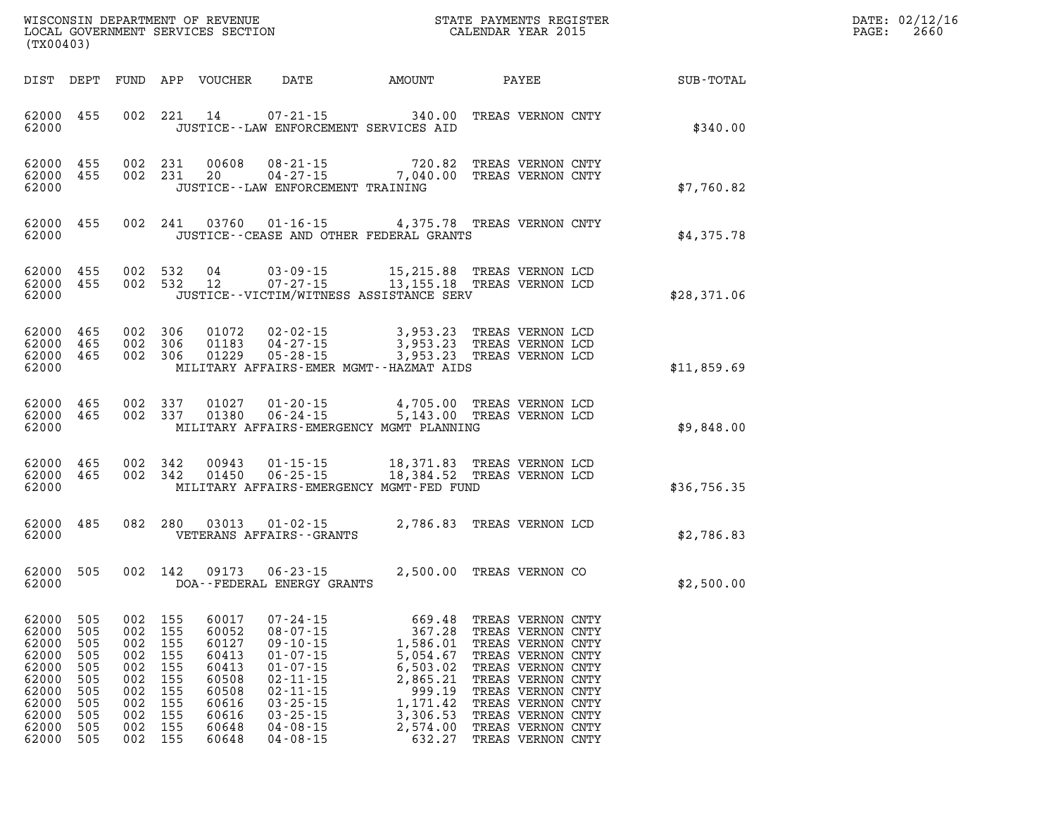WISCONSIN DEPARTMENT OF REVENUE
LOCAL GOVERNMENT SERVICES SECTION
(TX00403)

STATE PAYMENTS REGISTER
CALENDAR YEAR 2015

DATE: 02/12/16
PAGE: 2660

| DIST | DEPT | FUND | APP | VOUCHER | DATE | AMOUNT | PAYEE | SUB-TOTAL |
|---|---|---|---|---|---|---|---|---|
| 62000 | 455 | 002 | 221 | 14 | 07-21-15 | 340.00 | TREAS VERNON CNTY | |
| 62000 | | | | | JUSTICE--LAW ENFORCEMENT SERVICES AID | | | $340.00 |
| 62000 | 455 | 002 | 231 | 00608 | 08-21-15 | 720.82 | TREAS VERNON CNTY | |
| 62000 | 455 | 002 | 231 | 20 | 04-27-15 | 7,040.00 | TREAS VERNON CNTY | |
| 62000 | | | | | JUSTICE--LAW ENFORCEMENT TRAINING | | | $7,760.82 |
| 62000 | 455 | 002 | 241 | 03760 | 01-16-15 | 4,375.78 | TREAS VERNON CNTY | |
| 62000 | | | | | JUSTICE--CEASE AND OTHER FEDERAL GRANTS | | | $4,375.78 |
| 62000 | 455 | 002 | 532 | 04 | 03-09-15 | 15,215.88 | TREAS VERNON LCD | |
| 62000 | 455 | 002 | 532 | 12 | 07-27-15 | 13,155.18 | TREAS VERNON LCD | |
| 62000 | | | | | JUSTICE--VICTIM/WITNESS ASSISTANCE SERV | | | $28,371.06 |
| 62000 | 465 | 002 | 306 | 01072 | 02-02-15 | 3,953.23 | TREAS VERNON LCD | |
| 62000 | 465 | 002 | 306 | 01183 | 04-27-15 | 3,953.23 | TREAS VERNON LCD | |
| 62000 | 465 | 002 | 306 | 01229 | 05-28-15 | 3,953.23 | TREAS VERNON LCD | |
| 62000 | | | | | MILITARY AFFAIRS-EMER MGMT--HAZMAT AIDS | | | $11,859.69 |
| 62000 | 465 | 002 | 337 | 01027 | 01-20-15 | 4,705.00 | TREAS VERNON LCD | |
| 62000 | 465 | 002 | 337 | 01380 | 06-24-15 | 5,143.00 | TREAS VERNON LCD | |
| 62000 | | | | | MILITARY AFFAIRS-EMERGENCY MGMT PLANNING | | | $9,848.00 |
| 62000 | 465 | 002 | 342 | 00943 | 01-15-15 | 18,371.83 | TREAS VERNON LCD | |
| 62000 | 465 | 002 | 342 | 01450 | 06-25-15 | 18,384.52 | TREAS VERNON LCD | |
| 62000 | | | | | MILITARY AFFAIRS-EMERGENCY MGMT-FED FUND | | | $36,756.35 |
| 62000 | 485 | 082 | 280 | 03013 | 01-02-15 | 2,786.83 | TREAS VERNON LCD | |
| 62000 | | | | | VETERANS AFFAIRS--GRANTS | | | $2,786.83 |
| 62000 | 505 | 002 | 142 | 09173 | 06-23-15 | 2,500.00 | TREAS VERNON CO | |
| 62000 | | | | | DOA--FEDERAL ENERGY GRANTS | | | $2,500.00 |
| 62000 | 505 | 002 | 155 | 60017 | 07-24-15 | 669.48 | TREAS VERNON CNTY | |
| 62000 | 505 | 002 | 155 | 60052 | 08-07-15 | 367.28 | TREAS VERNON CNTY | |
| 62000 | 505 | 002 | 155 | 60127 | 09-10-15 | 1,586.01 | TREAS VERNON CNTY | |
| 62000 | 505 | 002 | 155 | 60413 | 01-07-15 | 5,054.67 | TREAS VERNON CNTY | |
| 62000 | 505 | 002 | 155 | 60413 | 01-07-15 | 6,503.02 | TREAS VERNON CNTY | |
| 62000 | 505 | 002 | 155 | 60508 | 02-11-15 | 2,865.21 | TREAS VERNON CNTY | |
| 62000 | 505 | 002 | 155 | 60508 | 02-11-15 | 999.19 | TREAS VERNON CNTY | |
| 62000 | 505 | 002 | 155 | 60616 | 03-25-15 | 1,171.42 | TREAS VERNON CNTY | |
| 62000 | 505 | 002 | 155 | 60616 | 03-25-15 | 3,306.53 | TREAS VERNON CNTY | |
| 62000 | 505 | 002 | 155 | 60648 | 04-08-15 | 2,574.00 | TREAS VERNON CNTY | |
| 62000 | 505 | 002 | 155 | 60648 | 04-08-15 | 632.27 | TREAS VERNON CNTY | |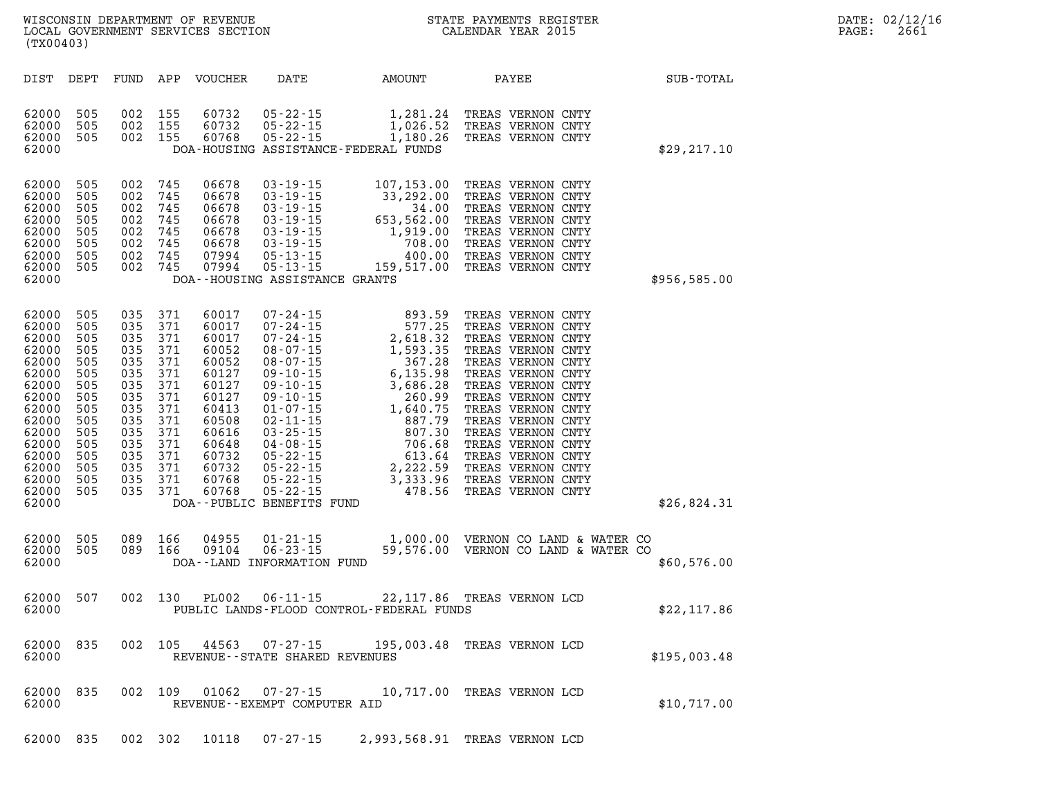WISCONSIN DEPARTMENT OF REVENUE
LOCAL GOVERNMENT SERVICES SECTION
(TX00403)

STATE PAYMENTS REGISTER
CALENDAR YEAR 2015

DATE: 02/12/16

| DIST | DEPT | FUND | APP | VOUCHER | DATE | AMOUNT | PAYEE | SUB-TOTAL |
|---|---|---|---|---|---|---|---|---|
| 62000 | 505 | 002 | 155 | 60732 | 05-22-15 | 1,281.24 | TREAS VERNON CNTY | |
| 62000 | 505 | 002 | 155 | 60732 | 05-22-15 | 1,026.52 | TREAS VERNON CNTY | |
| 62000 | 505 | 002 | 155 | 60768 | 05-22-15 | 1,180.26 | TREAS VERNON CNTY | |
| 62000 | | | | | DOA-HOUSING ASSISTANCE-FEDERAL FUNDS | | | $29,217.10 |
| 62000 | 505 | 002 | 745 | 06678 | 03-19-15 | 107,153.00 | TREAS VERNON CNTY | |
| 62000 | 505 | 002 | 745 | 06678 | 03-19-15 | 33,292.00 | TREAS VERNON CNTY | |
| 62000 | 505 | 002 | 745 | 06678 | 03-19-15 | 34.00 | TREAS VERNON CNTY | |
| 62000 | 505 | 002 | 745 | 06678 | 03-19-15 | 653,562.00 | TREAS VERNON CNTY | |
| 62000 | 505 | 002 | 745 | 06678 | 03-19-15 | 1,919.00 | TREAS VERNON CNTY | |
| 62000 | 505 | 002 | 745 | 06678 | 03-19-15 | 708.00 | TREAS VERNON CNTY | |
| 62000 | 505 | 002 | 745 | 07994 | 05-13-15 | 400.00 | TREAS VERNON CNTY | |
| 62000 | 505 | 002 | 745 | 07994 | 05-13-15 | 159,517.00 | TREAS VERNON CNTY | |
| 62000 | | | | | DOA--HOUSING ASSISTANCE GRANTS | | | $956,585.00 |
| 62000 | 505 | 035 | 371 | 60017 | 07-24-15 | 893.59 | TREAS VERNON CNTY | |
| 62000 | 505 | 035 | 371 | 60017 | 07-24-15 | 577.25 | TREAS VERNON CNTY | |
| 62000 | 505 | 035 | 371 | 60017 | 07-24-15 | 2,618.32 | TREAS VERNON CNTY | |
| 62000 | 505 | 035 | 371 | 60052 | 08-07-15 | 1,593.35 | TREAS VERNON CNTY | |
| 62000 | 505 | 035 | 371 | 60052 | 08-07-15 | 367.28 | TREAS VERNON CNTY | |
| 62000 | 505 | 035 | 371 | 60127 | 09-10-15 | 6,135.98 | TREAS VERNON CNTY | |
| 62000 | 505 | 035 | 371 | 60127 | 09-10-15 | 3,686.28 | TREAS VERNON CNTY | |
| 62000 | 505 | 035 | 371 | 60127 | 09-10-15 | 260.99 | TREAS VERNON CNTY | |
| 62000 | 505 | 035 | 371 | 60413 | 01-07-15 | 1,640.75 | TREAS VERNON CNTY | |
| 62000 | 505 | 035 | 371 | 60508 | 02-11-15 | 887.79 | TREAS VERNON CNTY | |
| 62000 | 505 | 035 | 371 | 60616 | 03-25-15 | 807.30 | TREAS VERNON CNTY | |
| 62000 | 505 | 035 | 371 | 60648 | 04-08-15 | 706.68 | TREAS VERNON CNTY | |
| 62000 | 505 | 035 | 371 | 60732 | 05-22-15 | 613.64 | TREAS VERNON CNTY | |
| 62000 | 505 | 035 | 371 | 60732 | 05-22-15 | 2,222.59 | TREAS VERNON CNTY | |
| 62000 | 505 | 035 | 371 | 60768 | 05-22-15 | 3,333.96 | TREAS VERNON CNTY | |
| 62000 | 505 | 035 | 371 | 60768 | 05-22-15 | 478.56 | TREAS VERNON CNTY | |
| 62000 | | | | | DOA--PUBLIC BENEFITS FUND | | | $26,824.31 |
| 62000 | 505 | 089 | 166 | 04955 | 01-21-15 | 1,000.00 | VERNON CO LAND & WATER CO | |
| 62000 | 505 | 089 | 166 | 09104 | 06-23-15 | 59,576.00 | VERNON CO LAND & WATER CO | |
| 62000 | | | | | DOA--LAND INFORMATION FUND | | | $60,576.00 |
| 62000 | 507 | 002 | 130 | PL002 | 06-11-15 | 22,117.86 | TREAS VERNON LCD | |
| 62000 | | | | | PUBLIC LANDS-FLOOD CONTROL-FEDERAL FUNDS | | | $22,117.86 |
| 62000 | 835 | 002 | 105 | 44563 | 07-27-15 | 195,003.48 | TREAS VERNON LCD | |
| 62000 | | | | | REVENUE--STATE SHARED REVENUES | | | $195,003.48 |
| 62000 | 835 | 002 | 109 | 01062 | 07-27-15 | 10,717.00 | TREAS VERNON LCD | |
| 62000 | | | | | REVENUE--EXEMPT COMPUTER AID | | | $10,717.00 |
| 62000 | 835 | 002 | 302 | 10118 | 07-27-15 | 2,993,568.91 | TREAS VERNON LCD | |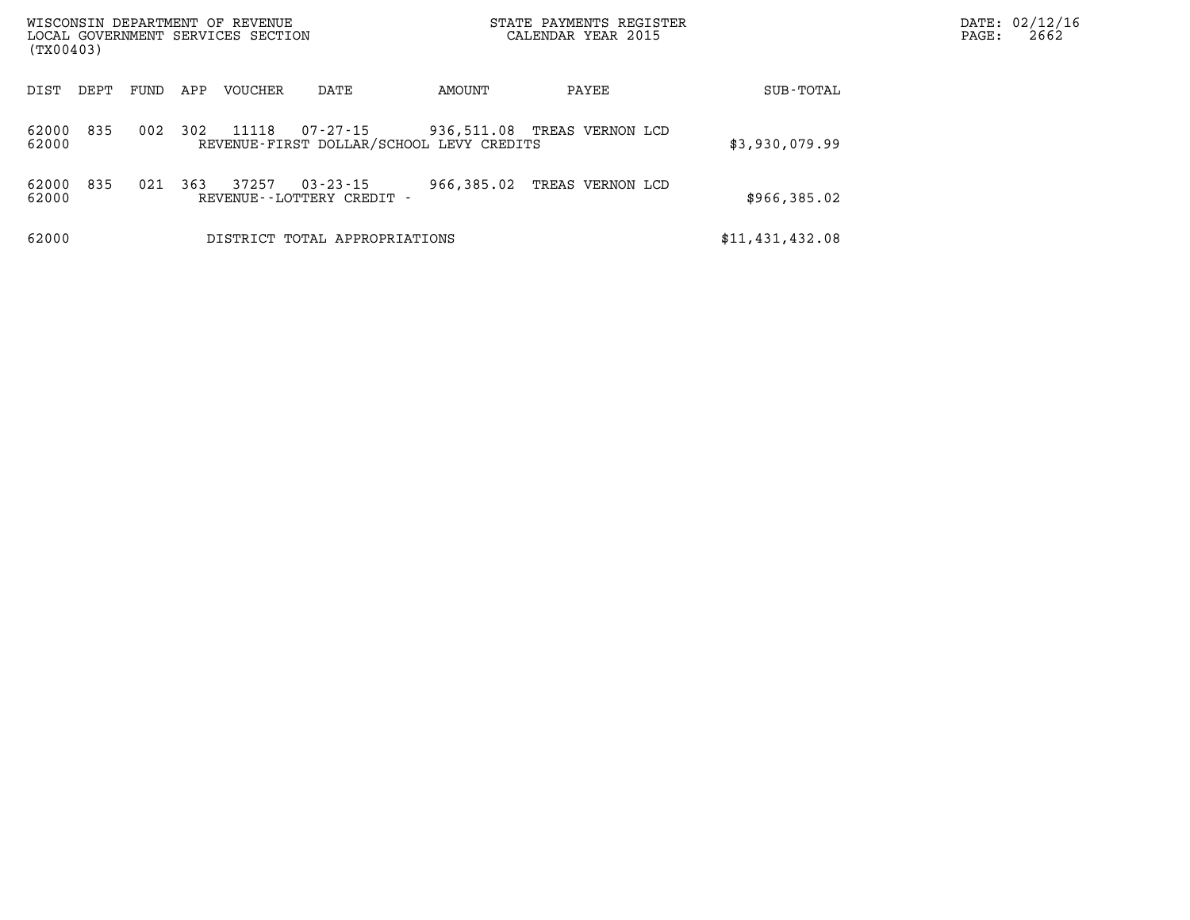WISCONSIN DEPARTMENT OF REVENUE
LOCAL GOVERNMENT SERVICES SECTION
(TX00403)

STATE PAYMENTS REGISTER
CALENDAR YEAR 2015

DATE: 02/12/16

| DIST | DEPT | FUND | APP | VOUCHER | DATE | AMOUNT | PAYEE | SUB-TOTAL |
|---|---|---|---|---|---|---|---|---|
| 62000 | 835 | 002 | 302 | 11118 | 07-27-15 | 936,511.08 | TREAS VERNON LCD | |
| 62000 | | | | REVENUE-FIRST DOLLAR/SCHOOL LEVY CREDITS | | | | $3,930,079.99 |
| 62000 | 835 | 021 | 363 | 37257 | 03-23-15 | 966,385.02 | TREAS VERNON LCD | |
| 62000 | | | | REVENUE--LOTTERY CREDIT - | | | | $966,385.02 |
| 62000 | | | | DISTRICT TOTAL APPROPRIATIONS | | | | $11,431,432.08 |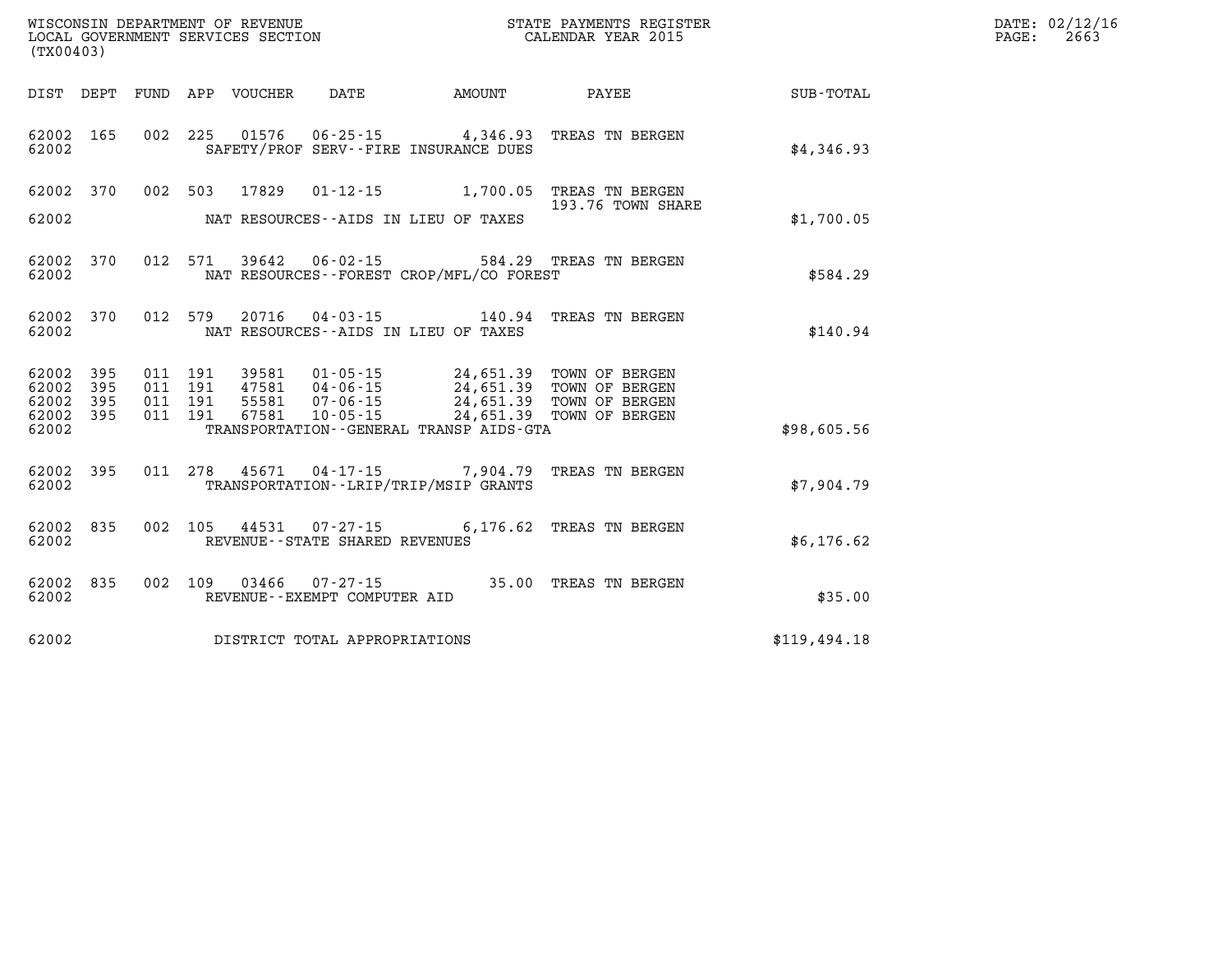WISCONSIN DEPARTMENT OF REVENUE
LOCAL GOVERNMENT SERVICES SECTION
(TX00403)

STATE PAYMENTS REGISTER
CALENDAR YEAR 2015

DATE: 02/12/16
PAGE: 2663

| DIST | DEPT | FUND | APP | VOUCHER | DATE | AMOUNT | PAYEE | SUB-TOTAL |
|---|---|---|---|---|---|---|---|---|
| 62002 | 165 | 002 | 225 | 01576 | 06-25-15 | 4,346.93 | TREAS TN BERGEN | |
| 62002 | | | | SAFETY/PROF SERV--FIRE INSURANCE DUES | | | | $4,346.93 |
| 62002 | 370 | 002 | 503 | 17829 | 01-12-15 | 1,700.05 | TREAS TN BERGEN 193.76 TOWN SHARE | |
| 62002 | | | | NAT RESOURCES--AIDS IN LIEU OF TAXES | | | | $1,700.05 |
| 62002 | 370 | 012 | 571 | 39642 | 06-02-15 | 584.29 | TREAS TN BERGEN | |
| 62002 | | | | NAT RESOURCES--FOREST CROP/MFL/CO FOREST | | | | $584.29 |
| 62002 | 370 | 012 | 579 | 20716 | 04-03-15 | 140.94 | TREAS TN BERGEN | |
| 62002 | | | | NAT RESOURCES--AIDS IN LIEU OF TAXES | | | | $140.94 |
| 62002 | 395 | 011 | 191 | 39581 | 01-05-15 | 24,651.39 | TOWN OF BERGEN | |
| 62002 | 395 | 011 | 191 | 47581 | 04-06-15 | 24,651.39 | TOWN OF BERGEN | |
| 62002 | 395 | 011 | 191 | 55581 | 07-06-15 | 24,651.39 | TOWN OF BERGEN | |
| 62002 | 395 | 011 | 191 | 67581 | 10-05-15 | 24,651.39 | TOWN OF BERGEN | |
| 62002 | | | | TRANSPORTATION--GENERAL TRANSP AIDS-GTA | | | | $98,605.56 |
| 62002 | 395 | 011 | 278 | 45671 | 04-17-15 | 7,904.79 | TREAS TN BERGEN | |
| 62002 | | | | TRANSPORTATION--LRIP/TRIP/MSIP GRANTS | | | | $7,904.79 |
| 62002 | 835 | 002 | 105 | 44531 | 07-27-15 | 6,176.62 | TREAS TN BERGEN | |
| 62002 | | | | REVENUE--STATE SHARED REVENUES | | | | $6,176.62 |
| 62002 | 835 | 002 | 109 | 03466 | 07-27-15 | 35.00 | TREAS TN BERGEN | |
| 62002 | | | | REVENUE--EXEMPT COMPUTER AID | | | | $35.00 |
| 62002 | | | | DISTRICT TOTAL APPROPRIATIONS | | | | $119,494.18 |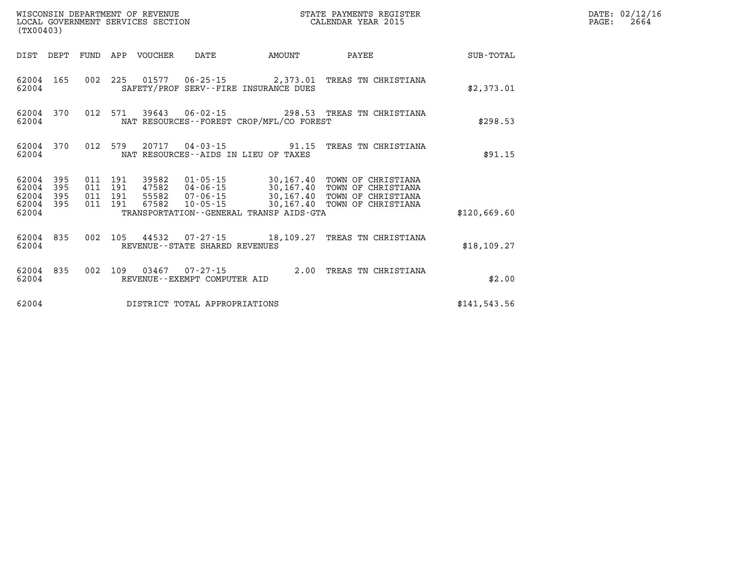WISCONSIN DEPARTMENT OF REVENUE
LOCAL GOVERNMENT SERVICES SECTION
(TX00403)

STATE PAYMENTS REGISTER
CALENDAR YEAR 2015

DATE: 02/12/16
PAGE: 2664

| DIST | DEPT | FUND | APP | VOUCHER | DATE | AMOUNT | PAYEE | SUB-TOTAL |
|---|---|---|---|---|---|---|---|---|
| 62004 | 165 | 002 | 225 | 01577 | 06-25-15 | 2,373.01 | TREAS TN CHRISTIANA | |
| 62004 | | | | SAFETY/PROF SERV--FIRE INSURANCE DUES | | | | $2,373.01 |
| 62004 | 370 | 012 | 571 | 39643 | 06-02-15 | 298.53 | TREAS TN CHRISTIANA | |
| 62004 | | | | NAT RESOURCES--FOREST CROP/MFL/CO FOREST | | | | $298.53 |
| 62004 | 370 | 012 | 579 | 20717 | 04-03-15 | 91.15 | TREAS TN CHRISTIANA | |
| 62004 | | | | NAT RESOURCES--AIDS IN LIEU OF TAXES | | | | $91.15 |
| 62004 | 395 | 011 | 191 | 39582 | 01-05-15 | 30,167.40 | TOWN OF CHRISTIANA | |
| 62004 | 395 | 011 | 191 | 47582 | 04-06-15 | 30,167.40 | TOWN OF CHRISTIANA | |
| 62004 | 395 | 011 | 191 | 55582 | 07-06-15 | 30,167.40 | TOWN OF CHRISTIANA | |
| 62004 | 395 | 011 | 191 | 67582 | 10-05-15 | 30,167.40 | TOWN OF CHRISTIANA | |
| 62004 | | | | TRANSPORTATION--GENERAL TRANSP AIDS-GTA | | | | $120,669.60 |
| 62004 | 835 | 002 | 105 | 44532 | 07-27-15 | 18,109.27 | TREAS TN CHRISTIANA | |
| 62004 | | | | REVENUE--STATE SHARED REVENUES | | | | $18,109.27 |
| 62004 | 835 | 002 | 109 | 03467 | 07-27-15 | 2.00 | TREAS TN CHRISTIANA | |
| 62004 | | | | REVENUE--EXEMPT COMPUTER AID | | | | $2.00 |
| 62004 | | | | DISTRICT TOTAL APPROPRIATIONS | | | | $141,543.56 |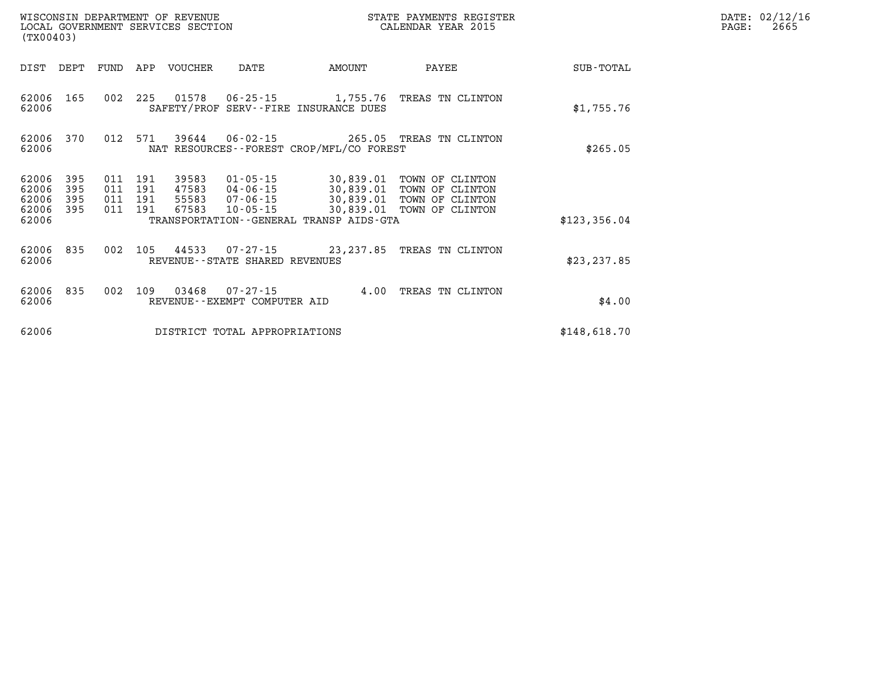WISCONSIN DEPARTMENT OF REVENUE
LOCAL GOVERNMENT SERVICES SECTION
(TX00403)

STATE PAYMENTS REGISTER
CALENDAR YEAR 2015

DATE: 02/12/16
PAGE: 2665

| DIST | DEPT | FUND | APP | VOUCHER | DATE | AMOUNT | PAYEE | SUB-TOTAL |
|---|---|---|---|---|---|---|---|---|
| 62006 | 165 | 002 | 225 | 01578 | 06-25-15 | 1,755.76 | TREAS TN CLINTON | |
| 62006 | | | | SAFETY/PROF SERV--FIRE INSURANCE DUES | | | | $1,755.76 |
| 62006 | 370 | 012 | 571 | 39644 | 06-02-15 | 265.05 | TREAS TN CLINTON | |
| 62006 | | | | NAT RESOURCES--FOREST CROP/MFL/CO FOREST | | | | $265.05 |
| 62006 | 395 | 011 | 191 | 39583 | 01-05-15 | 30,839.01 | TOWN OF CLINTON | |
| 62006 | 395 | 011 | 191 | 47583 | 04-06-15 | 30,839.01 | TOWN OF CLINTON | |
| 62006 | 395 | 011 | 191 | 55583 | 07-06-15 | 30,839.01 | TOWN OF CLINTON | |
| 62006 | 395 | 011 | 191 | 67583 | 10-05-15 | 30,839.01 | TOWN OF CLINTON | |
| 62006 | | | | TRANSPORTATION--GENERAL TRANSP AIDS-GTA | | | | $123,356.04 |
| 62006 | 835 | 002 | 105 | 44533 | 07-27-15 | 23,237.85 | TREAS TN CLINTON | |
| 62006 | | | | REVENUE--STATE SHARED REVENUES | | | | $23,237.85 |
| 62006 | 835 | 002 | 109 | 03468 | 07-27-15 | 4.00 | TREAS TN CLINTON | |
| 62006 | | | | REVENUE--EXEMPT COMPUTER AID | | | | $4.00 |
| 62006 | | | | DISTRICT TOTAL APPROPRIATIONS | | | | $148,618.70 |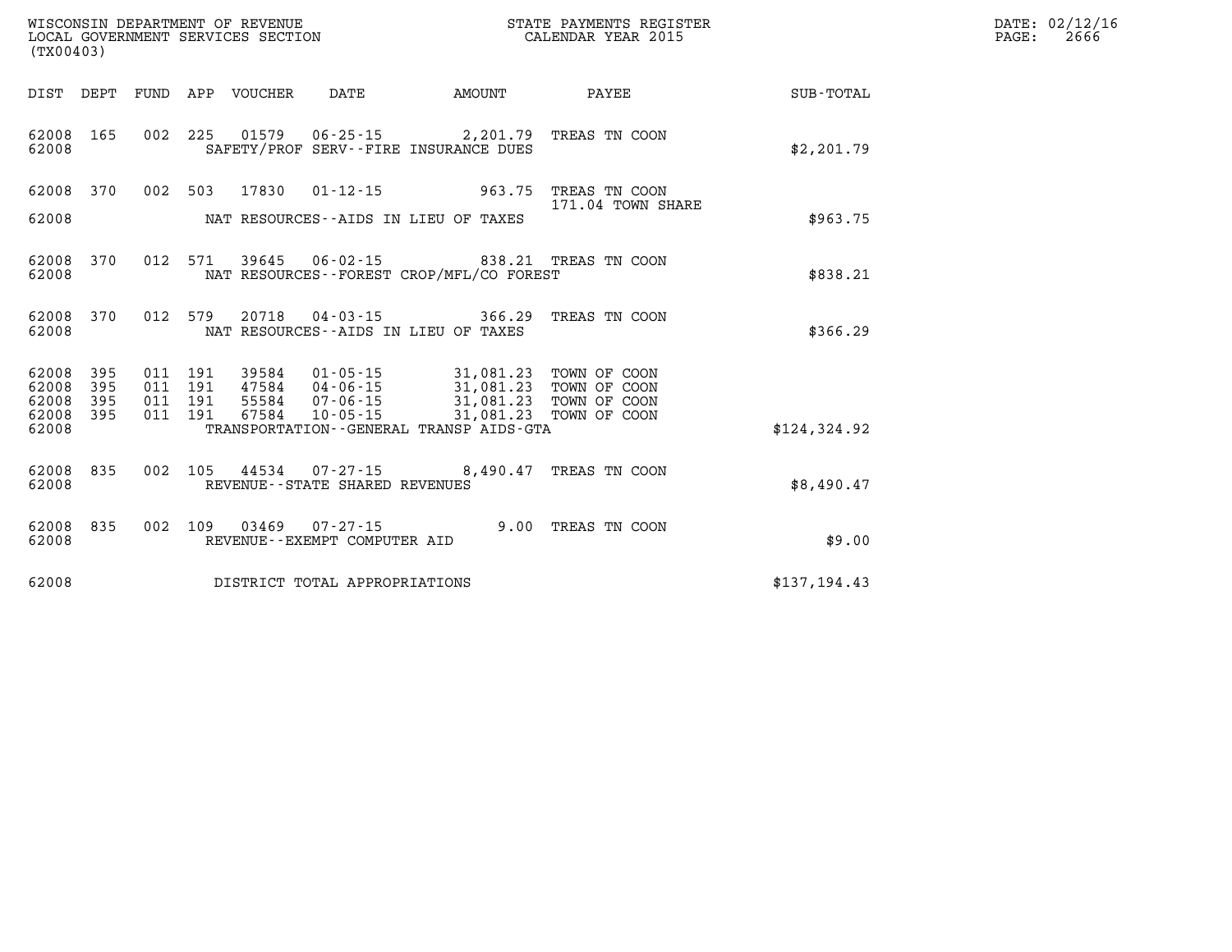WISCONSIN DEPARTMENT OF REVENUE
LOCAL GOVERNMENT SERVICES SECTION
(TX00403)

STATE PAYMENTS REGISTER
CALENDAR YEAR 2015

DATE: 02/12/16
PAGE: 2666

| DIST | DEPT | FUND | APP | VOUCHER | DATE | AMOUNT | PAYEE | SUB-TOTAL |
|---|---|---|---|---|---|---|---|---|
| 62008 | 165 | 002 | 225 | 01579 | 06-25-15 | 2,201.79 | TREAS TN COON | |
| 62008 | | | | | SAFETY/PROF SERV--FIRE INSURANCE DUES | | | $2,201.79 |
| 62008 | 370 | 002 | 503 | 17830 | 01-12-15 | 963.75 | TREAS TN COON 171.04 TOWN SHARE | |
| 62008 | | | | | NAT RESOURCES--AIDS IN LIEU OF TAXES | | | $963.75 |
| 62008 | 370 | 012 | 571 | 39645 | 06-02-15 | 838.21 | TREAS TN COON | |
| 62008 | | | | | NAT RESOURCES--FOREST CROP/MFL/CO FOREST | | | $838.21 |
| 62008 | 370 | 012 | 579 | 20718 | 04-03-15 | 366.29 | TREAS TN COON | |
| 62008 | | | | | NAT RESOURCES--AIDS IN LIEU OF TAXES | | | $366.29 |
| 62008 | 395 | 011 | 191 | 39584 | 01-05-15 | 31,081.23 | TOWN OF COON | |
| 62008 | 395 | 011 | 191 | 47584 | 04-06-15 | 31,081.23 | TOWN OF COON | |
| 62008 | 395 | 011 | 191 | 55584 | 07-06-15 | 31,081.23 | TOWN OF COON | |
| 62008 | 395 | 011 | 191 | 67584 | 10-05-15 | 31,081.23 | TOWN OF COON | |
| 62008 | | | | | TRANSPORTATION--GENERAL TRANSP AIDS-GTA | | | $124,324.92 |
| 62008 | 835 | 002 | 105 | 44534 | 07-27-15 | 8,490.47 | TREAS TN COON | |
| 62008 | | | | | REVENUE--STATE SHARED REVENUES | | | $8,490.47 |
| 62008 | 835 | 002 | 109 | 03469 | 07-27-15 | 9.00 | TREAS TN COON | |
| 62008 | | | | | REVENUE--EXEMPT COMPUTER AID | | | $9.00 |
| 62008 | | | | | DISTRICT TOTAL APPROPRIATIONS | | | $137,194.43 |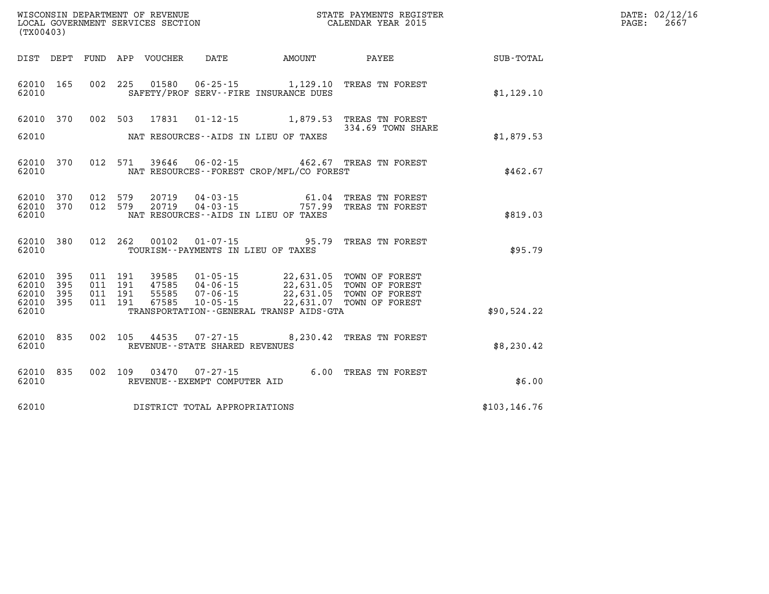WISCONSIN DEPARTMENT OF REVENUE
LOCAL GOVERNMENT SERVICES SECTION
(TX00403)

STATE PAYMENTS REGISTER
CALENDAR YEAR 2015

DATE: 02/12/16
PAGE: 2667

| DIST | DEPT | FUND | APP | VOUCHER | DATE | AMOUNT | PAYEE | SUB-TOTAL |
|---|---|---|---|---|---|---|---|---|
| 62010 | 165 | 002 | 225 | 01580 | 06-25-15 | 1,129.10 | TREAS TN FOREST | |
| 62010 | | | | | SAFETY/PROF SERV--FIRE INSURANCE DUES | | | $1,129.10 |
| 62010 | 370 | 002 | 503 | 17831 | 01-12-15 | 1,879.53 | TREAS TN FOREST 334.69 TOWN SHARE | |
| 62010 | | | | | NAT RESOURCES--AIDS IN LIEU OF TAXES | | | $1,879.53 |
| 62010 | 370 | 012 | 571 | 39646 | 06-02-15 | 462.67 | TREAS TN FOREST | |
| 62010 | | | | | NAT RESOURCES--FOREST CROP/MFL/CO FOREST | | | $462.67 |
| 62010 | 370 | 012 | 579 | 20719 | 04-03-15 | 61.04 | TREAS TN FOREST | |
| 62010 | 370 | 012 | 579 | 20719 | 04-03-15 | 757.99 | TREAS TN FOREST | |
| 62010 | | | | | NAT RESOURCES--AIDS IN LIEU OF TAXES | | | $819.03 |
| 62010 | 380 | 012 | 262 | 00102 | 01-07-15 | 95.79 | TREAS TN FOREST | |
| 62010 | | | | | TOURISM--PAYMENTS IN LIEU OF TAXES | | | $95.79 |
| 62010 | 395 | 011 | 191 | 39585 | 01-05-15 | 22,631.05 | TOWN OF FOREST | |
| 62010 | 395 | 011 | 191 | 47585 | 04-06-15 | 22,631.05 | TOWN OF FOREST | |
| 62010 | 395 | 011 | 191 | 55585 | 07-06-15 | 22,631.05 | TOWN OF FOREST | |
| 62010 | 395 | 011 | 191 | 67585 | 10-05-15 | 22,631.07 | TOWN OF FOREST | |
| 62010 | | | | | TRANSPORTATION--GENERAL TRANSP AIDS-GTA | | | $90,524.22 |
| 62010 | 835 | 002 | 105 | 44535 | 07-27-15 | 8,230.42 | TREAS TN FOREST | |
| 62010 | | | | | REVENUE--STATE SHARED REVENUES | | | $8,230.42 |
| 62010 | 835 | 002 | 109 | 03470 | 07-27-15 | 6.00 | TREAS TN FOREST | |
| 62010 | | | | | REVENUE--EXEMPT COMPUTER AID | | | $6.00 |
| 62010 | | | | | DISTRICT TOTAL APPROPRIATIONS | | | $103,146.76 |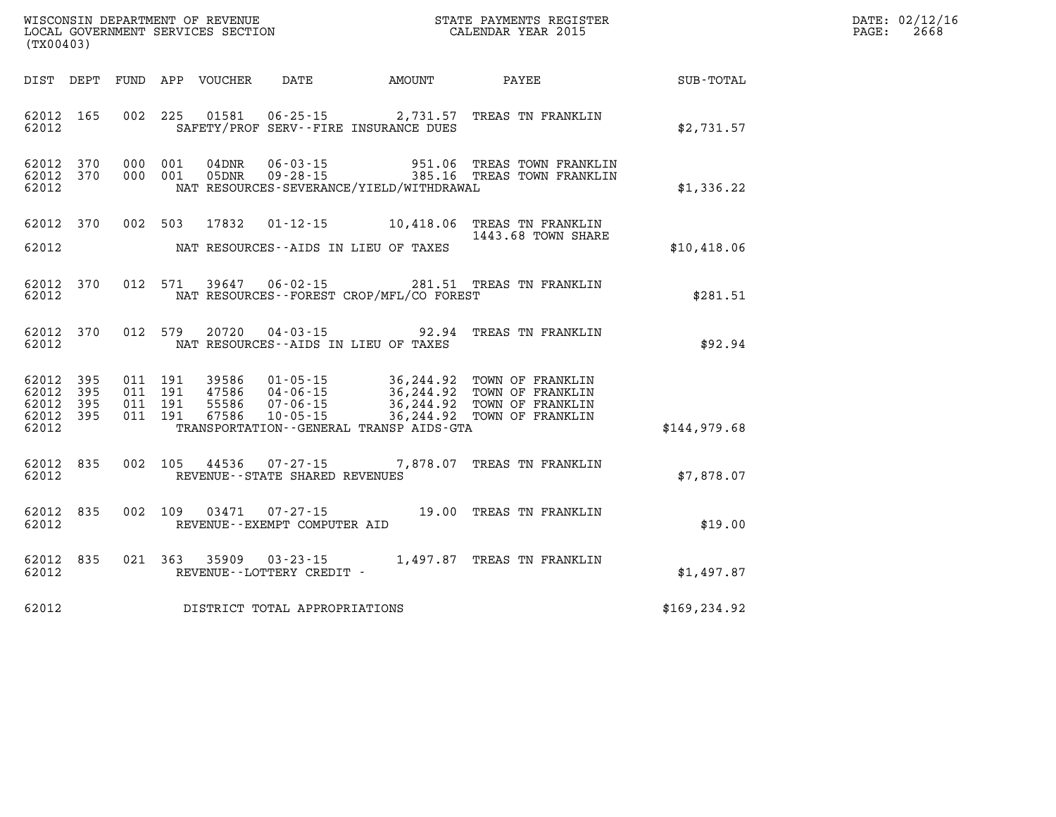WISCONSIN DEPARTMENT OF REVENUE
LOCAL GOVERNMENT SERVICES SECTION
(TX00403)

STATE PAYMENTS REGISTER
CALENDAR YEAR 2015

DATE: 02/12/16
PAGE: 2668

| DIST | DEPT | FUND | APP | VOUCHER | DATE | AMOUNT | PAYEE | SUB-TOTAL |
|---|---|---|---|---|---|---|---|---|
| 62012 | 165 | 002 | 225 | 01581 | 06-25-15 | 2,731.57 | TREAS TN FRANKLIN | |
| 62012 | | | | | SAFETY/PROF SERV--FIRE INSURANCE DUES | | | $2,731.57 |
| 62012 | 370 | 000 | 001 | 04DNR | 06-03-15 | 951.06 | TREAS TOWN FRANKLIN | |
| 62012 | 370 | 000 | 001 | 05DNR | 09-28-15 | 385.16 | TREAS TOWN FRANKLIN | |
| 62012 | | | | | NAT RESOURCES-SEVERANCE/YIELD/WITHDRAWAL | | | $1,336.22 |
| 62012 | 370 | 002 | 503 | 17832 | 01-12-15 | 10,418.06 | TREAS TN FRANKLIN 1443.68 TOWN SHARE | |
| 62012 | | | | | NAT RESOURCES--AIDS IN LIEU OF TAXES | | | $10,418.06 |
| 62012 | 370 | 012 | 571 | 39647 | 06-02-15 | 281.51 | TREAS TN FRANKLIN | |
| 62012 | | | | | NAT RESOURCES--FOREST CROP/MFL/CO FOREST | | | $281.51 |
| 62012 | 370 | 012 | 579 | 20720 | 04-03-15 | 92.94 | TREAS TN FRANKLIN | |
| 62012 | | | | | NAT RESOURCES--AIDS IN LIEU OF TAXES | | | $92.94 |
| 62012 | 395 | 011 | 191 | 39586 | 01-05-15 | 36,244.92 | TOWN OF FRANKLIN | |
| 62012 | 395 | 011 | 191 | 47586 | 04-06-15 | 36,244.92 | TOWN OF FRANKLIN | |
| 62012 | 395 | 011 | 191 | 55586 | 07-06-15 | 36,244.92 | TOWN OF FRANKLIN | |
| 62012 | 395 | 011 | 191 | 67586 | 10-05-15 | 36,244.92 | TOWN OF FRANKLIN | |
| 62012 | | | | | TRANSPORTATION--GENERAL TRANSP AIDS-GTA | | | $144,979.68 |
| 62012 | 835 | 002 | 105 | 44536 | 07-27-15 | 7,878.07 | TREAS TN FRANKLIN | |
| 62012 | | | | | REVENUE--STATE SHARED REVENUES | | | $7,878.07 |
| 62012 | 835 | 002 | 109 | 03471 | 07-27-15 | 19.00 | TREAS TN FRANKLIN | |
| 62012 | | | | | REVENUE--EXEMPT COMPUTER AID | | | $19.00 |
| 62012 | 835 | 021 | 363 | 35909 | 03-23-15 | 1,497.87 | TREAS TN FRANKLIN | |
| 62012 | | | | | REVENUE--LOTTERY CREDIT - | | | $1,497.87 |
| 62012 | | | | | DISTRICT TOTAL APPROPRIATIONS | | | $169,234.92 |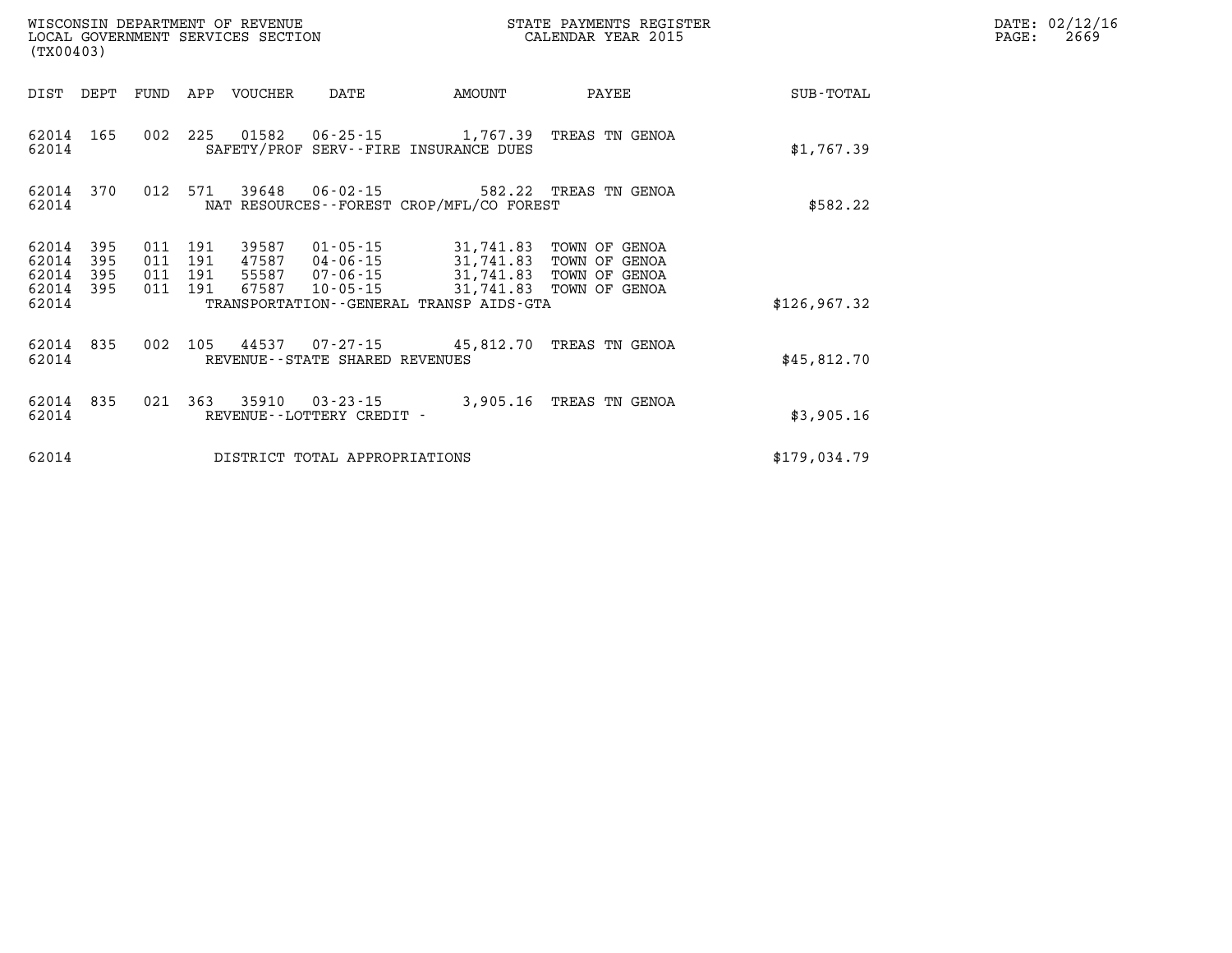WISCONSIN DEPARTMENT OF REVENUE
LOCAL GOVERNMENT SERVICES SECTION
(TX00403)

STATE PAYMENTS REGISTER
CALENDAR YEAR 2015

DATE: 02/12/16
PAGE: 2669

| DIST | DEPT | FUND | APP | VOUCHER | DATE | AMOUNT | PAYEE | SUB-TOTAL |
|---|---|---|---|---|---|---|---|---|
| 62014 | 165 | 002 | 225 | 01582 | 06-25-15 | 1,767.39 | TREAS TN GENOA | |
| 62014 | | | | SAFETY/PROF SERV--FIRE INSURANCE DUES | | | | $1,767.39 |
| 62014 | 370 | 012 | 571 | 39648 | 06-02-15 | 582.22 | TREAS TN GENOA | |
| 62014 | | | | NAT RESOURCES--FOREST CROP/MFL/CO FOREST | | | | $582.22 |
| 62014 | 395 | 011 | 191 | 39587 | 01-05-15 | 31,741.83 | TOWN OF GENOA | |
| 62014 | 395 | 011 | 191 | 47587 | 04-06-15 | 31,741.83 | TOWN OF GENOA | |
| 62014 | 395 | 011 | 191 | 55587 | 07-06-15 | 31,741.83 | TOWN OF GENOA | |
| 62014 | 395 | 011 | 191 | 67587 | 10-05-15 | 31,741.83 | TOWN OF GENOA | |
| 62014 | | | | TRANSPORTATION--GENERAL TRANSP AIDS-GTA | | | | $126,967.32 |
| 62014 | 835 | 002 | 105 | 44537 | 07-27-15 | 45,812.70 | TREAS TN GENOA | |
| 62014 | | | | REVENUE--STATE SHARED REVENUES | | | | $45,812.70 |
| 62014 | 835 | 021 | 363 | 35910 | 03-23-15 | 3,905.16 | TREAS TN GENOA | |
| 62014 | | | | REVENUE--LOTTERY CREDIT - | | | | $3,905.16 |
| 62014 | | | | DISTRICT TOTAL APPROPRIATIONS | | | | $179,034.79 |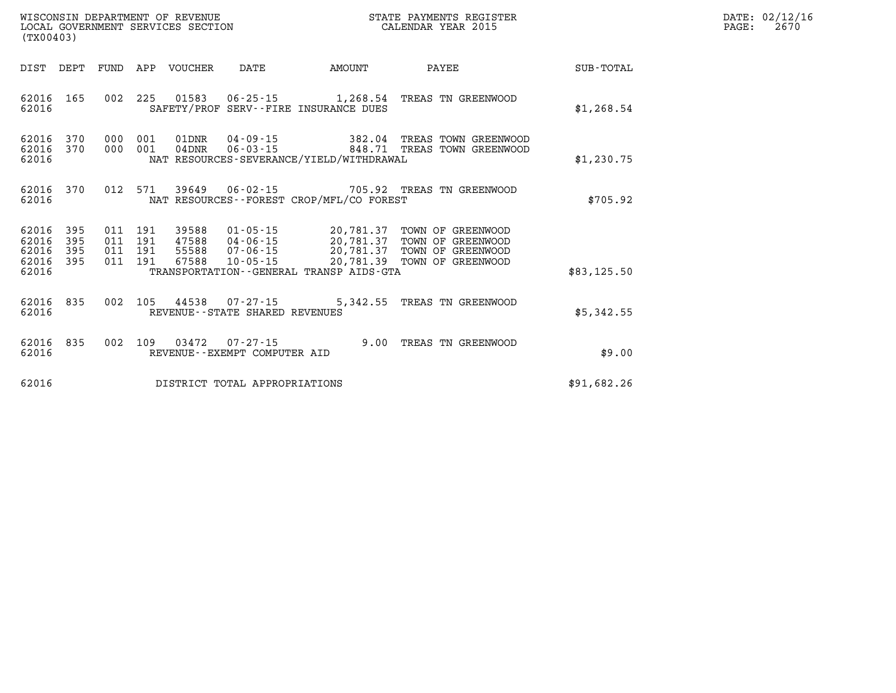WISCONSIN DEPARTMENT OF REVENUE
LOCAL GOVERNMENT SERVICES SECTION
(TX00403)

STATE PAYMENTS REGISTER
CALENDAR YEAR 2015

DATE: 02/12/16
PAGE: 2670

| DIST | DEPT | FUND | APP | VOUCHER | DATE | AMOUNT | PAYEE | SUB-TOTAL |
|---|---|---|---|---|---|---|---|---|
| 62016 | 165 | 002 | 225 | 01583 | 06-25-15 | 1,268.54 | TREAS TN GREENWOOD | |
| 62016 | | | | SAFETY/PROF SERV--FIRE INSURANCE DUES | | | | $1,268.54 |
| 62016 | 370 | 000 | 001 | 01DNR | 04-09-15 | 382.04 | TREAS TOWN GREENWOOD | |
| 62016 | 370 | 000 | 001 | 04DNR | 06-03-15 | 848.71 | TREAS TOWN GREENWOOD | |
| 62016 | | | | NAT RESOURCES-SEVERANCE/YIELD/WITHDRAWAL | | | | $1,230.75 |
| 62016 | 370 | 012 | 571 | 39649 | 06-02-15 | 705.92 | TREAS TN GREENWOOD | |
| 62016 | | | | NAT RESOURCES--FOREST CROP/MFL/CO FOREST | | | | $705.92 |
| 62016 | 395 | 011 | 191 | 39588 | 01-05-15 | 20,781.37 | TOWN OF GREENWOOD | |
| 62016 | 395 | 011 | 191 | 47588 | 04-06-15 | 20,781.37 | TOWN OF GREENWOOD | |
| 62016 | 395 | 011 | 191 | 55588 | 07-06-15 | 20,781.37 | TOWN OF GREENWOOD | |
| 62016 | 395 | 011 | 191 | 67588 | 10-05-15 | 20,781.39 | TOWN OF GREENWOOD | |
| 62016 | | | | TRANSPORTATION--GENERAL TRANSP AIDS-GTA | | | | $83,125.50 |
| 62016 | 835 | 002 | 105 | 44538 | 07-27-15 | 5,342.55 | TREAS TN GREENWOOD | |
| 62016 | | | | REVENUE--STATE SHARED REVENUES | | | | $5,342.55 |
| 62016 | 835 | 002 | 109 | 03472 | 07-27-15 | 9.00 | TREAS TN GREENWOOD | |
| 62016 | | | | REVENUE--EXEMPT COMPUTER AID | | | | $9.00 |
| 62016 | | | | DISTRICT TOTAL APPROPRIATIONS | | | | $91,682.26 |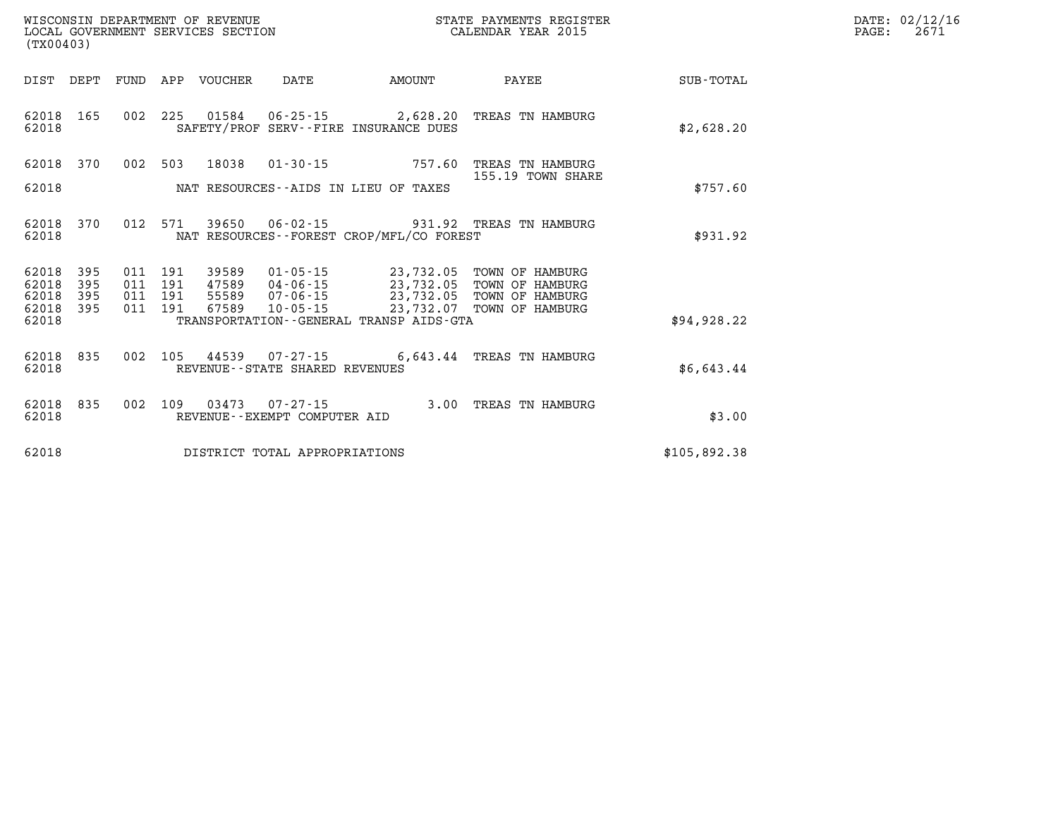WISCONSIN DEPARTMENT OF REVENUE
LOCAL GOVERNMENT SERVICES SECTION
(TX00403)

STATE PAYMENTS REGISTER
CALENDAR YEAR 2015

DATE: 02/12/16

| DIST | DEPT | FUND | APP | VOUCHER | DATE | AMOUNT | PAYEE | SUB-TOTAL |
|---|---|---|---|---|---|---|---|---|
| 62018 | 165 | 002 | 225 | 01584 | 06-25-15 | 2,628.20 | TREAS TN HAMBURG | |
| 62018 | | | | | SAFETY/PROF SERV--FIRE INSURANCE DUES | | | $2,628.20 |
| 62018 | 370 | 002 | 503 | 18038 | 01-30-15 | 757.60 | TREAS TN HAMBURG 155.19 TOWN SHARE | |
| 62018 | | | | | NAT RESOURCES--AIDS IN LIEU OF TAXES | | | $757.60 |
| 62018 | 370 | 012 | 571 | 39650 | 06-02-15 | 931.92 | TREAS TN HAMBURG | |
| 62018 | | | | | NAT RESOURCES--FOREST CROP/MFL/CO FOREST | | | $931.92 |
| 62018 | 395 | 011 | 191 | 39589 | 01-05-15 | 23,732.05 | TOWN OF HAMBURG | |
| 62018 | 395 | 011 | 191 | 47589 | 04-06-15 | 23,732.05 | TOWN OF HAMBURG | |
| 62018 | 395 | 011 | 191 | 55589 | 07-06-15 | 23,732.05 | TOWN OF HAMBURG | |
| 62018 | 395 | 011 | 191 | 67589 | 10-05-15 | 23,732.07 | TOWN OF HAMBURG | |
| 62018 | | | | | TRANSPORTATION--GENERAL TRANSP AIDS-GTA | | | $94,928.22 |
| 62018 | 835 | 002 | 105 | 44539 | 07-27-15 | 6,643.44 | TREAS TN HAMBURG | |
| 62018 | | | | | REVENUE--STATE SHARED REVENUES | | | $6,643.44 |
| 62018 | 835 | 002 | 109 | 03473 | 07-27-15 | 3.00 | TREAS TN HAMBURG | |
| 62018 | | | | | REVENUE--EXEMPT COMPUTER AID | | | $3.00 |
| 62018 | | | | | DISTRICT TOTAL APPROPRIATIONS | | | $105,892.38 |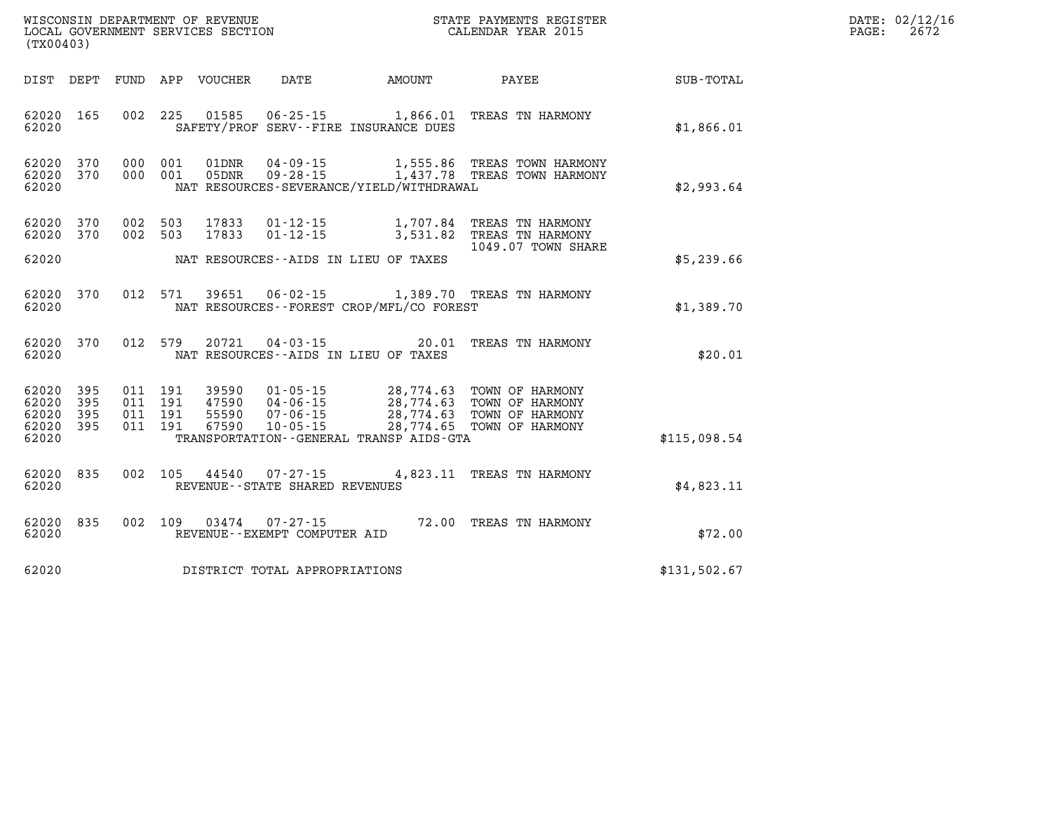WISCONSIN DEPARTMENT OF REVENUE
LOCAL GOVERNMENT SERVICES SECTION
(TX00403)

STATE PAYMENTS REGISTER
CALENDAR YEAR 2015

DATE: 02/12/16
PAGE: 2672

| DIST | DEPT | FUND | APP | VOUCHER | DATE | AMOUNT | PAYEE | SUB-TOTAL |
|---|---|---|---|---|---|---|---|---|
| 62020 | 165 | 002 | 225 | 01585 | 06-25-15 | 1,866.01 | TREAS TN HARMONY | |
| 62020 | | | | SAFETY/PROF SERV--FIRE INSURANCE DUES | | | | $1,866.01 |
| 62020 | 370 | 000 | 001 | 01DNR | 04-09-15 | 1,555.86 | TREAS TOWN HARMONY | |
| 62020 | 370 | 000 | 001 | 05DNR | 09-28-15 | 1,437.78 | TREAS TOWN HARMONY | |
| 62020 | | | | NAT RESOURCES-SEVERANCE/YIELD/WITHDRAWAL | | | | $2,993.64 |
| 62020 | 370 | 002 | 503 | 17833 | 01-12-15 | 1,707.84 | TREAS TN HARMONY | |
| 62020 | 370 | 002 | 503 | 17833 | 01-12-15 | 3,531.82 | TREAS TN HARMONY 1049.07 TOWN SHARE | |
| 62020 | | | | NAT RESOURCES--AIDS IN LIEU OF TAXES | | | | $5,239.66 |
| 62020 | 370 | 012 | 571 | 39651 | 06-02-15 | 1,389.70 | TREAS TN HARMONY | |
| 62020 | | | | NAT RESOURCES--FOREST CROP/MFL/CO FOREST | | | | $1,389.70 |
| 62020 | 370 | 012 | 579 | 20721 | 04-03-15 | 20.01 | TREAS TN HARMONY | |
| 62020 | | | | NAT RESOURCES--AIDS IN LIEU OF TAXES | | | | $20.01 |
| 62020 | 395 | 011 | 191 | 39590 | 01-05-15 | 28,774.63 | TOWN OF HARMONY | |
| 62020 | 395 | 011 | 191 | 47590 | 04-06-15 | 28,774.63 | TOWN OF HARMONY | |
| 62020 | 395 | 011 | 191 | 55590 | 07-06-15 | 28,774.63 | TOWN OF HARMONY | |
| 62020 | 395 | 011 | 191 | 67590 | 10-05-15 | 28,774.65 | TOWN OF HARMONY | |
| 62020 | | | | TRANSPORTATION--GENERAL TRANSP AIDS-GTA | | | | $115,098.54 |
| 62020 | 835 | 002 | 105 | 44540 | 07-27-15 | 4,823.11 | TREAS TN HARMONY | |
| 62020 | | | | REVENUE--STATE SHARED REVENUES | | | | $4,823.11 |
| 62020 | 835 | 002 | 109 | 03474 | 07-27-15 | 72.00 | TREAS TN HARMONY | |
| 62020 | | | | REVENUE--EXEMPT COMPUTER AID | | | | $72.00 |
| 62020 | | | | DISTRICT TOTAL APPROPRIATIONS | | | | $131,502.67 |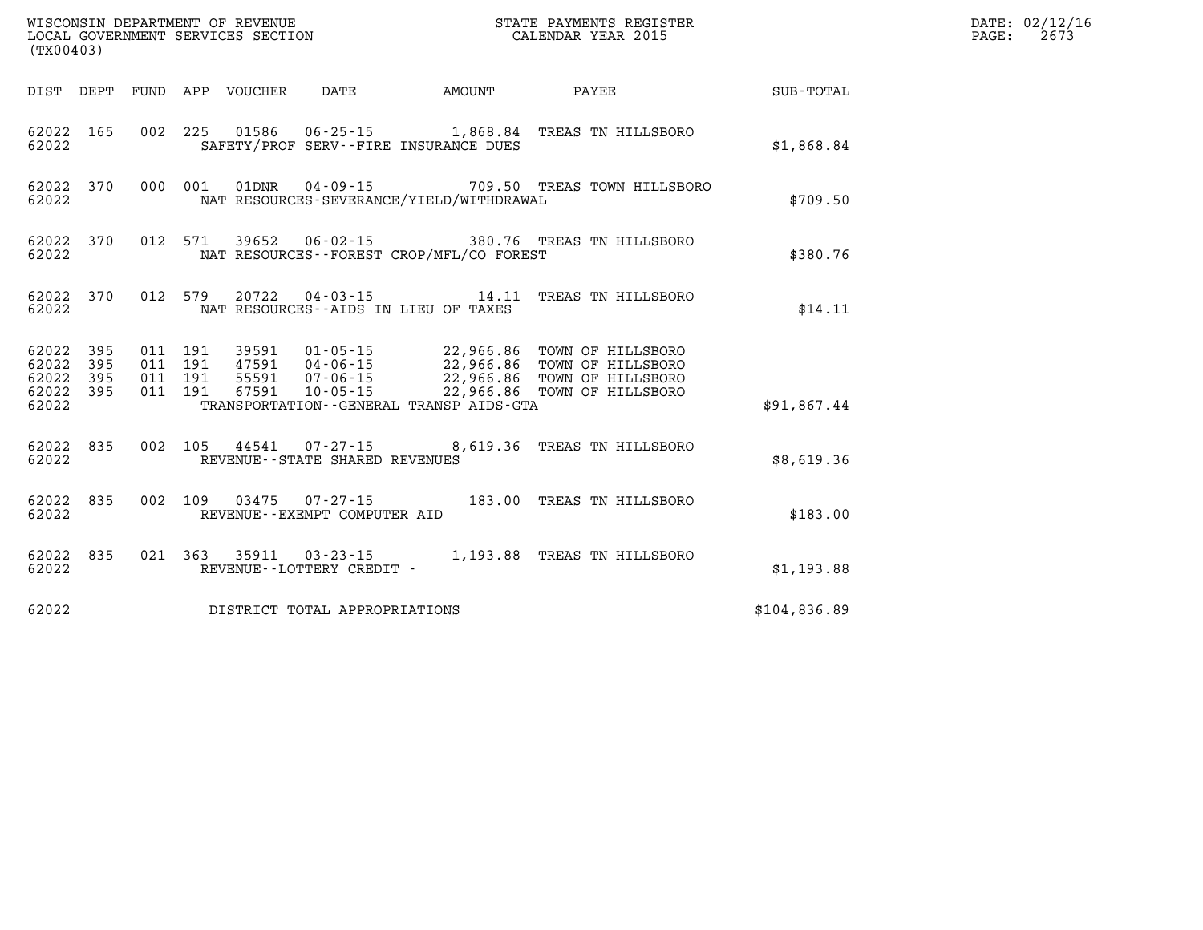WISCONSIN DEPARTMENT OF REVENUE
LOCAL GOVERNMENT SERVICES SECTION
(TX00403)

STATE PAYMENTS REGISTER
CALENDAR YEAR 2015

DATE: 02/12/16
PAGE: 2673

| DIST | DEPT | FUND | APP | VOUCHER | DATE | AMOUNT | PAYEE | SUB-TOTAL |
|---|---|---|---|---|---|---|---|---|
| 62022 | 165 | 002 | 225 | 01586 | 06-25-15 | 1,868.84 | TREAS TN HILLSBORO | |
| 62022 | | | | SAFETY/PROF SERV--FIRE INSURANCE DUES | | | | $1,868.84 |
| 62022 | 370 | 000 | 001 | 01DNR | 04-09-15 | 709.50 | TREAS TOWN HILLSBORO | |
| 62022 | | | | NAT RESOURCES-SEVERANCE/YIELD/WITHDRAWAL | | | | $709.50 |
| 62022 | 370 | 012 | 571 | 39652 | 06-02-15 | 380.76 | TREAS TN HILLSBORO | |
| 62022 | | | | NAT RESOURCES--FOREST CROP/MFL/CO FOREST | | | | $380.76 |
| 62022 | 370 | 012 | 579 | 20722 | 04-03-15 | 14.11 | TREAS TN HILLSBORO | |
| 62022 | | | | NAT RESOURCES--AIDS IN LIEU OF TAXES | | | | $14.11 |
| 62022 | 395 | 011 | 191 | 39591 | 01-05-15 | 22,966.86 | TOWN OF HILLSBORO | |
| 62022 | 395 | 011 | 191 | 47591 | 04-06-15 | 22,966.86 | TOWN OF HILLSBORO | |
| 62022 | 395 | 011 | 191 | 55591 | 07-06-15 | 22,966.86 | TOWN OF HILLSBORO | |
| 62022 | 395 | 011 | 191 | 67591 | 10-05-15 | 22,966.86 | TOWN OF HILLSBORO | |
| 62022 | | | | TRANSPORTATION--GENERAL TRANSP AIDS-GTA | | | | $91,867.44 |
| 62022 | 835 | 002 | 105 | 44541 | 07-27-15 | 8,619.36 | TREAS TN HILLSBORO | |
| 62022 | | | | REVENUE--STATE SHARED REVENUES | | | | $8,619.36 |
| 62022 | 835 | 002 | 109 | 03475 | 07-27-15 | 183.00 | TREAS TN HILLSBORO | |
| 62022 | | | | REVENUE--EXEMPT COMPUTER AID | | | | $183.00 |
| 62022 | 835 | 021 | 363 | 35911 | 03-23-15 | 1,193.88 | TREAS TN HILLSBORO | |
| 62022 | | | | REVENUE--LOTTERY CREDIT - | | | | $1,193.88 |
| 62022 | | | | DISTRICT TOTAL APPROPRIATIONS | | | | $104,836.89 |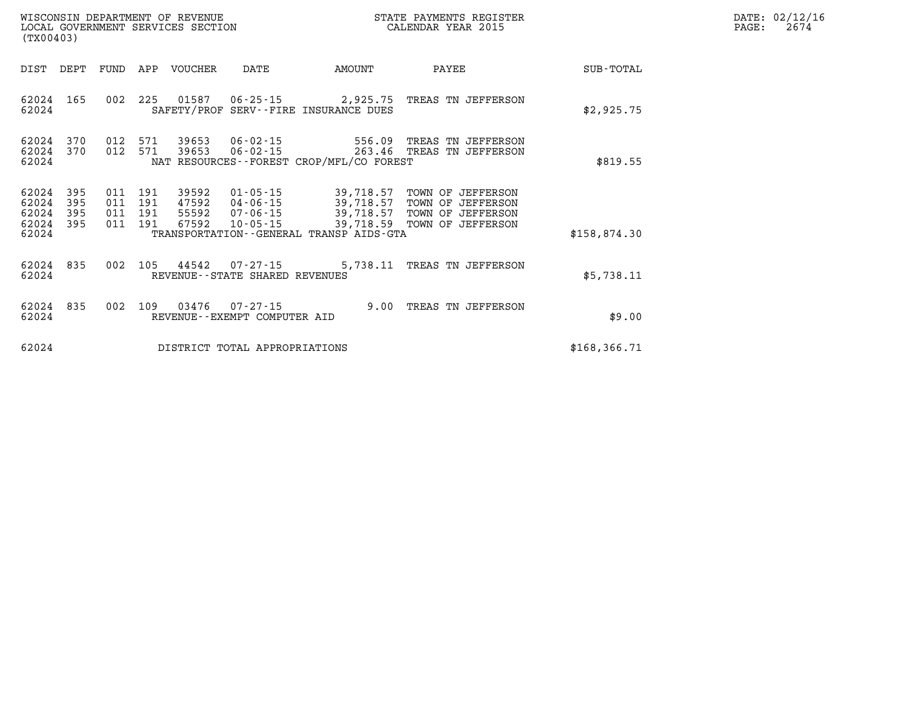WISCONSIN DEPARTMENT OF REVENUE
LOCAL GOVERNMENT SERVICES SECTION
(TX00403)

STATE PAYMENTS REGISTER
CALENDAR YEAR 2015

DATE: 02/12/16
PAGE: 2674

| DIST | DEPT | FUND | APP | VOUCHER | DATE | AMOUNT | PAYEE | SUB-TOTAL |
|---|---|---|---|---|---|---|---|---|
| 62024 | 165 | 002 | 225 | 01587 | 06-25-15 | 2,925.75 | TREAS TN JEFFERSON | |
| 62024 | | | | SAFETY/PROF SERV--FIRE INSURANCE DUES | | | | $2,925.75 |
| 62024 | 370 | 012 | 571 | 39653 | 06-02-15 | 556.09 | TREAS TN JEFFERSON | |
| 62024 | 370 | 012 | 571 | 39653 | 06-02-15 | 263.46 | TREAS TN JEFFERSON | |
| 62024 | | | | NAT RESOURCES--FOREST CROP/MFL/CO FOREST | | | | $819.55 |
| 62024 | 395 | 011 | 191 | 39592 | 01-05-15 | 39,718.57 | TOWN OF JEFFERSON | |
| 62024 | 395 | 011 | 191 | 47592 | 04-06-15 | 39,718.57 | TOWN OF JEFFERSON | |
| 62024 | 395 | 011 | 191 | 55592 | 07-06-15 | 39,718.57 | TOWN OF JEFFERSON | |
| 62024 | 395 | 011 | 191 | 67592 | 10-05-15 | 39,718.59 | TOWN OF JEFFERSON | |
| 62024 | | | | TRANSPORTATION--GENERAL TRANSP AIDS-GTA | | | | $158,874.30 |
| 62024 | 835 | 002 | 105 | 44542 | 07-27-15 | 5,738.11 | TREAS TN JEFFERSON | |
| 62024 | | | | REVENUE--STATE SHARED REVENUES | | | | $5,738.11 |
| 62024 | 835 | 002 | 109 | 03476 | 07-27-15 | 9.00 | TREAS TN JEFFERSON | |
| 62024 | | | | REVENUE--EXEMPT COMPUTER AID | | | | $9.00 |
| 62024 | | | | DISTRICT TOTAL APPROPRIATIONS | | | | $168,366.71 |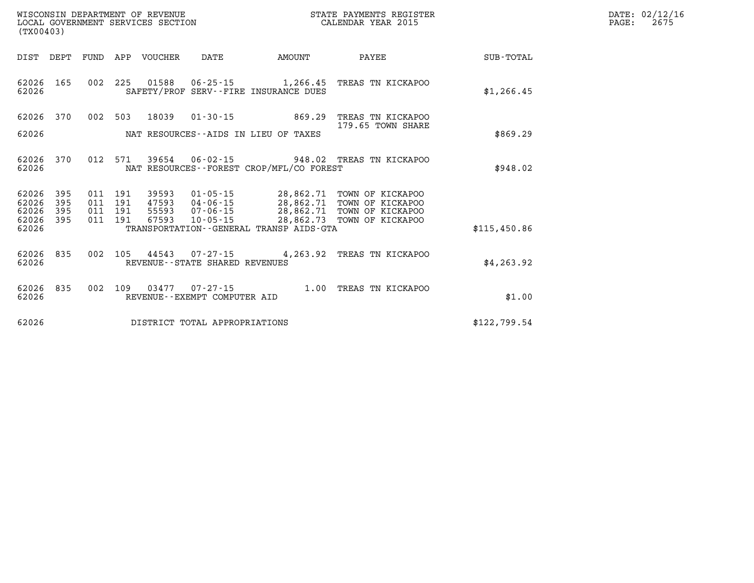WISCONSIN DEPARTMENT OF REVENUE
LOCAL GOVERNMENT SERVICES SECTION
(TX00403)

STATE PAYMENTS REGISTER
CALENDAR YEAR 2015

DATE: 02/12/16

| DIST | DEPT | FUND | APP | VOUCHER | DATE | AMOUNT | PAYEE | SUB-TOTAL |
|---|---|---|---|---|---|---|---|---|
| 62026 | 165 | 002 | 225 | 01588 | 06-25-15 | 1,266.45 | TREAS TN KICKAPOO | |
| 62026 | | | | SAFETY/PROF SERV--FIRE INSURANCE DUES | | | | $1,266.45 |
| 62026 | 370 | 002 | 503 | 18039 | 01-30-15 | 869.29 | TREAS TN KICKAPOO 179.65 TOWN SHARE | |
| 62026 | | | | NAT RESOURCES--AIDS IN LIEU OF TAXES | | | | $869.29 |
| 62026 | 370 | 012 | 571 | 39654 | 06-02-15 | 948.02 | TREAS TN KICKAPOO | |
| 62026 | | | | NAT RESOURCES--FOREST CROP/MFL/CO FOREST | | | | $948.02 |
| 62026 | 395 | 011 | 191 | 39593 | 01-05-15 | 28,862.71 | TOWN OF KICKAPOO | |
| 62026 | 395 | 011 | 191 | 47593 | 04-06-15 | 28,862.71 | TOWN OF KICKAPOO | |
| 62026 | 395 | 011 | 191 | 55593 | 07-06-15 | 28,862.71 | TOWN OF KICKAPOO | |
| 62026 | 395 | 011 | 191 | 67593 | 10-05-15 | 28,862.73 | TOWN OF KICKAPOO | |
| 62026 | | | | TRANSPORTATION--GENERAL TRANSP AIDS-GTA | | | | $115,450.86 |
| 62026 | 835 | 002 | 105 | 44543 | 07-27-15 | 4,263.92 | TREAS TN KICKAPOO | |
| 62026 | | | | REVENUE--STATE SHARED REVENUES | | | | $4,263.92 |
| 62026 | 835 | 002 | 109 | 03477 | 07-27-15 | 1.00 | TREAS TN KICKAPOO | |
| 62026 | | | | REVENUE--EXEMPT COMPUTER AID | | | | $1.00 |
| 62026 | | | | DISTRICT TOTAL APPROPRIATIONS | | | | $122,799.54 |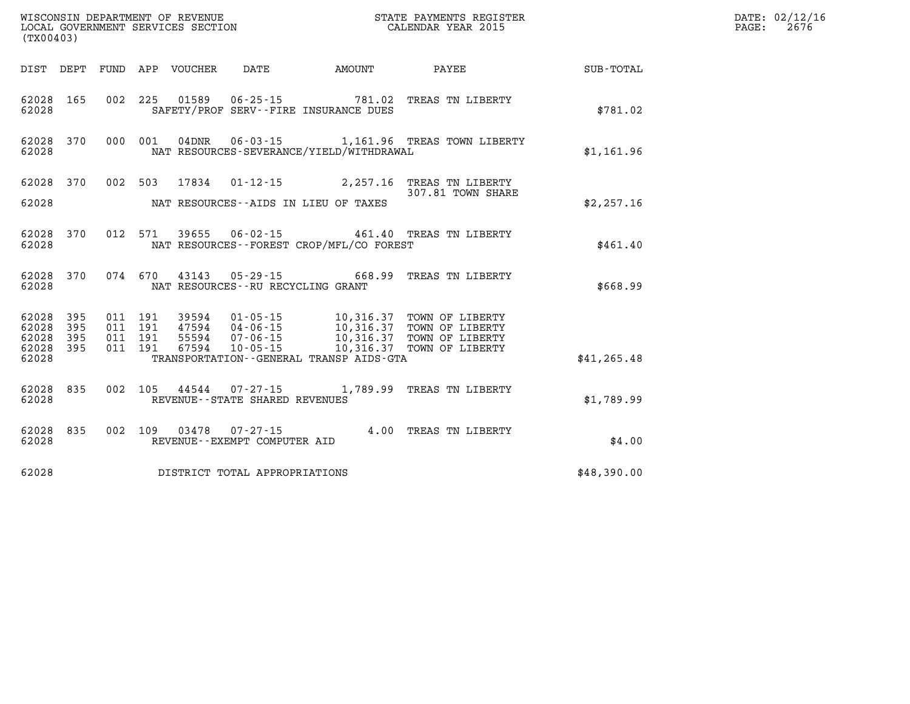WISCONSIN DEPARTMENT OF REVENUE
LOCAL GOVERNMENT SERVICES SECTION
(TX00403)

STATE PAYMENTS REGISTER
CALENDAR YEAR 2015

DATE: 02/12/16
PAGE: 2676

| DIST | DEPT | FUND | APP | VOUCHER | DATE | AMOUNT | PAYEE | SUB-TOTAL |
|---|---|---|---|---|---|---|---|---|
| 62028 | 165 | 002 | 225 | 01589 | 06-25-15 | 781.02 | TREAS TN LIBERTY | |
| 62028 | | | | SAFETY/PROF SERV--FIRE INSURANCE DUES | | | | $781.02 |
| 62028 | 370 | 000 | 001 | 04DNR | 06-03-15 | 1,161.96 | TREAS TOWN LIBERTY | |
| 62028 | | | | NAT RESOURCES-SEVERANCE/YIELD/WITHDRAWAL | | | | $1,161.96 |
| 62028 | 370 | 002 | 503 | 17834 | 01-12-15 | 2,257.16 | TREAS TN LIBERTY | |
| | | | | | | | 307.81 TOWN SHARE | |
| 62028 | | | | NAT RESOURCES--AIDS IN LIEU OF TAXES | | | | $2,257.16 |
| 62028 | 370 | 012 | 571 | 39655 | 06-02-15 | 461.40 | TREAS TN LIBERTY | |
| 62028 | | | | NAT RESOURCES--FOREST CROP/MFL/CO FOREST | | | | $461.40 |
| 62028 | 370 | 074 | 670 | 43143 | 05-29-15 | 668.99 | TREAS TN LIBERTY | |
| 62028 | | | | NAT RESOURCES--RU RECYCLING GRANT | | | | $668.99 |
| 62028 | 395 | 011 | 191 | 39594 | 01-05-15 | 10,316.37 | TOWN OF LIBERTY | |
| 62028 | 395 | 011 | 191 | 47594 | 04-06-15 | 10,316.37 | TOWN OF LIBERTY | |
| 62028 | 395 | 011 | 191 | 55594 | 07-06-15 | 10,316.37 | TOWN OF LIBERTY | |
| 62028 | 395 | 011 | 191 | 67594 | 10-05-15 | 10,316.37 | TOWN OF LIBERTY | |
| 62028 | | | | TRANSPORTATION--GENERAL TRANSP AIDS-GTA | | | | $41,265.48 |
| 62028 | 835 | 002 | 105 | 44544 | 07-27-15 | 1,789.99 | TREAS TN LIBERTY | |
| 62028 | | | | REVENUE--STATE SHARED REVENUES | | | | $1,789.99 |
| 62028 | 835 | 002 | 109 | 03478 | 07-27-15 | 4.00 | TREAS TN LIBERTY | |
| 62028 | | | | REVENUE--EXEMPT COMPUTER AID | | | | $4.00 |
| 62028 | | | | DISTRICT TOTAL APPROPRIATIONS | | | | $48,390.00 |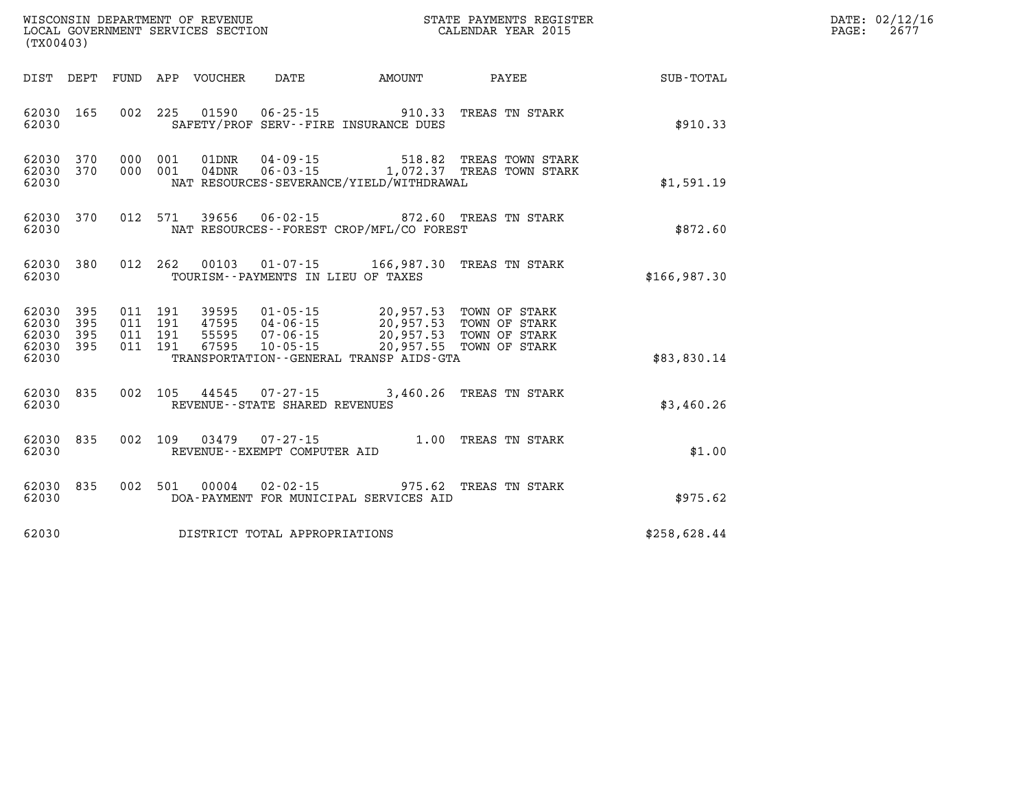WISCONSIN DEPARTMENT OF REVENUE
LOCAL GOVERNMENT SERVICES SECTION
(TX00403)

STATE PAYMENTS REGISTER
CALENDAR YEAR 2015

DATE: 02/12/16
PAGE: 2677

| DIST | DEPT | FUND | APP | VOUCHER | DATE | AMOUNT | PAYEE | SUB-TOTAL |
|---|---|---|---|---|---|---|---|---|
| 62030 | 165 | 002 | 225 | 01590 | 06-25-15 | 910.33 | TREAS TN STARK | |
| 62030 | | | | | SAFETY/PROF SERV--FIRE INSURANCE DUES | | | $910.33 |
| 62030 | 370 | 000 | 001 | 01DNR | 04-09-15 | 518.82 | TREAS TOWN STARK | |
| 62030 | 370 | 000 | 001 | 04DNR | 06-03-15 | 1,072.37 | TREAS TOWN STARK | |
| 62030 | | | | | NAT RESOURCES-SEVERANCE/YIELD/WITHDRAWAL | | | $1,591.19 |
| 62030 | 370 | 012 | 571 | 39656 | 06-02-15 | 872.60 | TREAS TN STARK | |
| 62030 | | | | | NAT RESOURCES--FOREST CROP/MFL/CO FOREST | | | $872.60 |
| 62030 | 380 | 012 | 262 | 00103 | 01-07-15 | 166,987.30 | TREAS TN STARK | |
| 62030 | | | | | TOURISM--PAYMENTS IN LIEU OF TAXES | | | $166,987.30 |
| 62030 | 395 | 011 | 191 | 39595 | 01-05-15 | 20,957.53 | TOWN OF STARK | |
| 62030 | 395 | 011 | 191 | 47595 | 04-06-15 | 20,957.53 | TOWN OF STARK | |
| 62030 | 395 | 011 | 191 | 55595 | 07-06-15 | 20,957.53 | TOWN OF STARK | |
| 62030 | 395 | 011 | 191 | 67595 | 10-05-15 | 20,957.55 | TOWN OF STARK | |
| 62030 | | | | | TRANSPORTATION--GENERAL TRANSP AIDS-GTA | | | $83,830.14 |
| 62030 | 835 | 002 | 105 | 44545 | 07-27-15 | 3,460.26 | TREAS TN STARK | |
| 62030 | | | | | REVENUE--STATE SHARED REVENUES | | | $3,460.26 |
| 62030 | 835 | 002 | 109 | 03479 | 07-27-15 | 1.00 | TREAS TN STARK | |
| 62030 | | | | | REVENUE--EXEMPT COMPUTER AID | | | $1.00 |
| 62030 | 835 | 002 | 501 | 00004 | 02-02-15 | 975.62 | TREAS TN STARK | |
| 62030 | | | | | DOA-PAYMENT FOR MUNICIPAL SERVICES AID | | | $975.62 |
| 62030 | | | | | DISTRICT TOTAL APPROPRIATIONS | | | $258,628.44 |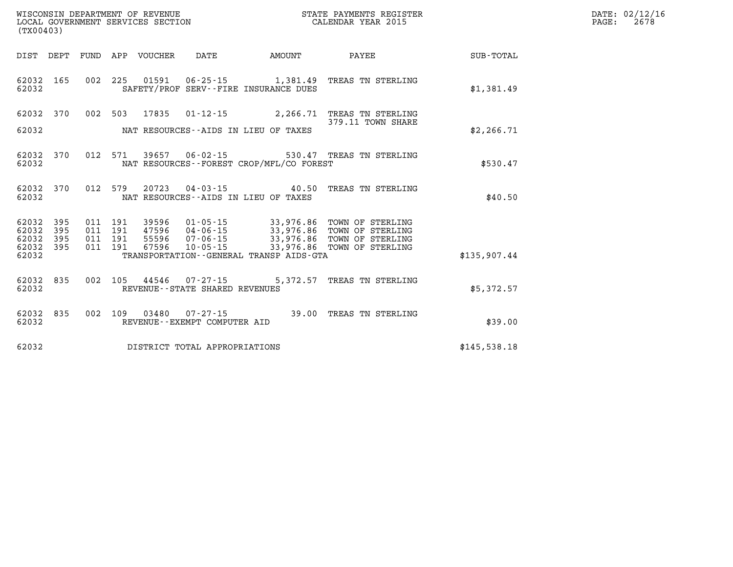WISCONSIN DEPARTMENT OF REVENUE
LOCAL GOVERNMENT SERVICES SECTION
(TX00403)

STATE PAYMENTS REGISTER
CALENDAR YEAR 2015

DATE: 02/12/16
PAGE: 2678

| DIST | DEPT | FUND | APP | VOUCHER | DATE | AMOUNT | PAYEE | SUB-TOTAL |
|---|---|---|---|---|---|---|---|---|
| 62032 | 165 | 002 | 225 | 01591 | 06-25-15 | 1,381.49 | TREAS TN STERLING | |
| 62032 | | | | | SAFETY/PROF SERV--FIRE INSURANCE DUES | | | $1,381.49 |
| 62032 | 370 | 002 | 503 | 17835 | 01-12-15 | 2,266.71 | TREAS TN STERLING 379.11 TOWN SHARE | |
| 62032 | | | | | NAT RESOURCES--AIDS IN LIEU OF TAXES | | | $2,266.71 |
| 62032 | 370 | 012 | 571 | 39657 | 06-02-15 | 530.47 | TREAS TN STERLING | |
| 62032 | | | | | NAT RESOURCES--FOREST CROP/MFL/CO FOREST | | | $530.47 |
| 62032 | 370 | 012 | 579 | 20723 | 04-03-15 | 40.50 | TREAS TN STERLING | |
| 62032 | | | | | NAT RESOURCES--AIDS IN LIEU OF TAXES | | | $40.50 |
| 62032 | 395 | 011 | 191 | 39596 | 01-05-15 | 33,976.86 | TOWN OF STERLING | |
| 62032 | 395 | 011 | 191 | 47596 | 04-06-15 | 33,976.86 | TOWN OF STERLING | |
| 62032 | 395 | 011 | 191 | 55596 | 07-06-15 | 33,976.86 | TOWN OF STERLING | |
| 62032 | 395 | 011 | 191 | 67596 | 10-05-15 | 33,976.86 | TOWN OF STERLING | |
| 62032 | | | | | TRANSPORTATION--GENERAL TRANSP AIDS-GTA | | | $135,907.44 |
| 62032 | 835 | 002 | 105 | 44546 | 07-27-15 | 5,372.57 | TREAS TN STERLING | |
| 62032 | | | | | REVENUE--STATE SHARED REVENUES | | | $5,372.57 |
| 62032 | 835 | 002 | 109 | 03480 | 07-27-15 | 39.00 | TREAS TN STERLING | |
| 62032 | | | | | REVENUE--EXEMPT COMPUTER AID | | | $39.00 |
| 62032 | | | | | DISTRICT TOTAL APPROPRIATIONS | | | $145,538.18 |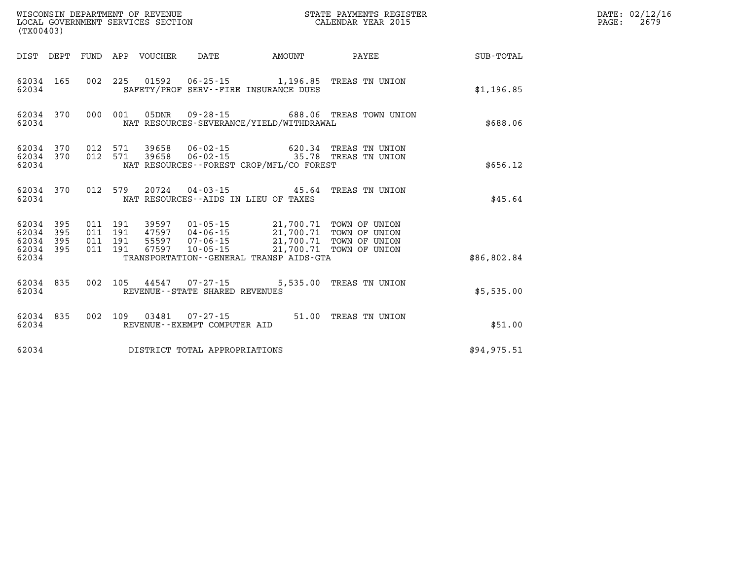WISCONSIN DEPARTMENT OF REVENUE
LOCAL GOVERNMENT SERVICES SECTION
(TX00403)

STATE PAYMENTS REGISTER
CALENDAR YEAR 2015

DATE: 02/12/16

| DIST | DEPT | FUND | APP | VOUCHER | DATE | AMOUNT | PAYEE | SUB-TOTAL |
|---|---|---|---|---|---|---|---|---|
| 62034 | 165 | 002 | 225 | 01592 | 06-25-15 | 1,196.85 | TREAS TN UNION | |
| 62034 | | | | SAFETY/PROF SERV--FIRE INSURANCE DUES | | | | $1,196.85 |
| 62034 | 370 | 000 | 001 | 05DNR | 09-28-15 | 688.06 | TREAS TOWN UNION | |
| 62034 | | | | NAT RESOURCES-SEVERANCE/YIELD/WITHDRAWAL | | | | $688.06 |
| 62034 | 370 | 012 | 571 | 39658 | 06-02-15 | 620.34 | TREAS TN UNION | |
| 62034 | 370 | 012 | 571 | 39658 | 06-02-15 | 35.78 | TREAS TN UNION | |
| 62034 | | | | NAT RESOURCES--FOREST CROP/MFL/CO FOREST | | | | $656.12 |
| 62034 | 370 | 012 | 579 | 20724 | 04-03-15 | 45.64 | TREAS TN UNION | |
| 62034 | | | | NAT RESOURCES--AIDS IN LIEU OF TAXES | | | | $45.64 |
| 62034 | 395 | 011 | 191 | 39597 | 01-05-15 | 21,700.71 | TOWN OF UNION | |
| 62034 | 395 | 011 | 191 | 47597 | 04-06-15 | 21,700.71 | TOWN OF UNION | |
| 62034 | 395 | 011 | 191 | 55597 | 07-06-15 | 21,700.71 | TOWN OF UNION | |
| 62034 | 395 | 011 | 191 | 67597 | 10-05-15 | 21,700.71 | TOWN OF UNION | |
| 62034 | | | | TRANSPORTATION--GENERAL TRANSP AIDS-GTA | | | | $86,802.84 |
| 62034 | 835 | 002 | 105 | 44547 | 07-27-15 | 5,535.00 | TREAS TN UNION | |
| 62034 | | | | REVENUE--STATE SHARED REVENUES | | | | $5,535.00 |
| 62034 | 835 | 002 | 109 | 03481 | 07-27-15 | 51.00 | TREAS TN UNION | |
| 62034 | | | | REVENUE--EXEMPT COMPUTER AID | | | | $51.00 |
| 62034 | | | | DISTRICT TOTAL APPROPRIATIONS | | | | $94,975.51 |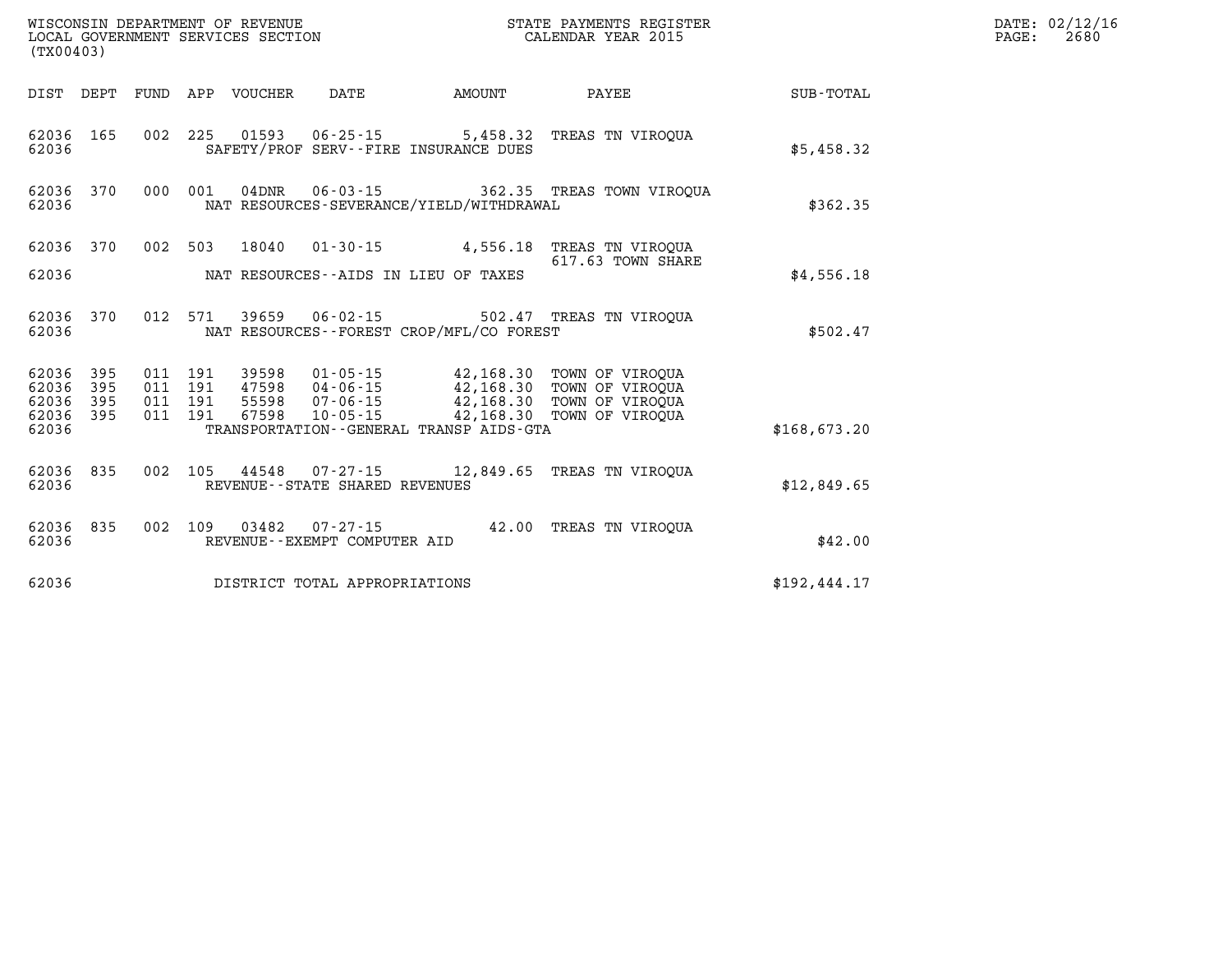WISCONSIN DEPARTMENT OF REVENUE
LOCAL GOVERNMENT SERVICES SECTION
(TX00403)

STATE PAYMENTS REGISTER
CALENDAR YEAR 2015

DATE: 02/12/16

| DIST | DEPT | FUND | APP | VOUCHER | DATE | AMOUNT | PAYEE | SUB-TOTAL |
|---|---|---|---|---|---|---|---|---|
| 62036 | 165 | 002 | 225 | 01593 | 06-25-15 | 5,458.32 | TREAS TN VIROQUA | |
| 62036 | | | | SAFETY/PROF SERV--FIRE INSURANCE DUES | | | | $5,458.32 |
| 62036 | 370 | 000 | 001 | 04DNR | 06-03-15 | 362.35 | TREAS TOWN VIROQUA | |
| 62036 | | | | NAT RESOURCES-SEVERANCE/YIELD/WITHDRAWAL | | | | $362.35 |
| 62036 | 370 | 002 | 503 | 18040 | 01-30-15 | 4,556.18 | TREAS TN VIROQUA 617.63 TOWN SHARE | |
| 62036 | | | | NAT RESOURCES--AIDS IN LIEU OF TAXES | | | | $4,556.18 |
| 62036 | 370 | 012 | 571 | 39659 | 06-02-15 | 502.47 | TREAS TN VIROQUA | |
| 62036 | | | | NAT RESOURCES--FOREST CROP/MFL/CO FOREST | | | | $502.47 |
| 62036 | 395 | 011 | 191 | 39598 | 01-05-15 | 42,168.30 | TOWN OF VIROQUA | |
| 62036 | 395 | 011 | 191 | 47598 | 04-06-15 | 42,168.30 | TOWN OF VIROQUA | |
| 62036 | 395 | 011 | 191 | 55598 | 07-06-15 | 42,168.30 | TOWN OF VIROQUA | |
| 62036 | 395 | 011 | 191 | 67598 | 10-05-15 | 42,168.30 | TOWN OF VIROQUA | |
| 62036 | | | | TRANSPORTATION--GENERAL TRANSP AIDS-GTA | | | | $168,673.20 |
| 62036 | 835 | 002 | 105 | 44548 | 07-27-15 | 12,849.65 | TREAS TN VIROQUA | |
| 62036 | | | | REVENUE--STATE SHARED REVENUES | | | | $12,849.65 |
| 62036 | 835 | 002 | 109 | 03482 | 07-27-15 | 42.00 | TREAS TN VIROQUA | |
| 62036 | | | | REVENUE--EXEMPT COMPUTER AID | | | | $42.00 |
| 62036 | | | | DISTRICT TOTAL APPROPRIATIONS | | | | $192,444.17 |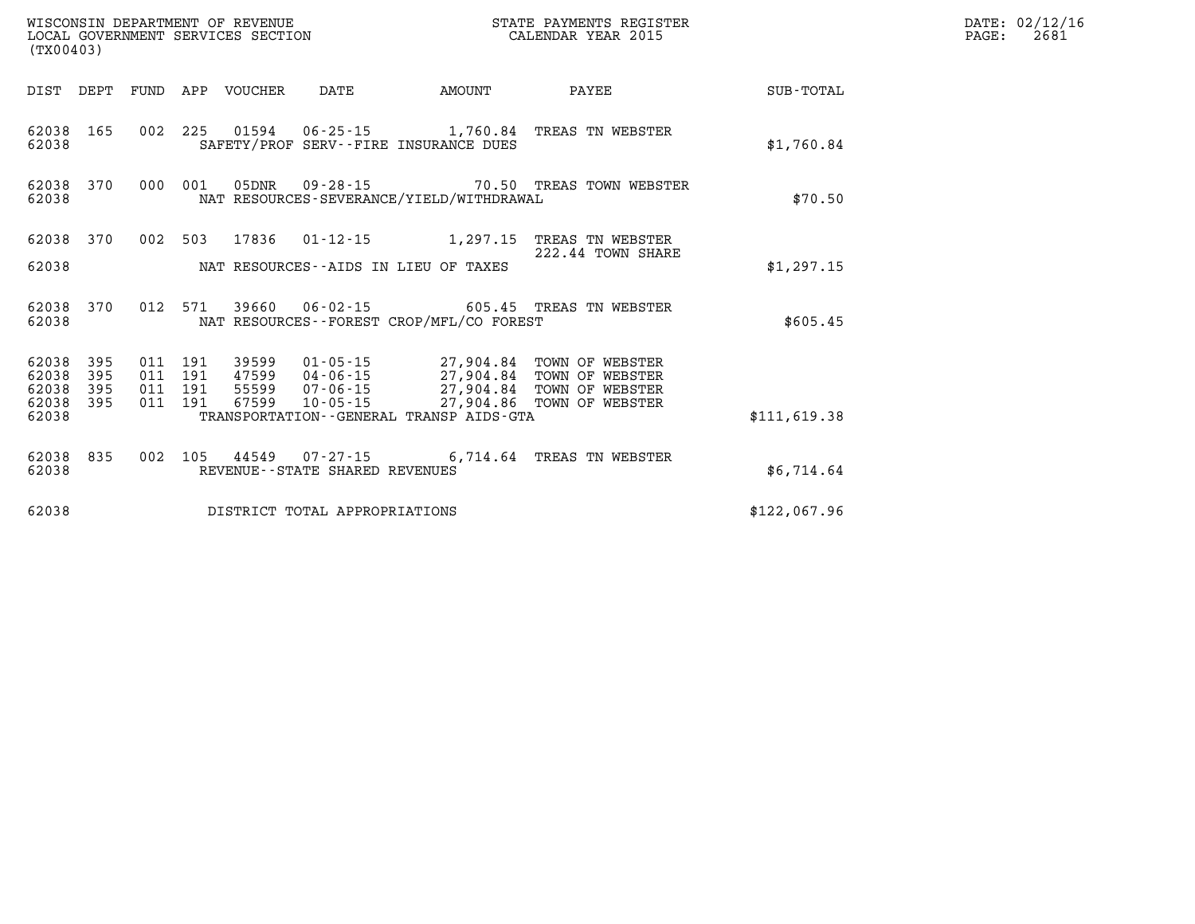WISCONSIN DEPARTMENT OF REVENUE
LOCAL GOVERNMENT SERVICES SECTION
(TX00403)

STATE PAYMENTS REGISTER
CALENDAR YEAR 2015

DATE: 02/12/16
PAGE: 2681

| DIST | DEPT | FUND | APP | VOUCHER | DATE | AMOUNT | PAYEE | SUB-TOTAL |
|---|---|---|---|---|---|---|---|---|
| 62038 | 165 | 002 | 225 | 01594 | 06-25-15 | 1,760.84 | TREAS TN WEBSTER | |
| 62038 | | | | | SAFETY/PROF SERV--FIRE INSURANCE DUES | | | $1,760.84 |
| 62038 | 370 | 000 | 001 | 05DNR | 09-28-15 | 70.50 | TREAS TOWN WEBSTER | |
| 62038 | | | | | NAT RESOURCES-SEVERANCE/YIELD/WITHDRAWAL | | | $70.50 |
| 62038 | 370 | 002 | 503 | 17836 | 01-12-15 | 1,297.15 | TREAS TN WEBSTER 222.44 TOWN SHARE | |
| 62038 | | | | | NAT RESOURCES--AIDS IN LIEU OF TAXES | | | $1,297.15 |
| 62038 | 370 | 012 | 571 | 39660 | 06-02-15 | 605.45 | TREAS TN WEBSTER | |
| 62038 | | | | | NAT RESOURCES--FOREST CROP/MFL/CO FOREST | | | $605.45 |
| 62038 | 395 | 011 | 191 | 39599 | 01-05-15 | 27,904.84 | TOWN OF WEBSTER | |
| 62038 | 395 | 011 | 191 | 47599 | 04-06-15 | 27,904.84 | TOWN OF WEBSTER | |
| 62038 | 395 | 011 | 191 | 55599 | 07-06-15 | 27,904.84 | TOWN OF WEBSTER | |
| 62038 | 395 | 011 | 191 | 67599 | 10-05-15 | 27,904.86 | TOWN OF WEBSTER | |
| 62038 | | | | | TRANSPORTATION--GENERAL TRANSP AIDS-GTA | | | $111,619.38 |
| 62038 | 835 | 002 | 105 | 44549 | 07-27-15 | 6,714.64 | TREAS TN WEBSTER | |
| 62038 | | | | | REVENUE--STATE SHARED REVENUES | | | $6,714.64 |
| 62038 | | | | | DISTRICT TOTAL APPROPRIATIONS | | | $122,067.96 |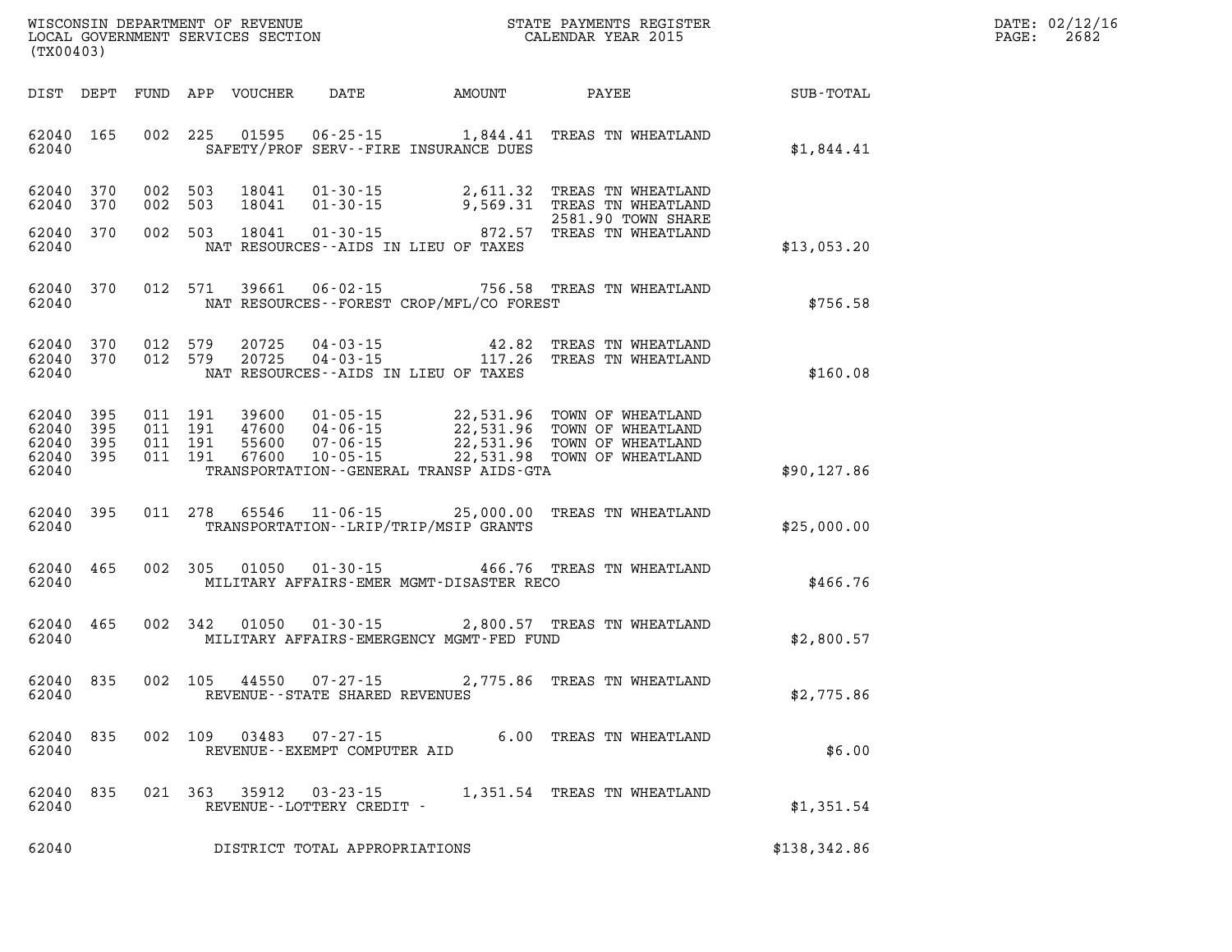WISCONSIN DEPARTMENT OF REVENUE
LOCAL GOVERNMENT SERVICES SECTION
(TX00403)

STATE PAYMENTS REGISTER
CALENDAR YEAR 2015

DATE: 02/12/16
PAGE: 2682

| DIST | DEPT | FUND | APP | VOUCHER | DATE | AMOUNT | PAYEE | SUB-TOTAL |
|---|---|---|---|---|---|---|---|---|
| 62040 | 165 | 002 | 225 | 01595 | 06-25-15 | 1,844.41 | TREAS TN WHEATLAND | |
| 62040 | | | | SAFETY/PROF SERV--FIRE INSURANCE DUES | | | | $1,844.41 |
| 62040 | 370 | 002 | 503 | 18041 | 01-30-15 | 2,611.32 | TREAS TN WHEATLAND | |
| 62040 | 370 | 002 | 503 | 18041 | 01-30-15 | 9,569.31 | TREAS TN WHEATLAND 2581.90 TOWN SHARE | |
| 62040 | 370 | 002 | 503 | 18041 | 01-30-15 | 872.57 | TREAS TN WHEATLAND | |
| 62040 | | | | NAT RESOURCES--AIDS IN LIEU OF TAXES | | | | $13,053.20 |
| 62040 | 370 | 012 | 571 | 39661 | 06-02-15 | 756.58 | TREAS TN WHEATLAND | |
| 62040 | | | | NAT RESOURCES--FOREST CROP/MFL/CO FOREST | | | | $756.58 |
| 62040 | 370 | 012 | 579 | 20725 | 04-03-15 | 42.82 | TREAS TN WHEATLAND | |
| 62040 | 370 | 012 | 579 | 20725 | 04-03-15 | 117.26 | TREAS TN WHEATLAND | |
| 62040 | | | | NAT RESOURCES--AIDS IN LIEU OF TAXES | | | | $160.08 |
| 62040 | 395 | 011 | 191 | 39600 | 01-05-15 | 22,531.96 | TOWN OF WHEATLAND | |
| 62040 | 395 | 011 | 191 | 47600 | 04-06-15 | 22,531.96 | TOWN OF WHEATLAND | |
| 62040 | 395 | 011 | 191 | 55600 | 07-06-15 | 22,531.96 | TOWN OF WHEATLAND | |
| 62040 | 395 | 011 | 191 | 67600 | 10-05-15 | 22,531.98 | TOWN OF WHEATLAND | |
| 62040 | | | | TRANSPORTATION--GENERAL TRANSP AIDS-GTA | | | | $90,127.86 |
| 62040 | 395 | 011 | 278 | 65546 | 11-06-15 | 25,000.00 | TREAS TN WHEATLAND | |
| 62040 | | | | TRANSPORTATION--LRIP/TRIP/MSIP GRANTS | | | | $25,000.00 |
| 62040 | 465 | 002 | 305 | 01050 | 01-30-15 | 466.76 | TREAS TN WHEATLAND | |
| 62040 | | | | MILITARY AFFAIRS-EMER MGMT-DISASTER RECO | | | | $466.76 |
| 62040 | 465 | 002 | 342 | 01050 | 01-30-15 | 2,800.57 | TREAS TN WHEATLAND | |
| 62040 | | | | MILITARY AFFAIRS-EMERGENCY MGMT-FED FUND | | | | $2,800.57 |
| 62040 | 835 | 002 | 105 | 44550 | 07-27-15 | 2,775.86 | TREAS TN WHEATLAND | |
| 62040 | | | | REVENUE--STATE SHARED REVENUES | | | | $2,775.86 |
| 62040 | 835 | 002 | 109 | 03483 | 07-27-15 | 6.00 | TREAS TN WHEATLAND | |
| 62040 | | | | REVENUE--EXEMPT COMPUTER AID | | | | $6.00 |
| 62040 | 835 | 021 | 363 | 35912 | 03-23-15 | 1,351.54 | TREAS TN WHEATLAND | |
| 62040 | | | | REVENUE--LOTTERY CREDIT - | | | | $1,351.54 |
| 62040 | | | | DISTRICT TOTAL APPROPRIATIONS | | | | $138,342.86 |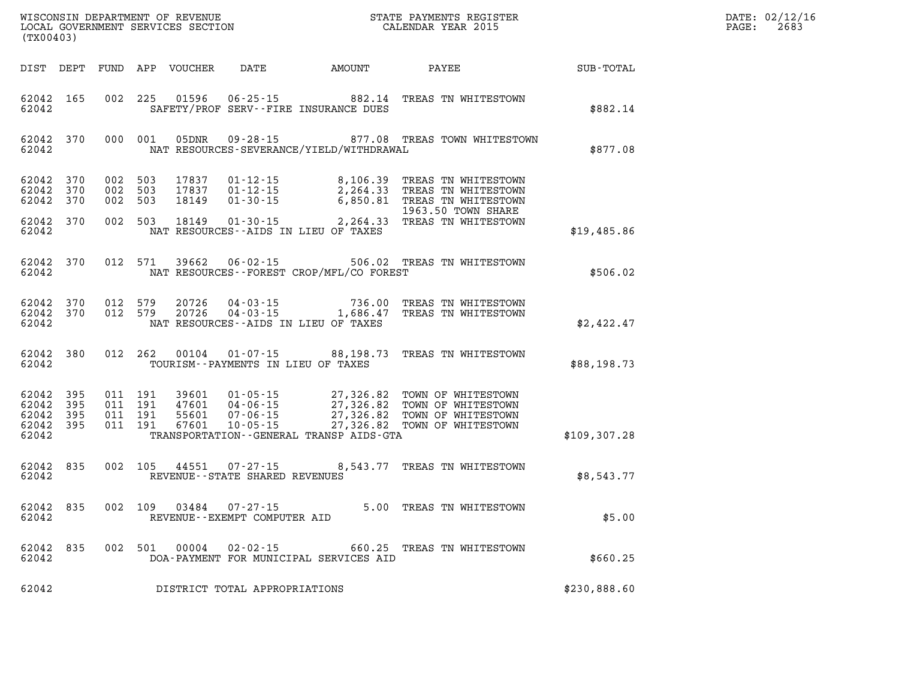WISCONSIN DEPARTMENT OF REVENUE
LOCAL GOVERNMENT SERVICES SECTION
(TX00403)

STATE PAYMENTS REGISTER
CALENDAR YEAR 2015

DATE: 02/12/16
PAGE: 2683

| DIST | DEPT | FUND | APP | VOUCHER | DATE | AMOUNT | PAYEE | SUB-TOTAL |
|---|---|---|---|---|---|---|---|---|
| 62042 | 165 | 002 | 225 | 01596 | 06-25-15 | 882.14 | TREAS TN WHITESTOWN | |
| 62042 | | | | | SAFETY/PROF SERV--FIRE INSURANCE DUES | | | $882.14 |
| 62042 | 370 | 000 | 001 | 05DNR | 09-28-15 | 877.08 | TREAS TOWN WHITESTOWN | |
| 62042 | | | | | NAT RESOURCES-SEVERANCE/YIELD/WITHDRAWAL | | | $877.08 |
| 62042 | 370 | 002 | 503 | 17837 | 01-12-15 | 8,106.39 | TREAS TN WHITESTOWN | |
| 62042 | 370 | 002 | 503 | 17837 | 01-12-15 | 2,264.33 | TREAS TN WHITESTOWN | |
| 62042 | 370 | 002 | 503 | 18149 | 01-30-15 | 6,850.81 | TREAS TN WHITESTOWN 1963.50 TOWN SHARE | |
| 62042 | 370 | 002 | 503 | 18149 | 01-30-15 | 2,264.33 | TREAS TN WHITESTOWN | |
| 62042 | | | | | NAT RESOURCES--AIDS IN LIEU OF TAXES | | | $19,485.86 |
| 62042 | 370 | 012 | 571 | 39662 | 06-02-15 | 506.02 | TREAS TN WHITESTOWN | |
| 62042 | | | | | NAT RESOURCES--FOREST CROP/MFL/CO FOREST | | | $506.02 |
| 62042 | 370 | 012 | 579 | 20726 | 04-03-15 | 736.00 | TREAS TN WHITESTOWN | |
| 62042 | 370 | 012 | 579 | 20726 | 04-03-15 | 1,686.47 | TREAS TN WHITESTOWN | |
| 62042 | | | | | NAT RESOURCES--AIDS IN LIEU OF TAXES | | | $2,422.47 |
| 62042 | 380 | 012 | 262 | 00104 | 01-07-15 | 88,198.73 | TREAS TN WHITESTOWN | |
| 62042 | | | | | TOURISM--PAYMENTS IN LIEU OF TAXES | | | $88,198.73 |
| 62042 | 395 | 011 | 191 | 39601 | 01-05-15 | 27,326.82 | TOWN OF WHITESTOWN | |
| 62042 | 395 | 011 | 191 | 47601 | 04-06-15 | 27,326.82 | TOWN OF WHITESTOWN | |
| 62042 | 395 | 011 | 191 | 55601 | 07-06-15 | 27,326.82 | TOWN OF WHITESTOWN | |
| 62042 | 395 | 011 | 191 | 67601 | 10-05-15 | 27,326.82 | TOWN OF WHITESTOWN | |
| 62042 | | | | | TRANSPORTATION--GENERAL TRANSP AIDS-GTA | | | $109,307.28 |
| 62042 | 835 | 002 | 105 | 44551 | 07-27-15 | 8,543.77 | TREAS TN WHITESTOWN | |
| 62042 | | | | | REVENUE--STATE SHARED REVENUES | | | $8,543.77 |
| 62042 | 835 | 002 | 109 | 03484 | 07-27-15 | 5.00 | TREAS TN WHITESTOWN | |
| 62042 | | | | | REVENUE--EXEMPT COMPUTER AID | | | $5.00 |
| 62042 | 835 | 002 | 501 | 00004 | 02-02-15 | 660.25 | TREAS TN WHITESTOWN | |
| 62042 | | | | | DOA-PAYMENT FOR MUNICIPAL SERVICES AID | | | $660.25 |
| 62042 | | | | | DISTRICT TOTAL APPROPRIATIONS | | | $230,888.60 |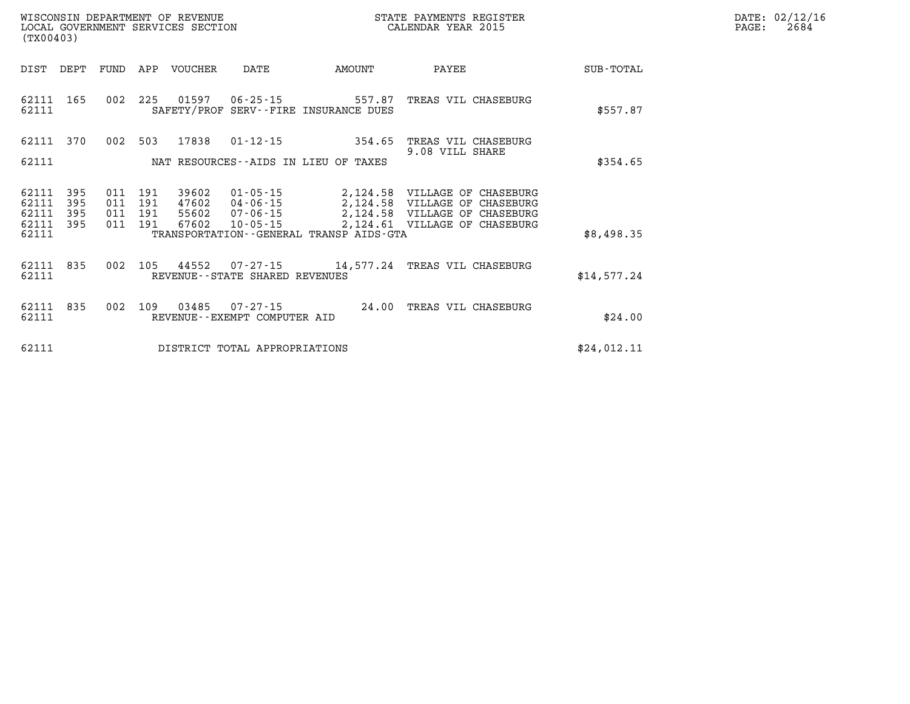WISCONSIN DEPARTMENT OF REVENUE
LOCAL GOVERNMENT SERVICES SECTION
(TX00403)

STATE PAYMENTS REGISTER
CALENDAR YEAR 2015

DATE: 02/12/16
PAGE: 2684

| DIST | DEPT | FUND | APP | VOUCHER | DATE | AMOUNT | PAYEE | SUB-TOTAL |
|---|---|---|---|---|---|---|---|---|
| 62111 | 165 | 002 | 225 | 01597 | 06-25-15 | 557.87 | TREAS VIL CHASEBURG | |
| 62111 | | | | | SAFETY/PROF SERV--FIRE INSURANCE DUES | | | $557.87 |
| 62111 | 370 | 002 | 503 | 17838 | 01-12-15 | 354.65 | TREAS VIL CHASEBURG 9.08 VILL SHARE | |
| 62111 | | | | | NAT RESOURCES--AIDS IN LIEU OF TAXES | | | $354.65 |
| 62111 | 395 | 011 | 191 | 39602 | 01-05-15 | 2,124.58 | VILLAGE OF CHASEBURG | |
| 62111 | 395 | 011 | 191 | 47602 | 04-06-15 | 2,124.58 | VILLAGE OF CHASEBURG | |
| 62111 | 395 | 011 | 191 | 55602 | 07-06-15 | 2,124.58 | VILLAGE OF CHASEBURG | |
| 62111 | 395 | 011 | 191 | 67602 | 10-05-15 | 2,124.61 | VILLAGE OF CHASEBURG | |
| 62111 | | | | | TRANSPORTATION--GENERAL TRANSP AIDS-GTA | | | $8,498.35 |
| 62111 | 835 | 002 | 105 | 44552 | 07-27-15 | 14,577.24 | TREAS VIL CHASEBURG | |
| 62111 | | | | | REVENUE--STATE SHARED REVENUES | | | $14,577.24 |
| 62111 | 835 | 002 | 109 | 03485 | 07-27-15 | 24.00 | TREAS VIL CHASEBURG | |
| 62111 | | | | | REVENUE--EXEMPT COMPUTER AID | | | $24.00 |
| 62111 | | | | | DISTRICT TOTAL APPROPRIATIONS | | | $24,012.11 |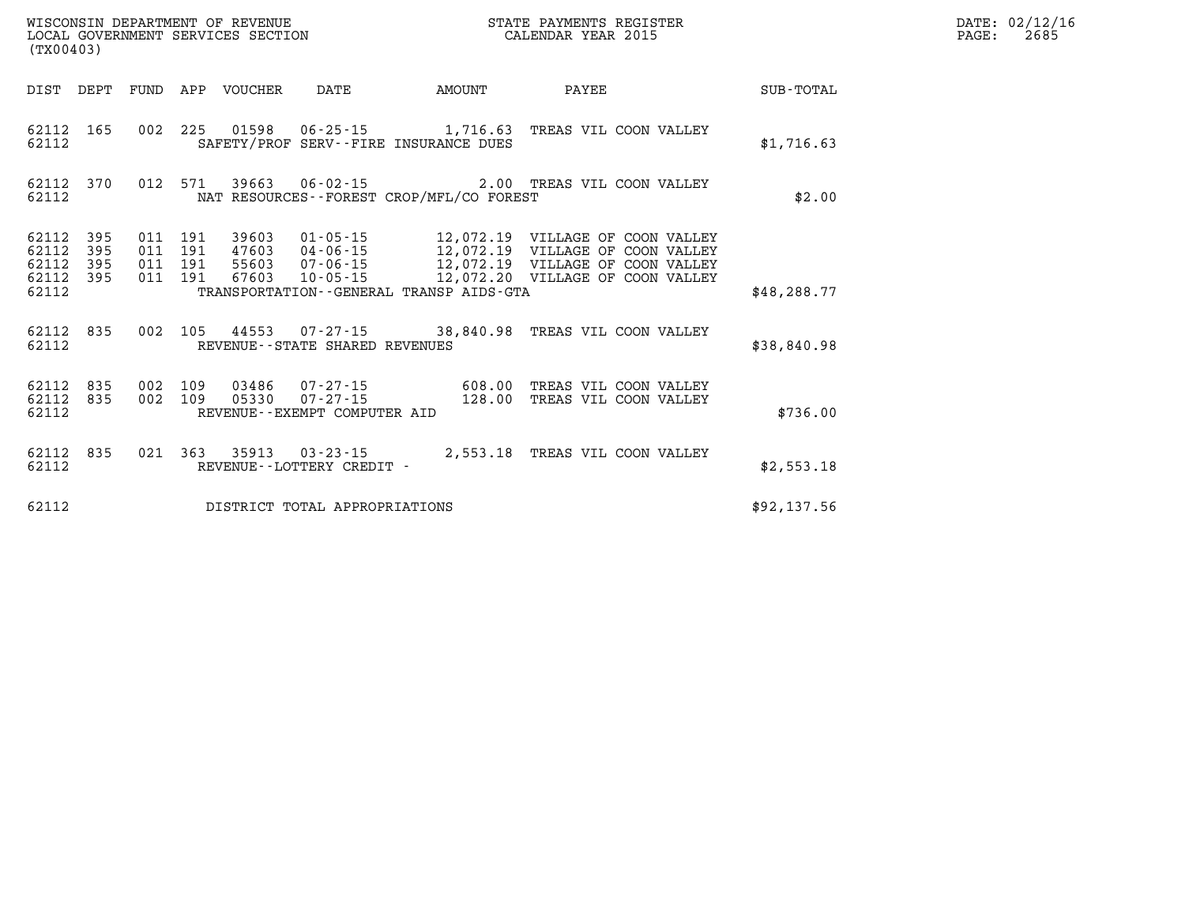WISCONSIN DEPARTMENT OF REVENUE
LOCAL GOVERNMENT SERVICES SECTION
(TX00403)

STATE PAYMENTS REGISTER
CALENDAR YEAR 2015

DATE: 02/12/16

| DIST | DEPT | FUND | APP | VOUCHER | DATE | AMOUNT | PAYEE | SUB-TOTAL |
|---|---|---|---|---|---|---|---|---|
| 62112 | 165 | 002 | 225 | 01598 | 06-25-15 | 1,716.63 | TREAS VIL COON VALLEY | |
| 62112 | | | | SAFETY/PROF SERV--FIRE INSURANCE DUES | | | | $1,716.63 |
| 62112 | 370 | 012 | 571 | 39663 | 06-02-15 | 2.00 | TREAS VIL COON VALLEY | |
| 62112 | | | | NAT RESOURCES--FOREST CROP/MFL/CO FOREST | | | | $2.00 |
| 62112 | 395 | 011 | 191 | 39603 | 01-05-15 | 12,072.19 | VILLAGE OF COON VALLEY | |
| 62112 | 395 | 011 | 191 | 47603 | 04-06-15 | 12,072.19 | VILLAGE OF COON VALLEY | |
| 62112 | 395 | 011 | 191 | 55603 | 07-06-15 | 12,072.19 | VILLAGE OF COON VALLEY | |
| 62112 | 395 | 011 | 191 | 67603 | 10-05-15 | 12,072.20 | VILLAGE OF COON VALLEY | |
| 62112 | | | | TRANSPORTATION--GENERAL TRANSP AIDS-GTA | | | | $48,288.77 |
| 62112 | 835 | 002 | 105 | 44553 | 07-27-15 | 38,840.98 | TREAS VIL COON VALLEY | |
| 62112 | | | | REVENUE--STATE SHARED REVENUES | | | | $38,840.98 |
| 62112 | 835 | 002 | 109 | 03486 | 07-27-15 | 608.00 | TREAS VIL COON VALLEY | |
| 62112 | 835 | 002 | 109 | 05330 | 07-27-15 | 128.00 | TREAS VIL COON VALLEY | |
| 62112 | | | | REVENUE--EXEMPT COMPUTER AID | | | | $736.00 |
| 62112 | 835 | 021 | 363 | 35913 | 03-23-15 | 2,553.18 | TREAS VIL COON VALLEY | |
| 62112 | | | | REVENUE--LOTTERY CREDIT - | | | | $2,553.18 |
| 62112 | | | | DISTRICT TOTAL APPROPRIATIONS | | | | $92,137.56 |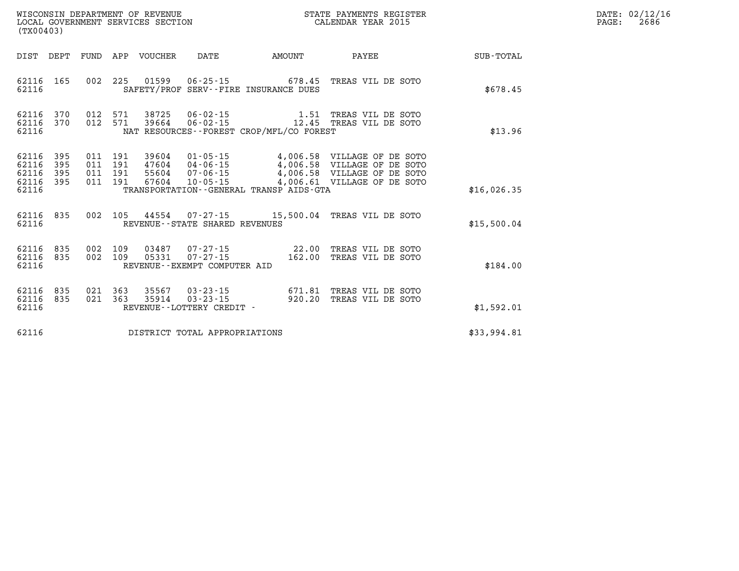WISCONSIN DEPARTMENT OF REVENUE
LOCAL GOVERNMENT SERVICES SECTION
(TX00403)

STATE PAYMENTS REGISTER
CALENDAR YEAR 2015

| DIST | DEPT | FUND | APP | VOUCHER | DATE | AMOUNT | PAYEE | SUB-TOTAL |
|---|---|---|---|---|---|---|---|---|
| 62116 | 165 | 002 | 225 | 01599 | 06-25-15 | 678.45 | TREAS VIL DE SOTO | |
| 62116 | | | | | SAFETY/PROF SERV--FIRE INSURANCE DUES | | | $678.45 |
| 62116 | 370 | 012 | 571 | 38725 | 06-02-15 | 1.51 | TREAS VIL DE SOTO | |
| 62116 | 370 | 012 | 571 | 39664 | 06-02-15 | 12.45 | TREAS VIL DE SOTO | |
| 62116 | | | | | NAT RESOURCES--FOREST CROP/MFL/CO FOREST | | | $13.96 |
| 62116 | 395 | 011 | 191 | 39604 | 01-05-15 | 4,006.58 | VILLAGE OF DE SOTO | |
| 62116 | 395 | 011 | 191 | 47604 | 04-06-15 | 4,006.58 | VILLAGE OF DE SOTO | |
| 62116 | 395 | 011 | 191 | 55604 | 07-06-15 | 4,006.58 | VILLAGE OF DE SOTO | |
| 62116 | 395 | 011 | 191 | 67604 | 10-05-15 | 4,006.61 | VILLAGE OF DE SOTO | |
| 62116 | | | | | TRANSPORTATION--GENERAL TRANSP AIDS-GTA | | | $16,026.35 |
| 62116 | 835 | 002 | 105 | 44554 | 07-27-15 | 15,500.04 | TREAS VIL DE SOTO | |
| 62116 | | | | | REVENUE--STATE SHARED REVENUES | | | $15,500.04 |
| 62116 | 835 | 002 | 109 | 03487 | 07-27-15 | 22.00 | TREAS VIL DE SOTO | |
| 62116 | 835 | 002 | 109 | 05331 | 07-27-15 | 162.00 | TREAS VIL DE SOTO | |
| 62116 | | | | | REVENUE--EXEMPT COMPUTER AID | | | $184.00 |
| 62116 | 835 | 021 | 363 | 35567 | 03-23-15 | 671.81 | TREAS VIL DE SOTO | |
| 62116 | 835 | 021 | 363 | 35914 | 03-23-15 | 920.20 | TREAS VIL DE SOTO | |
| 62116 | | | | | REVENUE--LOTTERY CREDIT - | | | $1,592.01 |
| 62116 | | | | | DISTRICT TOTAL APPROPRIATIONS | | | $33,994.81 |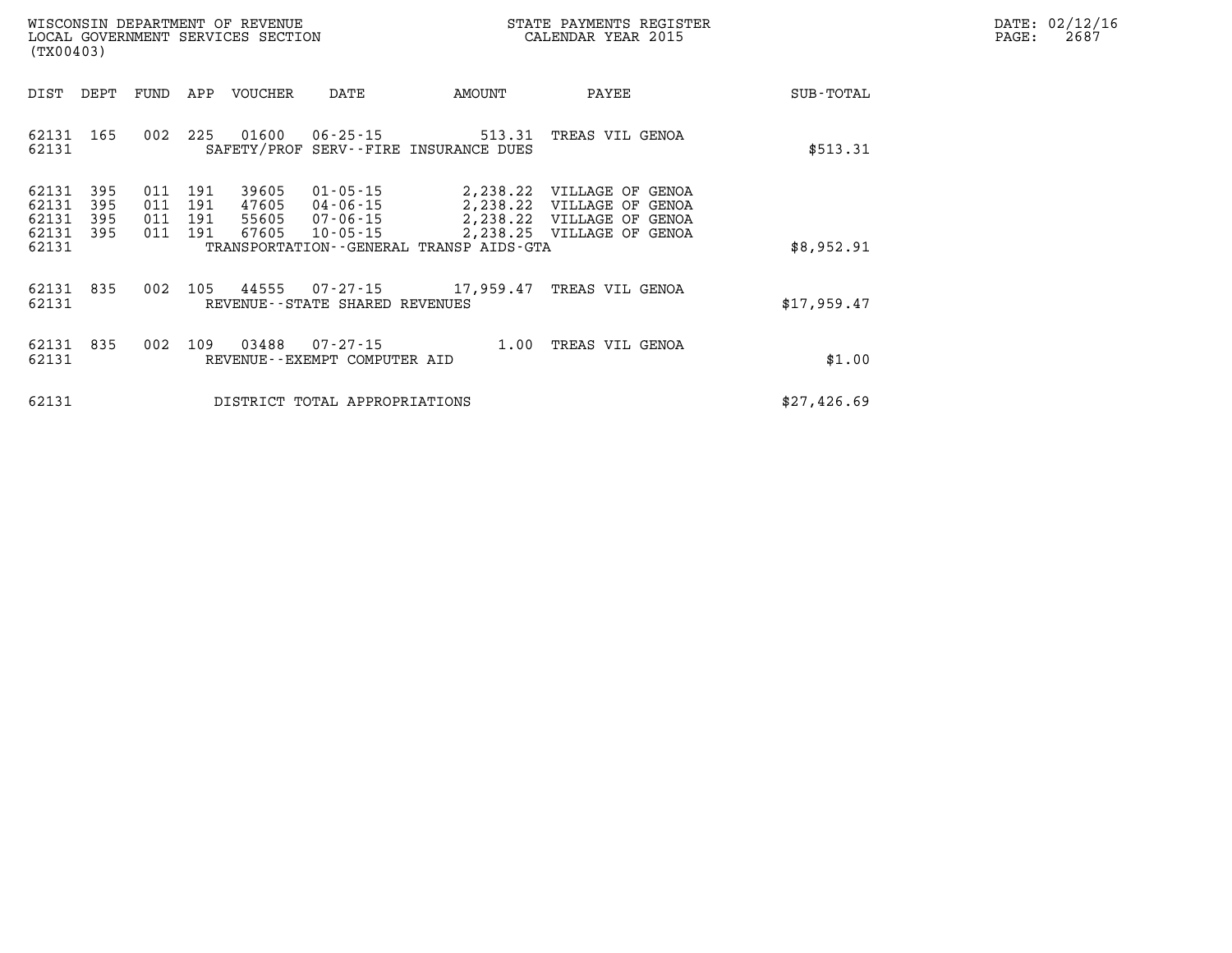WISCONSIN DEPARTMENT OF REVENUE
LOCAL GOVERNMENT SERVICES SECTION
(TX00403)

STATE PAYMENTS REGISTER
CALENDAR YEAR 2015

DATE: 02/12/16
PAGE: 2687

| DIST | DEPT | FUND | APP | VOUCHER | DATE | AMOUNT | PAYEE | SUB-TOTAL |
|---|---|---|---|---|---|---|---|---|
| 62131 | 165 | 002 | 225 | 01600 | 06-25-15 | 513.31 | TREAS VIL GENOA | |
| 62131 | | | | SAFETY/PROF SERV--FIRE INSURANCE DUES | | | | $513.31 |
| 62131 | 395 | 011 | 191 | 39605 | 01-05-15 | 2,238.22 | VILLAGE OF GENOA | |
| 62131 | 395 | 011 | 191 | 47605 | 04-06-15 | 2,238.22 | VILLAGE OF GENOA | |
| 62131 | 395 | 011 | 191 | 55605 | 07-06-15 | 2,238.22 | VILLAGE OF GENOA | |
| 62131 | 395 | 011 | 191 | 67605 | 10-05-15 | 2,238.25 | VILLAGE OF GENOA | |
| 62131 | | | | TRANSPORTATION--GENERAL TRANSP AIDS-GTA | | | | $8,952.91 |
| 62131 | 835 | 002 | 105 | 44555 | 07-27-15 | 17,959.47 | TREAS VIL GENOA | |
| 62131 | | | | REVENUE--STATE SHARED REVENUES | | | | $17,959.47 |
| 62131 | 835 | 002 | 109 | 03488 | 07-27-15 | 1.00 | TREAS VIL GENOA | |
| 62131 | | | | REVENUE--EXEMPT COMPUTER AID | | | | $1.00 |
| 62131 | | | | DISTRICT TOTAL APPROPRIATIONS | | | | $27,426.69 |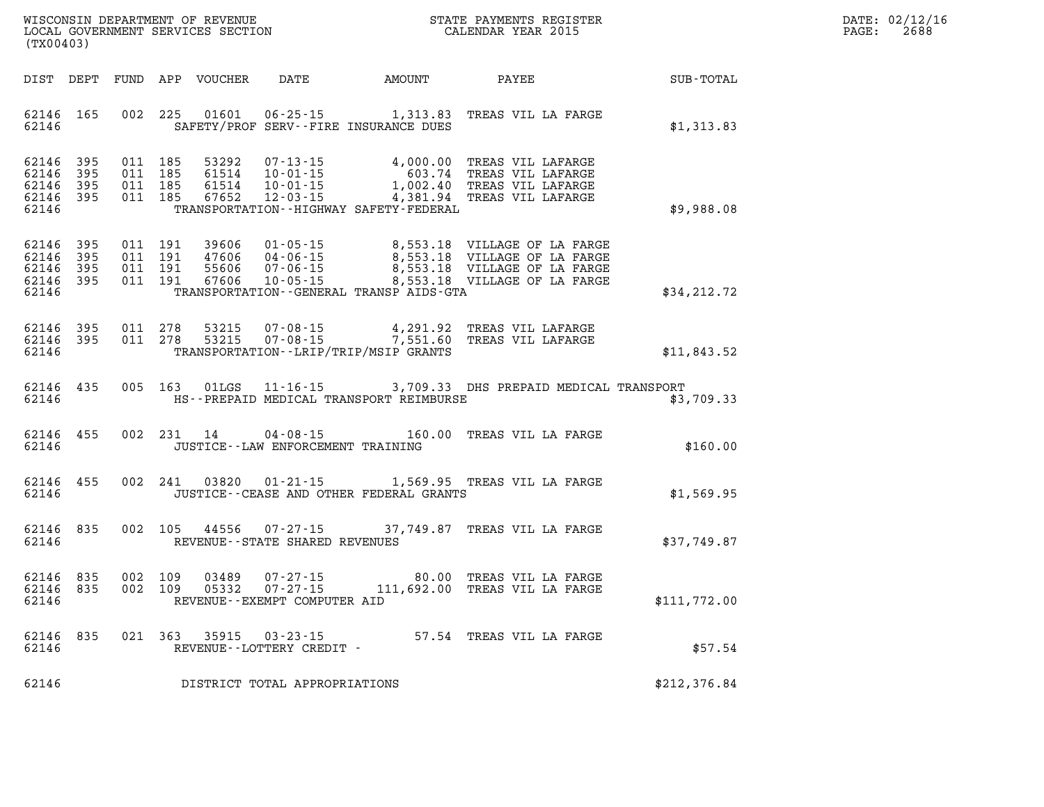WISCONSIN DEPARTMENT OF REVENUE
LOCAL GOVERNMENT SERVICES SECTION
(TX00403)

STATE PAYMENTS REGISTER
CALENDAR YEAR 2015

DATE: 02/12/16

| DIST | DEPT | FUND | APP | VOUCHER | DATE | AMOUNT | PAYEE | SUB-TOTAL |
|---|---|---|---|---|---|---|---|---|
| 62146 | 165 | 002 | 225 | 01601 | 06-25-15 | 1,313.83 | TREAS VIL LA FARGE | |
| 62146 | | | | | SAFETY/PROF SERV--FIRE INSURANCE DUES | | | $1,313.83 |
| 62146 | 395 | 011 | 185 | 53292 | 07-13-15 | 4,000.00 | TREAS VIL LAFARGE | |
| 62146 | 395 | 011 | 185 | 61514 | 10-01-15 | 603.74 | TREAS VIL LAFARGE | |
| 62146 | 395 | 011 | 185 | 61514 | 10-01-15 | 1,002.40 | TREAS VIL LAFARGE | |
| 62146 | 395 | 011 | 185 | 67652 | 12-03-15 | 4,381.94 | TREAS VIL LAFARGE | |
| 62146 | | | | | TRANSPORTATION--HIGHWAY SAFETY-FEDERAL | | | $9,988.08 |
| 62146 | 395 | 011 | 191 | 39606 | 01-05-15 | 8,553.18 | VILLAGE OF LA FARGE | |
| 62146 | 395 | 011 | 191 | 47606 | 04-06-15 | 8,553.18 | VILLAGE OF LA FARGE | |
| 62146 | 395 | 011 | 191 | 55606 | 07-06-15 | 8,553.18 | VILLAGE OF LA FARGE | |
| 62146 | 395 | 011 | 191 | 67606 | 10-05-15 | 8,553.18 | VILLAGE OF LA FARGE | |
| 62146 | | | | | TRANSPORTATION--GENERAL TRANSP AIDS-GTA | | | $34,212.72 |
| 62146 | 395 | 011 | 278 | 53215 | 07-08-15 | 4,291.92 | TREAS VIL LAFARGE | |
| 62146 | 395 | 011 | 278 | 53215 | 07-08-15 | 7,551.60 | TREAS VIL LAFARGE | |
| 62146 | | | | | TRANSPORTATION--LRIP/TRIP/MSIP GRANTS | | | $11,843.52 |
| 62146 | 435 | 005 | 163 | 01LGS | 11-16-15 | 3,709.33 | DHS PREPAID MEDICAL TRANSPORT | |
| 62146 | | | | | HS--PREPAID MEDICAL TRANSPORT REIMBURSE | | | $3,709.33 |
| 62146 | 455 | 002 | 231 | 14 | 04-08-15 | 160.00 | TREAS VIL LA FARGE | |
| 62146 | | | | | JUSTICE--LAW ENFORCEMENT TRAINING | | | $160.00 |
| 62146 | 455 | 002 | 241 | 03820 | 01-21-15 | 1,569.95 | TREAS VIL LA FARGE | |
| 62146 | | | | | JUSTICE--CEASE AND OTHER FEDERAL GRANTS | | | $1,569.95 |
| 62146 | 835 | 002 | 105 | 44556 | 07-27-15 | 37,749.87 | TREAS VIL LA FARGE | |
| 62146 | | | | | REVENUE--STATE SHARED REVENUES | | | $37,749.87 |
| 62146 | 835 | 002 | 109 | 03489 | 07-27-15 | 80.00 | TREAS VIL LA FARGE | |
| 62146 | 835 | 002 | 109 | 05332 | 07-27-15 | 111,692.00 | TREAS VIL LA FARGE | |
| 62146 | | | | | REVENUE--EXEMPT COMPUTER AID | | | $111,772.00 |
| 62146 | 835 | 021 | 363 | 35915 | 03-23-15 | 57.54 | TREAS VIL LA FARGE | |
| 62146 | | | | | REVENUE--LOTTERY CREDIT - | | | $57.54 |
| 62146 | | | | | DISTRICT TOTAL APPROPRIATIONS | | | $212,376.84 |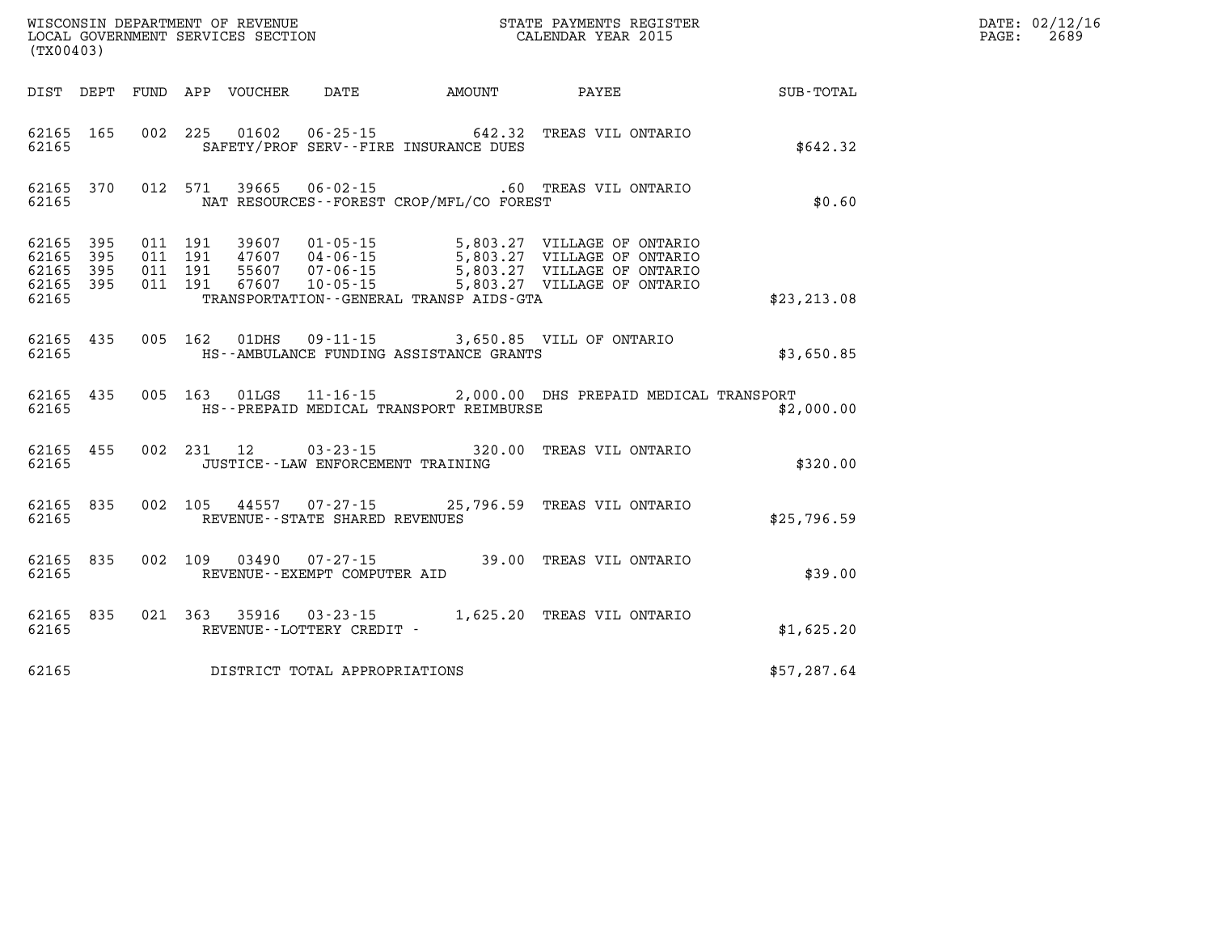WISCONSIN DEPARTMENT OF REVENUE
LOCAL GOVERNMENT SERVICES SECTION
(TX00403)

STATE PAYMENTS REGISTER
CALENDAR YEAR 2015

DATE: 02/12/16
PAGE: 2689

| DIST | DEPT | FUND | APP | VOUCHER | DATE | AMOUNT | PAYEE | SUB-TOTAL |
|---|---|---|---|---|---|---|---|---|
| 62165 | 165 | 002 | 225 | 01602 | 06-25-15 | 642.32 | TREAS VIL ONTARIO | |
| 62165 | | | | | SAFETY/PROF SERV--FIRE INSURANCE DUES | | | $642.32 |
| 62165 | 370 | 012 | 571 | 39665 | 06-02-15 | .60 | TREAS VIL ONTARIO | |
| 62165 | | | | | NAT RESOURCES--FOREST CROP/MFL/CO FOREST | | | $0.60 |
| 62165 | 395 | 011 | 191 | 39607 | 01-05-15 | 5,803.27 | VILLAGE OF ONTARIO | |
| 62165 | 395 | 011 | 191 | 47607 | 04-06-15 | 5,803.27 | VILLAGE OF ONTARIO | |
| 62165 | 395 | 011 | 191 | 55607 | 07-06-15 | 5,803.27 | VILLAGE OF ONTARIO | |
| 62165 | 395 | 011 | 191 | 67607 | 10-05-15 | 5,803.27 | VILLAGE OF ONTARIO | |
| 62165 | | | | | TRANSPORTATION--GENERAL TRANSP AIDS-GTA | | | $23,213.08 |
| 62165 | 435 | 005 | 162 | 01DHS | 09-11-15 | 3,650.85 | VILL OF ONTARIO | |
| 62165 | | | | | HS--AMBULANCE FUNDING ASSISTANCE GRANTS | | | $3,650.85 |
| 62165 | 435 | 005 | 163 | 01LGS | 11-16-15 | 2,000.00 | DHS PREPAID MEDICAL TRANSPORT | |
| 62165 | | | | | HS--PREPAID MEDICAL TRANSPORT REIMBURSE | | | $2,000.00 |
| 62165 | 455 | 002 | 231 | 12 | 03-23-15 | 320.00 | TREAS VIL ONTARIO | |
| 62165 | | | | | JUSTICE--LAW ENFORCEMENT TRAINING | | | $320.00 |
| 62165 | 835 | 002 | 105 | 44557 | 07-27-15 | 25,796.59 | TREAS VIL ONTARIO | |
| 62165 | | | | | REVENUE--STATE SHARED REVENUES | | | $25,796.59 |
| 62165 | 835 | 002 | 109 | 03490 | 07-27-15 | 39.00 | TREAS VIL ONTARIO | |
| 62165 | | | | | REVENUE--EXEMPT COMPUTER AID | | | $39.00 |
| 62165 | 835 | 021 | 363 | 35916 | 03-23-15 | 1,625.20 | TREAS VIL ONTARIO | |
| 62165 | | | | | REVENUE--LOTTERY CREDIT - | | | $1,625.20 |
| 62165 | | | | | DISTRICT TOTAL APPROPRIATIONS | | | $57,287.64 |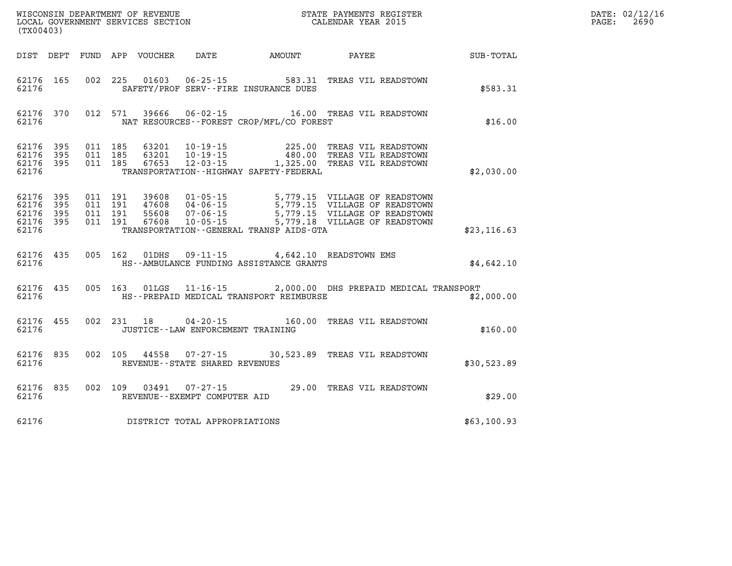WISCONSIN DEPARTMENT OF REVENUE
LOCAL GOVERNMENT SERVICES SECTION
(TX00403)

STATE PAYMENTS REGISTER
CALENDAR YEAR 2015

DATE: 02/12/16
PAGE: 2690

| DIST | DEPT | FUND | APP | VOUCHER | DATE | AMOUNT | PAYEE | SUB-TOTAL |
|---|---|---|---|---|---|---|---|---|
| 62176 | 165 | 002 | 225 | 01603 | 06-25-15 | 583.31 | TREAS VIL READSTOWN | |
| 62176 | | | | | SAFETY/PROF SERV--FIRE INSURANCE DUES | | | $583.31 |
| 62176 | 370 | 012 | 571 | 39666 | 06-02-15 | 16.00 | TREAS VIL READSTOWN | |
| 62176 | | | | | NAT RESOURCES--FOREST CROP/MFL/CO FOREST | | | $16.00 |
| 62176 | 395 | 011 | 185 | 63201 | 10-19-15 | 225.00 | TREAS VIL READSTOWN | |
| 62176 | 395 | 011 | 185 | 63201 | 10-19-15 | 480.00 | TREAS VIL READSTOWN | |
| 62176 | 395 | 011 | 185 | 67653 | 12-03-15 | 1,325.00 | TREAS VIL READSTOWN | |
| 62176 | | | | | TRANSPORTATION--HIGHWAY SAFETY-FEDERAL | | | $2,030.00 |
| 62176 | 395 | 011 | 191 | 39608 | 01-05-15 | 5,779.15 | VILLAGE OF READSTOWN | |
| 62176 | 395 | 011 | 191 | 47608 | 04-06-15 | 5,779.15 | VILLAGE OF READSTOWN | |
| 62176 | 395 | 011 | 191 | 55608 | 07-06-15 | 5,779.15 | VILLAGE OF READSTOWN | |
| 62176 | 395 | 011 | 191 | 67608 | 10-05-15 | 5,779.18 | VILLAGE OF READSTOWN | |
| 62176 | | | | | TRANSPORTATION--GENERAL TRANSP AIDS-GTA | | | $23,116.63 |
| 62176 | 435 | 005 | 162 | 01DHS | 09-11-15 | 4,642.10 | READSTOWN EMS | |
| 62176 | | | | | HS--AMBULANCE FUNDING ASSISTANCE GRANTS | | | $4,642.10 |
| 62176 | 435 | 005 | 163 | 01LGS | 11-16-15 | 2,000.00 | DHS PREPAID MEDICAL TRANSPORT | |
| 62176 | | | | | HS--PREPAID MEDICAL TRANSPORT REIMBURSE | | | $2,000.00 |
| 62176 | 455 | 002 | 231 | 18 | 04-20-15 | 160.00 | TREAS VIL READSTOWN | |
| 62176 | | | | | JUSTICE--LAW ENFORCEMENT TRAINING | | | $160.00 |
| 62176 | 835 | 002 | 105 | 44558 | 07-27-15 | 30,523.89 | TREAS VIL READSTOWN | |
| 62176 | | | | | REVENUE--STATE SHARED REVENUES | | | $30,523.89 |
| 62176 | 835 | 002 | 109 | 03491 | 07-27-15 | 29.00 | TREAS VIL READSTOWN | |
| 62176 | | | | | REVENUE--EXEMPT COMPUTER AID | | | $29.00 |
| 62176 | | | | | DISTRICT TOTAL APPROPRIATIONS | | | $63,100.93 |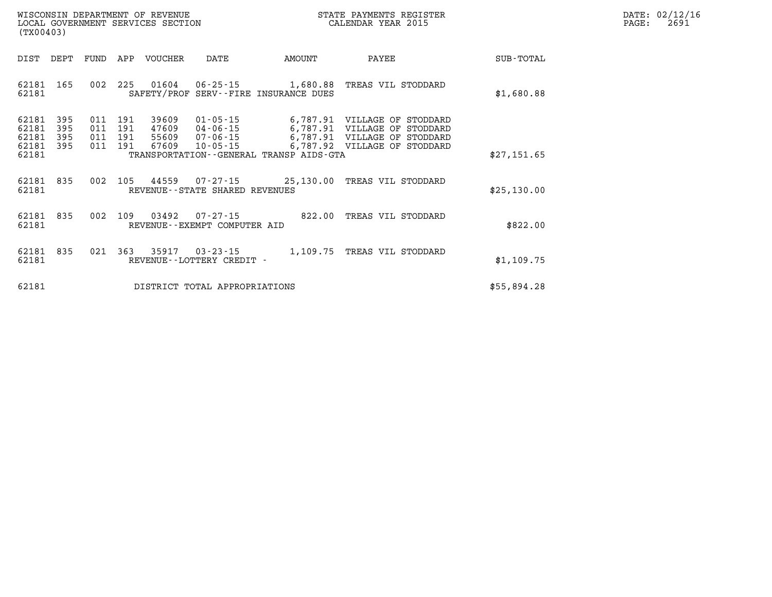WISCONSIN DEPARTMENT OF REVENUE
LOCAL GOVERNMENT SERVICES SECTION
(TX00403)

STATE PAYMENTS REGISTER
CALENDAR YEAR 2015

DATE: 02/12/16
PAGE: 2691

| DIST | DEPT | FUND | APP | VOUCHER | DATE | AMOUNT | PAYEE | SUB-TOTAL |
|---|---|---|---|---|---|---|---|---|
| 62181 | 165 | 002 | 225 | 01604 | 06-25-15 | 1,680.88 | TREAS VIL STODDARD | |
| 62181 | | | | SAFETY/PROF SERV--FIRE INSURANCE DUES | | | | $1,680.88 |
| 62181 | 395 | 011 | 191 | 39609 | 01-05-15 | 6,787.91 | VILLAGE OF STODDARD | |
| 62181 | 395 | 011 | 191 | 47609 | 04-06-15 | 6,787.91 | VILLAGE OF STODDARD | |
| 62181 | 395 | 011 | 191 | 55609 | 07-06-15 | 6,787.91 | VILLAGE OF STODDARD | |
| 62181 | 395 | 011 | 191 | 67609 | 10-05-15 | 6,787.92 | VILLAGE OF STODDARD | |
| 62181 | | | | TRANSPORTATION--GENERAL TRANSP AIDS-GTA | | | | $27,151.65 |
| 62181 | 835 | 002 | 105 | 44559 | 07-27-15 | 25,130.00 | TREAS VIL STODDARD | |
| 62181 | | | | REVENUE--STATE SHARED REVENUES | | | | $25,130.00 |
| 62181 | 835 | 002 | 109 | 03492 | 07-27-15 | 822.00 | TREAS VIL STODDARD | |
| 62181 | | | | REVENUE--EXEMPT COMPUTER AID | | | | $822.00 |
| 62181 | 835 | 021 | 363 | 35917 | 03-23-15 | 1,109.75 | TREAS VIL STODDARD | |
| 62181 | | | | REVENUE--LOTTERY CREDIT - | | | | $1,109.75 |
| 62181 | | | | DISTRICT TOTAL APPROPRIATIONS | | | | $55,894.28 |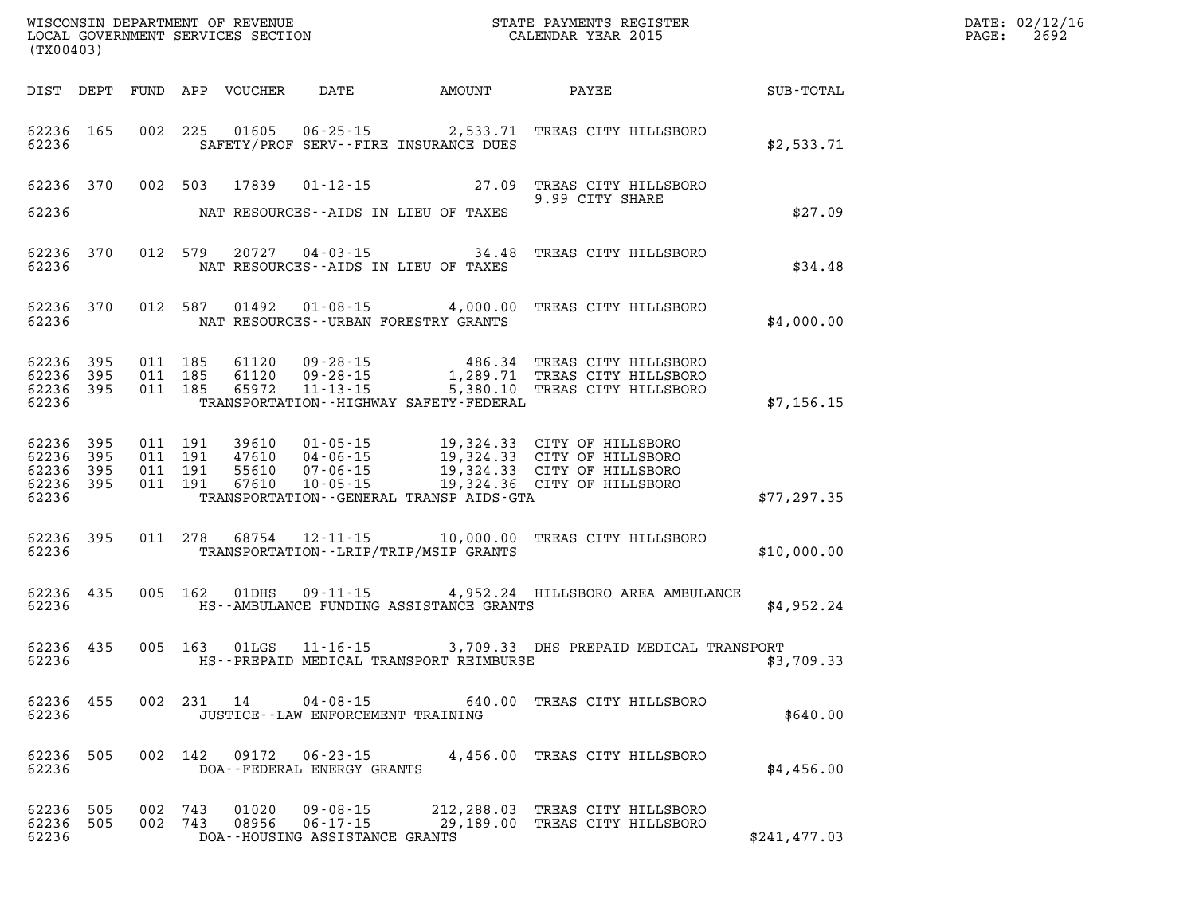WISCONSIN DEPARTMENT OF REVENUE
LOCAL GOVERNMENT SERVICES SECTION
(TX00403)

STATE PAYMENTS REGISTER
CALENDAR YEAR 2015

DATE: 02/12/16
PAGE: 2692

| DIST | DEPT | FUND | APP | VOUCHER | DATE | AMOUNT | PAYEE | SUB-TOTAL |
|---|---|---|---|---|---|---|---|---|
| 62236 | 165 | 002 | 225 | 01605 | 06-25-15 | 2,533.71 | TREAS CITY HILLSBORO | |
| 62236 | | | | | SAFETY/PROF SERV--FIRE INSURANCE DUES | | | $2,533.71 |
| 62236 | 370 | 002 | 503 | 17839 | 01-12-15 | 27.09 | TREAS CITY HILLSBORO 9.99 CITY SHARE | |
| 62236 | | | | | NAT RESOURCES--AIDS IN LIEU OF TAXES | | | $27.09 |
| 62236 | 370 | 012 | 579 | 20727 | 04-03-15 | 34.48 | TREAS CITY HILLSBORO | |
| 62236 | | | | | NAT RESOURCES--AIDS IN LIEU OF TAXES | | | $34.48 |
| 62236 | 370 | 012 | 587 | 01492 | 01-08-15 | 4,000.00 | TREAS CITY HILLSBORO | |
| 62236 | | | | | NAT RESOURCES--URBAN FORESTRY GRANTS | | | $4,000.00 |
| 62236 | 395 | 011 | 185 | 61120 | 09-28-15 | 486.34 | TREAS CITY HILLSBORO | |
| 62236 | 395 | 011 | 185 | 61120 | 09-28-15 | 1,289.71 | TREAS CITY HILLSBORO | |
| 62236 | 395 | 011 | 185 | 65972 | 11-13-15 | 5,380.10 | TREAS CITY HILLSBORO | |
| 62236 | | | | | TRANSPORTATION--HIGHWAY SAFETY-FEDERAL | | | $7,156.15 |
| 62236 | 395 | 011 | 191 | 39610 | 01-05-15 | 19,324.33 | CITY OF HILLSBORO | |
| 62236 | 395 | 011 | 191 | 47610 | 04-06-15 | 19,324.33 | CITY OF HILLSBORO | |
| 62236 | 395 | 011 | 191 | 55610 | 07-06-15 | 19,324.33 | CITY OF HILLSBORO | |
| 62236 | 395 | 011 | 191 | 67610 | 10-05-15 | 19,324.36 | CITY OF HILLSBORO | |
| 62236 | | | | | TRANSPORTATION--GENERAL TRANSP AIDS-GTA | | | $77,297.35 |
| 62236 | 395 | 011 | 278 | 68754 | 12-11-15 | 10,000.00 | TREAS CITY HILLSBORO | |
| 62236 | | | | | TRANSPORTATION--LRIP/TRIP/MSIP GRANTS | | | $10,000.00 |
| 62236 | 435 | 005 | 162 | 01DHS | 09-11-15 | 4,952.24 | HILLSBORO AREA AMBULANCE | |
| 62236 | | | | | HS--AMBULANCE FUNDING ASSISTANCE GRANTS | | | $4,952.24 |
| 62236 | 435 | 005 | 163 | 01LGS | 11-16-15 | 3,709.33 | DHS PREPAID MEDICAL TRANSPORT | |
| 62236 | | | | | HS--PREPAID MEDICAL TRANSPORT REIMBURSE | | | $3,709.33 |
| 62236 | 455 | 002 | 231 | 14 | 04-08-15 | 640.00 | TREAS CITY HILLSBORO | |
| 62236 | | | | | JUSTICE--LAW ENFORCEMENT TRAINING | | | $640.00 |
| 62236 | 505 | 002 | 142 | 09172 | 06-23-15 | 4,456.00 | TREAS CITY HILLSBORO | |
| 62236 | | | | | DOA--FEDERAL ENERGY GRANTS | | | $4,456.00 |
| 62236 | 505 | 002 | 743 | 01020 | 09-08-15 | 212,288.03 | TREAS CITY HILLSBORO | |
| 62236 | 505 | 002 | 743 | 08956 | 06-17-15 | 29,189.00 | TREAS CITY HILLSBORO | |
| 62236 | | | | | DOA--HOUSING ASSISTANCE GRANTS | | | $241,477.03 |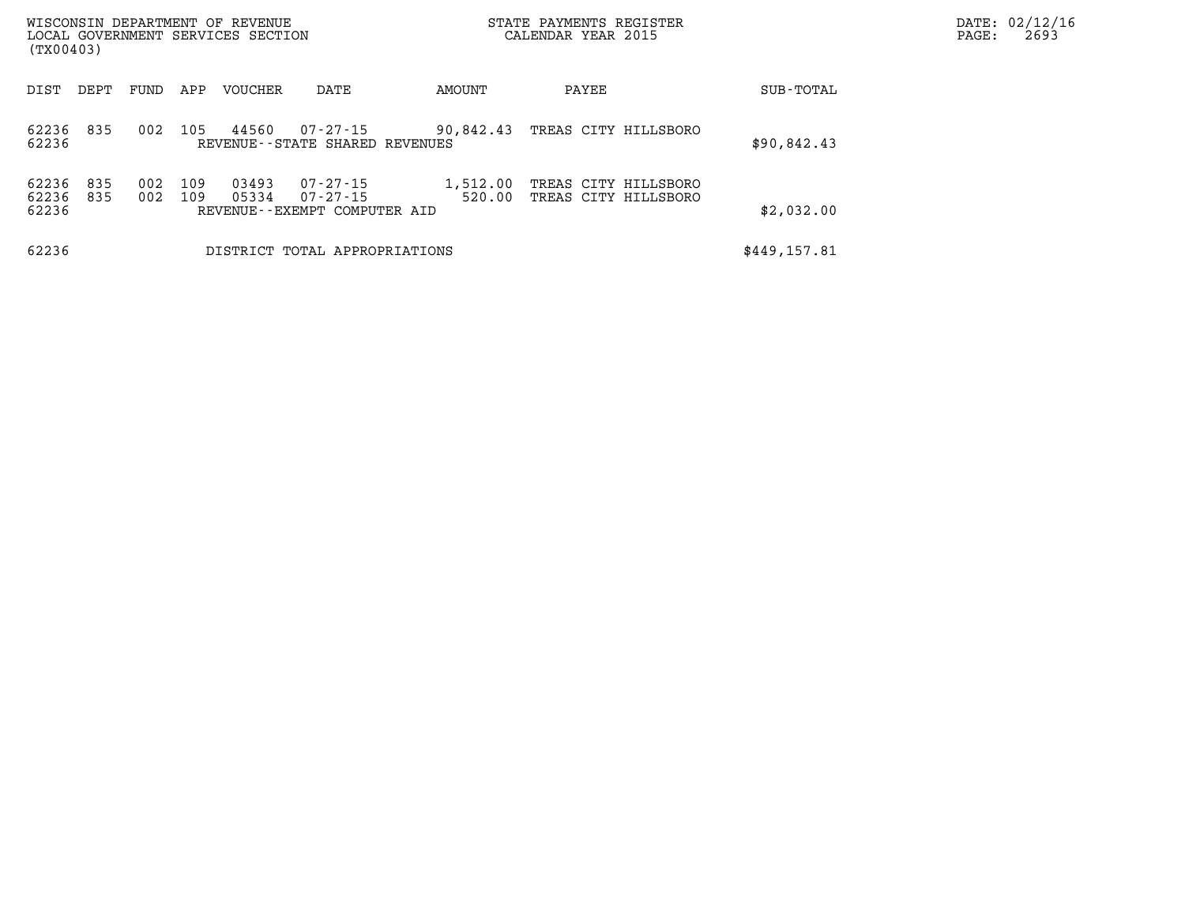| DIST | DEPT | FUND | APP | VOUCHER | DATE | AMOUNT | PAYEE | SUB-TOTAL |
|---|---|---|---|---|---|---|---|---|
| 62236 | 835 | 002 | 105 | 44560 | 07-27-15 | 90,842.43 | TREAS CITY HILLSBORO | |
| 62236 | | | | REVENUE--STATE SHARED REVENUES | | | | $90,842.43 |
| 62236 | 835 | 002 | 109 | 03493 | 07-27-15 | 1,512.00 | TREAS CITY HILLSBORO | |
| 62236 | 835 | 002 | 109 | 05334 | 07-27-15 | 520.00 | TREAS CITY HILLSBORO | |
| 62236 | | | | REVENUE--EXEMPT COMPUTER AID | | | | $2,032.00 |
| 62236 | | | | DISTRICT TOTAL APPROPRIATIONS | | | | $449,157.81 |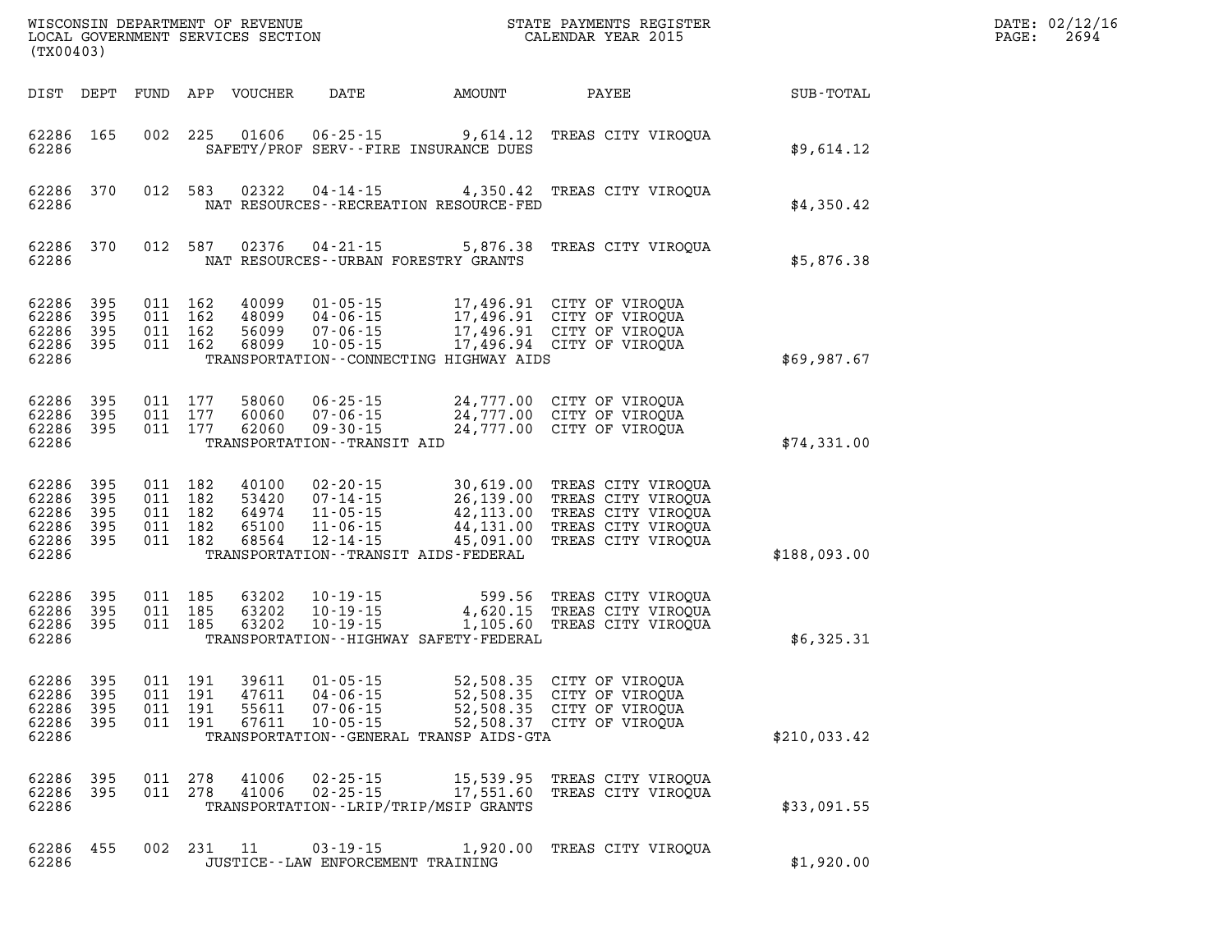WISCONSIN DEPARTMENT OF REVENUE
LOCAL GOVERNMENT SERVICES SECTION
(TX00403)

STATE PAYMENTS REGISTER
CALENDAR YEAR 2015

DATE: 02/12/16

| DIST | DEPT | FUND | APP | VOUCHER | DATE | AMOUNT | PAYEE | SUB-TOTAL |
|---|---|---|---|---|---|---|---|---|
| 62286 | 165 | 002 | 225 | 01606 | 06-25-15 | 9,614.12 | TREAS CITY VIROQUA | |
| 62286 | | | | SAFETY/PROF SERV--FIRE INSURANCE DUES | | | | $9,614.12 |
| 62286 | 370 | 012 | 583 | 02322 | 04-14-15 | 4,350.42 | TREAS CITY VIROQUA | |
| 62286 | | | | NAT RESOURCES--RECREATION RESOURCE-FED | | | | $4,350.42 |
| 62286 | 370 | 012 | 587 | 02376 | 04-21-15 | 5,876.38 | TREAS CITY VIROQUA | |
| 62286 | | | | NAT RESOURCES--URBAN FORESTRY GRANTS | | | | $5,876.38 |
| 62286 | 395 | 011 | 162 | 40099 | 01-05-15 | 17,496.91 | CITY OF VIROQUA | |
| 62286 | 395 | 011 | 162 | 48099 | 04-06-15 | 17,496.91 | CITY OF VIROQUA | |
| 62286 | 395 | 011 | 162 | 56099 | 07-06-15 | 17,496.91 | CITY OF VIROQUA | |
| 62286 | 395 | 011 | 162 | 68099 | 10-05-15 | 17,496.94 | CITY OF VIROQUA | |
| 62286 | | | | TRANSPORTATION--CONNECTING HIGHWAY AIDS | | | | $69,987.67 |
| 62286 | 395 | 011 | 177 | 58060 | 06-25-15 | 24,777.00 | CITY OF VIROQUA | |
| 62286 | 395 | 011 | 177 | 60060 | 07-06-15 | 24,777.00 | CITY OF VIROQUA | |
| 62286 | 395 | 011 | 177 | 62060 | 09-30-15 | 24,777.00 | CITY OF VIROQUA | |
| 62286 | | | | TRANSPORTATION--TRANSIT AID | | | | $74,331.00 |
| 62286 | 395 | 011 | 182 | 40100 | 02-20-15 | 30,619.00 | TREAS CITY VIROQUA | |
| 62286 | 395 | 011 | 182 | 53420 | 07-14-15 | 26,139.00 | TREAS CITY VIROQUA | |
| 62286 | 395 | 011 | 182 | 64974 | 11-05-15 | 42,113.00 | TREAS CITY VIROQUA | |
| 62286 | 395 | 011 | 182 | 65100 | 11-06-15 | 44,131.00 | TREAS CITY VIROQUA | |
| 62286 | 395 | 011 | 182 | 68564 | 12-14-15 | 45,091.00 | TREAS CITY VIROQUA | |
| 62286 | | | | TRANSPORTATION--TRANSIT AIDS-FEDERAL | | | | $188,093.00 |
| 62286 | 395 | 011 | 185 | 63202 | 10-19-15 | 599.56 | TREAS CITY VIROQUA | |
| 62286 | 395 | 011 | 185 | 63202 | 10-19-15 | 4,620.15 | TREAS CITY VIROQUA | |
| 62286 | 395 | 011 | 185 | 63202 | 10-19-15 | 1,105.60 | TREAS CITY VIROQUA | |
| 62286 | | | | TRANSPORTATION--HIGHWAY SAFETY-FEDERAL | | | | $6,325.31 |
| 62286 | 395 | 011 | 191 | 39611 | 01-05-15 | 52,508.35 | CITY OF VIROQUA | |
| 62286 | 395 | 011 | 191 | 47611 | 04-06-15 | 52,508.35 | CITY OF VIROQUA | |
| 62286 | 395 | 011 | 191 | 55611 | 07-06-15 | 52,508.35 | CITY OF VIROQUA | |
| 62286 | 395 | 011 | 191 | 67611 | 10-05-15 | 52,508.37 | CITY OF VIROQUA | |
| 62286 | | | | TRANSPORTATION--GENERAL TRANSP AIDS-GTA | | | | $210,033.42 |
| 62286 | 395 | 011 | 278 | 41006 | 02-25-15 | 15,539.95 | TREAS CITY VIROQUA | |
| 62286 | 395 | 011 | 278 | 41006 | 02-25-15 | 17,551.60 | TREAS CITY VIROQUA | |
| 62286 | | | | TRANSPORTATION--LRIP/TRIP/MSIP GRANTS | | | | $33,091.55 |
| 62286 | 455 | 002 | 231 | 11 | 03-19-15 | 1,920.00 | TREAS CITY VIROQUA | |
| 62286 | | | | JUSTICE--LAW ENFORCEMENT TRAINING | | | | $1,920.00 |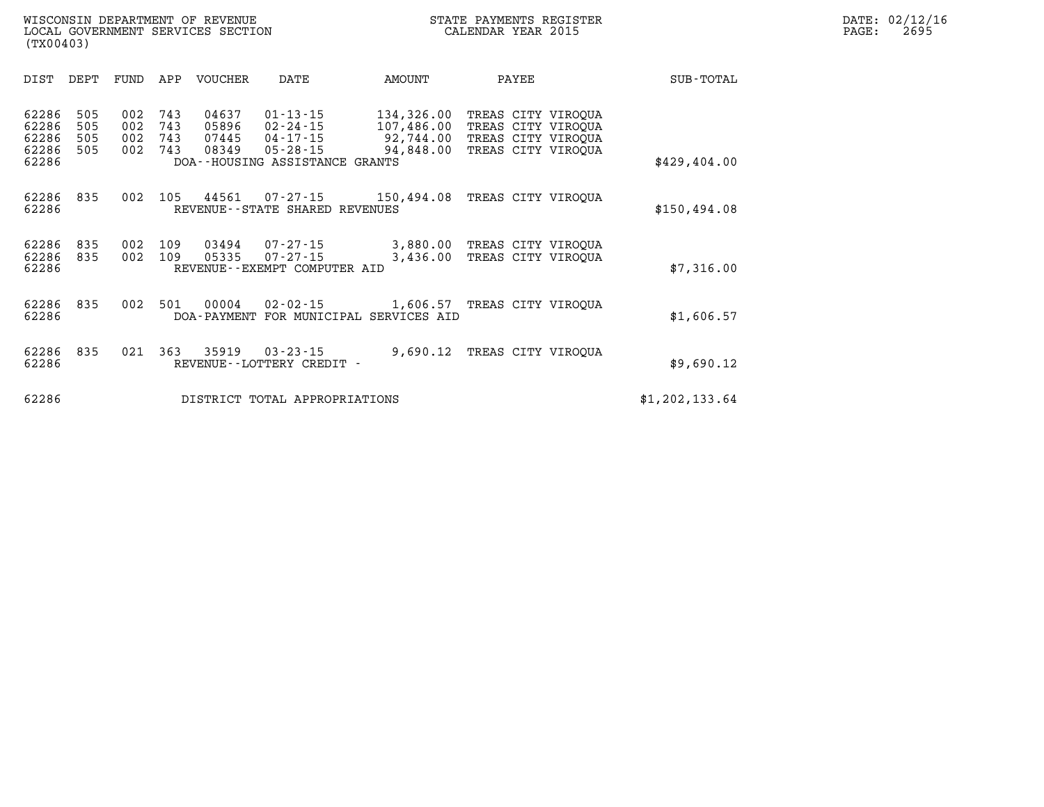WISCONSIN DEPARTMENT OF REVENUE
LOCAL GOVERNMENT SERVICES SECTION
(TX00403)

STATE PAYMENTS REGISTER
CALENDAR YEAR 2015

| DIST | DEPT | FUND | APP | VOUCHER | DATE | AMOUNT | PAYEE | SUB-TOTAL |
|---|---|---|---|---|---|---|---|---|
| 62286 | 505 | 002 | 743 | 04637 | 01-13-15 | 134,326.00 | TREAS CITY VIROQUA | |
| 62286 | 505 | 002 | 743 | 05896 | 02-24-15 | 107,486.00 | TREAS CITY VIROQUA | |
| 62286 | 505 | 002 | 743 | 07445 | 04-17-15 | 92,744.00 | TREAS CITY VIROQUA | |
| 62286 | 505 | 002 | 743 | 08349 | 05-28-15 | 94,848.00 | TREAS CITY VIROQUA | |
| 62286 | | | | | DOA--HOUSING ASSISTANCE GRANTS | | | $429,404.00 |
| 62286 | 835 | 002 | 105 | 44561 | 07-27-15 | 150,494.08 | TREAS CITY VIROQUA | |
| 62286 | | | | | REVENUE--STATE SHARED REVENUES | | | $150,494.08 |
| 62286 | 835 | 002 | 109 | 03494 | 07-27-15 | 3,880.00 | TREAS CITY VIROQUA | |
| 62286 | 835 | 002 | 109 | 05335 | 07-27-15 | 3,436.00 | TREAS CITY VIROQUA | |
| 62286 | | | | | REVENUE--EXEMPT COMPUTER AID | | | $7,316.00 |
| 62286 | 835 | 002 | 501 | 00004 | 02-02-15 | 1,606.57 | TREAS CITY VIROQUA | |
| 62286 | | | | | DOA-PAYMENT FOR MUNICIPAL SERVICES AID | | | $1,606.57 |
| 62286 | 835 | 021 | 363 | 35919 | 03-23-15 | 9,690.12 | TREAS CITY VIROQUA | |
| 62286 | | | | | REVENUE--LOTTERY CREDIT - | | | $9,690.12 |
| 62286 | | | | | DISTRICT TOTAL APPROPRIATIONS | | | $1,202,133.64 |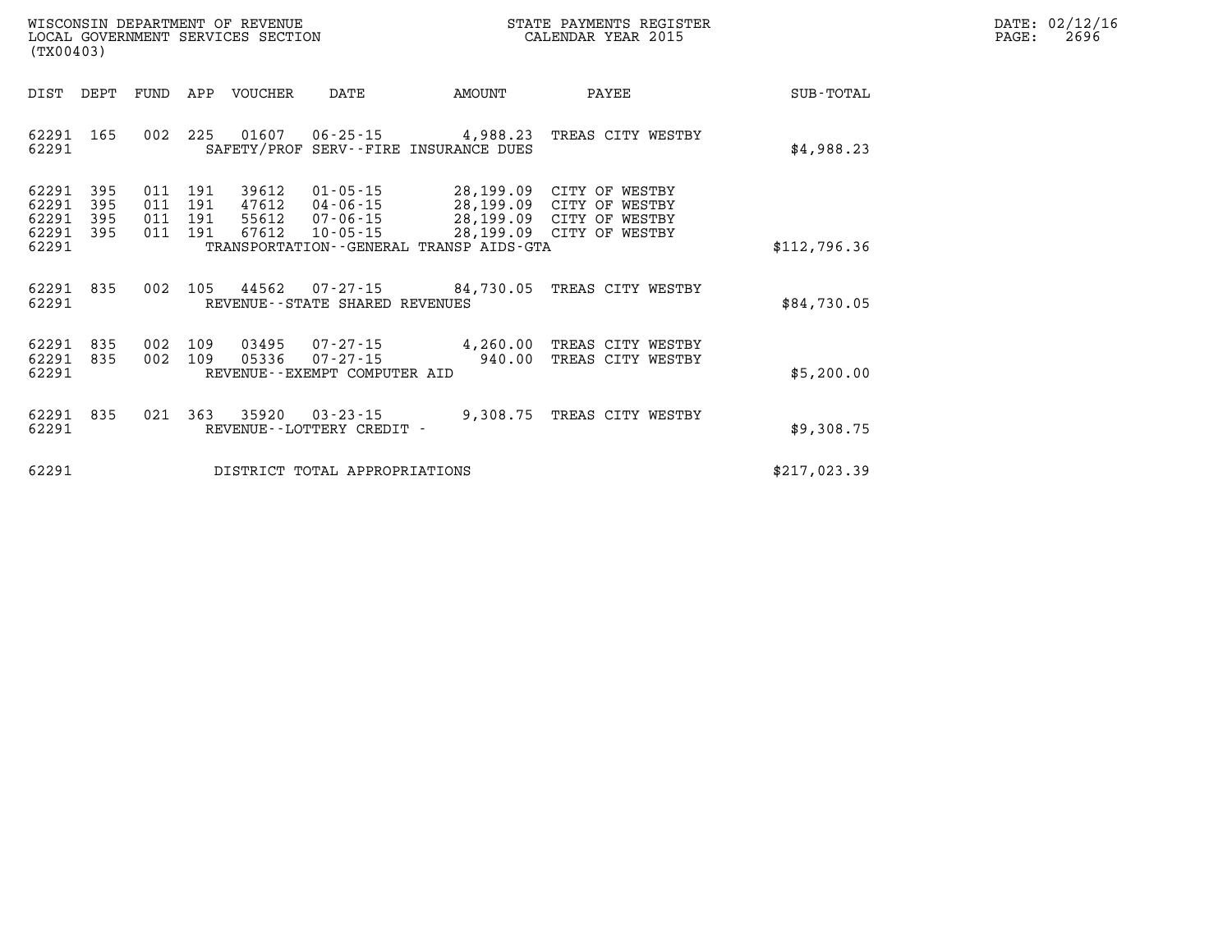WISCONSIN DEPARTMENT OF REVENUE
LOCAL GOVERNMENT SERVICES SECTION
(TX00403)

STATE PAYMENTS REGISTER
CALENDAR YEAR 2015

DATE: 02/12/16
PAGE: 2696

| DIST | DEPT | FUND | APP | VOUCHER | DATE | AMOUNT | PAYEE | SUB-TOTAL |
|---|---|---|---|---|---|---|---|---|
| 62291 | 165 | 002 | 225 | 01607 | 06-25-15 | 4,988.23 | TREAS CITY WESTBY | |
| 62291 | | | | SAFETY/PROF SERV--FIRE INSURANCE DUES | | | | $4,988.23 |
| 62291 | 395 | 011 | 191 | 39612 | 01-05-15 | 28,199.09 | CITY OF WESTBY | |
| 62291 | 395 | 011 | 191 | 47612 | 04-06-15 | 28,199.09 | CITY OF WESTBY | |
| 62291 | 395 | 011 | 191 | 55612 | 07-06-15 | 28,199.09 | CITY OF WESTBY | |
| 62291 | 395 | 011 | 191 | 67612 | 10-05-15 | 28,199.09 | CITY OF WESTBY | |
| 62291 | | | | TRANSPORTATION--GENERAL TRANSP AIDS-GTA | | | | $112,796.36 |
| 62291 | 835 | 002 | 105 | 44562 | 07-27-15 | 84,730.05 | TREAS CITY WESTBY | |
| 62291 | | | | REVENUE--STATE SHARED REVENUES | | | | $84,730.05 |
| 62291 | 835 | 002 | 109 | 03495 | 07-27-15 | 4,260.00 | TREAS CITY WESTBY | |
| 62291 | 835 | 002 | 109 | 05336 | 07-27-15 | 940.00 | TREAS CITY WESTBY | |
| 62291 | | | | REVENUE--EXEMPT COMPUTER AID | | | | $5,200.00 |
| 62291 | 835 | 021 | 363 | 35920 | 03-23-15 | 9,308.75 | TREAS CITY WESTBY | |
| 62291 | | | | REVENUE--LOTTERY CREDIT - | | | | $9,308.75 |
| 62291 | | | | DISTRICT TOTAL APPROPRIATIONS | | | | $217,023.39 |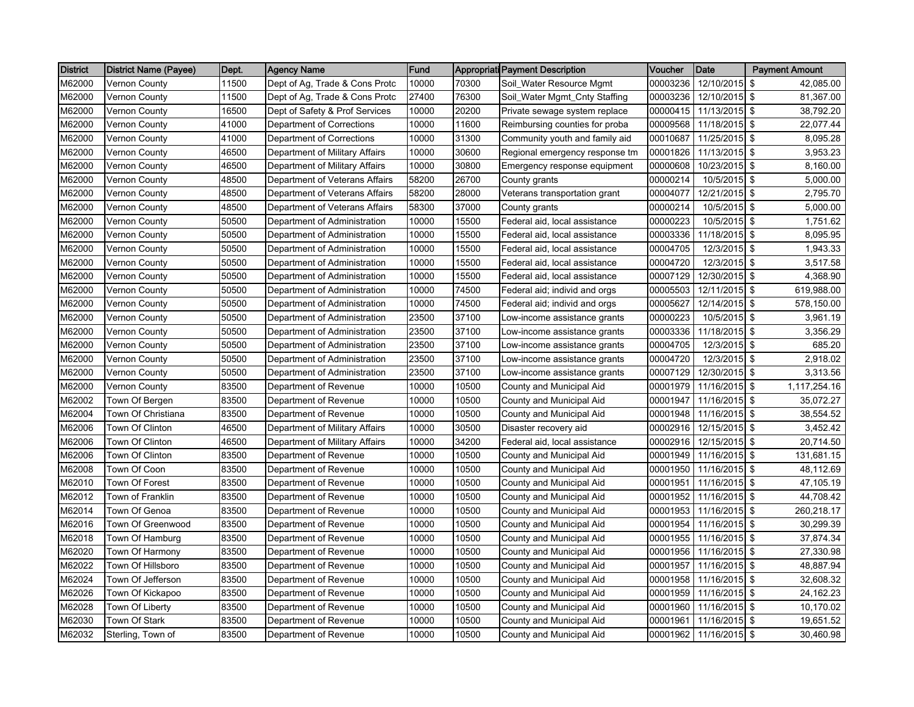| District | District Name (Payee) | Dept. | Agency Name | Fund | Appropriati | Payment Description | Voucher | Date | Payment Amount |
|---|---|---|---|---|---|---|---|---|---|
| M62000 | Vernon County | 11500 | Dept of Ag, Trade & Cons Protc | 10000 | 70300 | Soil_Water Resource Mgmt | 00003236 | 12/10/2015 | $ 42,085.00 |
| M62000 | Vernon County | 11500 | Dept of Ag, Trade & Cons Protc | 27400 | 76300 | Soil_Water Mgmt_Cnty Staffing | 00003236 | 12/10/2015 | $ 81,367.00 |
| M62000 | Vernon County | 16500 | Dept of Safety & Prof Services | 10000 | 20200 | Private sewage system replace | 00000415 | 11/13/2015 | $ 38,792.20 |
| M62000 | Vernon County | 41000 | Department of Corrections | 10000 | 11600 | Reimbursing counties for proba | 00009568 | 11/18/2015 | $ 22,077.44 |
| M62000 | Vernon County | 41000 | Department of Corrections | 10000 | 31300 | Community youth and family aid | 00010687 | 11/25/2015 | $ 8,095.28 |
| M62000 | Vernon County | 46500 | Department of Military Affairs | 10000 | 30600 | Regional emergency response tm | 00001826 | 11/13/2015 | $ 3,953.23 |
| M62000 | Vernon County | 46500 | Department of Military Affairs | 10000 | 30800 | Emergency response equipment | 00000608 | 10/23/2015 | $ 8,160.00 |
| M62000 | Vernon County | 48500 | Department of Veterans Affairs | 58200 | 26700 | County grants | 00000214 | 10/5/2015 | $ 5,000.00 |
| M62000 | Vernon County | 48500 | Department of Veterans Affairs | 58200 | 28000 | Veterans transportation grant | 00004077 | 12/21/2015 | $ 2,795.70 |
| M62000 | Vernon County | 48500 | Department of Veterans Affairs | 58300 | 37000 | County grants | 00000214 | 10/5/2015 | $ 5,000.00 |
| M62000 | Vernon County | 50500 | Department of Administration | 10000 | 15500 | Federal aid, local assistance | 00000223 | 10/5/2015 | $ 1,751.62 |
| M62000 | Vernon County | 50500 | Department of Administration | 10000 | 15500 | Federal aid, local assistance | 00003336 | 11/18/2015 | $ 8,095.95 |
| M62000 | Vernon County | 50500 | Department of Administration | 10000 | 15500 | Federal aid, local assistance | 00004705 | 12/3/2015 | $ 1,943.33 |
| M62000 | Vernon County | 50500 | Department of Administration | 10000 | 15500 | Federal aid, local assistance | 00004720 | 12/3/2015 | $ 3,517.58 |
| M62000 | Vernon County | 50500 | Department of Administration | 10000 | 15500 | Federal aid, local assistance | 00007129 | 12/30/2015 | $ 4,368.90 |
| M62000 | Vernon County | 50500 | Department of Administration | 10000 | 74500 | Federal aid; individ and orgs | 00005503 | 12/11/2015 | $ 619,988.00 |
| M62000 | Vernon County | 50500 | Department of Administration | 10000 | 74500 | Federal aid; individ and orgs | 00005627 | 12/14/2015 | $ 578,150.00 |
| M62000 | Vernon County | 50500 | Department of Administration | 23500 | 37100 | Low-income assistance grants | 00000223 | 10/5/2015 | $ 3,961.19 |
| M62000 | Vernon County | 50500 | Department of Administration | 23500 | 37100 | Low-income assistance grants | 00003336 | 11/18/2015 | $ 3,356.29 |
| M62000 | Vernon County | 50500 | Department of Administration | 23500 | 37100 | Low-income assistance grants | 00004705 | 12/3/2015 | $ 685.20 |
| M62000 | Vernon County | 50500 | Department of Administration | 23500 | 37100 | Low-income assistance grants | 00004720 | 12/3/2015 | $ 2,918.02 |
| M62000 | Vernon County | 50500 | Department of Administration | 23500 | 37100 | Low-income assistance grants | 00007129 | 12/30/2015 | $ 3,313.56 |
| M62000 | Vernon County | 83500 | Department of Revenue | 10000 | 10500 | County and Municipal Aid | 00001979 | 11/16/2015 | $ 1,117,254.16 |
| M62002 | Town Of Bergen | 83500 | Department of Revenue | 10000 | 10500 | County and Municipal Aid | 00001947 | 11/16/2015 | $ 35,072.27 |
| M62004 | Town Of Christiana | 83500 | Department of Revenue | 10000 | 10500 | County and Municipal Aid | 00001948 | 11/16/2015 | $ 38,554.52 |
| M62006 | Town Of Clinton | 46500 | Department of Military Affairs | 10000 | 30500 | Disaster recovery aid | 00002916 | 12/15/2015 | $ 3,452.42 |
| M62006 | Town Of Clinton | 46500 | Department of Military Affairs | 10000 | 34200 | Federal aid, local assistance | 00002916 | 12/15/2015 | $ 20,714.50 |
| M62006 | Town Of Clinton | 83500 | Department of Revenue | 10000 | 10500 | County and Municipal Aid | 00001949 | 11/16/2015 | $ 131,681.15 |
| M62008 | Town Of Coon | 83500 | Department of Revenue | 10000 | 10500 | County and Municipal Aid | 00001950 | 11/16/2015 | $ 48,112.69 |
| M62010 | Town Of Forest | 83500 | Department of Revenue | 10000 | 10500 | County and Municipal Aid | 00001951 | 11/16/2015 | $ 47,105.19 |
| M62012 | Town of Franklin | 83500 | Department of Revenue | 10000 | 10500 | County and Municipal Aid | 00001952 | 11/16/2015 | $ 44,708.42 |
| M62014 | Town Of Genoa | 83500 | Department of Revenue | 10000 | 10500 | County and Municipal Aid | 00001953 | 11/16/2015 | $ 260,218.17 |
| M62016 | Town Of Greenwood | 83500 | Department of Revenue | 10000 | 10500 | County and Municipal Aid | 00001954 | 11/16/2015 | $ 30,299.39 |
| M62018 | Town Of Hamburg | 83500 | Department of Revenue | 10000 | 10500 | County and Municipal Aid | 00001955 | 11/16/2015 | $ 37,874.34 |
| M62020 | Town Of Harmony | 83500 | Department of Revenue | 10000 | 10500 | County and Municipal Aid | 00001956 | 11/16/2015 | $ 27,330.98 |
| M62022 | Town Of Hillsboro | 83500 | Department of Revenue | 10000 | 10500 | County and Municipal Aid | 00001957 | 11/16/2015 | $ 48,887.94 |
| M62024 | Town Of Jefferson | 83500 | Department of Revenue | 10000 | 10500 | County and Municipal Aid | 00001958 | 11/16/2015 | $ 32,608.32 |
| M62026 | Town Of Kickapoo | 83500 | Department of Revenue | 10000 | 10500 | County and Municipal Aid | 00001959 | 11/16/2015 | $ 24,162.23 |
| M62028 | Town Of Liberty | 83500 | Department of Revenue | 10000 | 10500 | County and Municipal Aid | 00001960 | 11/16/2015 | $ 10,170.02 |
| M62030 | Town Of Stark | 83500 | Department of Revenue | 10000 | 10500 | County and Municipal Aid | 00001961 | 11/16/2015 | $ 19,651.52 |
| M62032 | Sterling, Town of | 83500 | Department of Revenue | 10000 | 10500 | County and Municipal Aid | 00001962 | 11/16/2015 | $ 30,460.98 |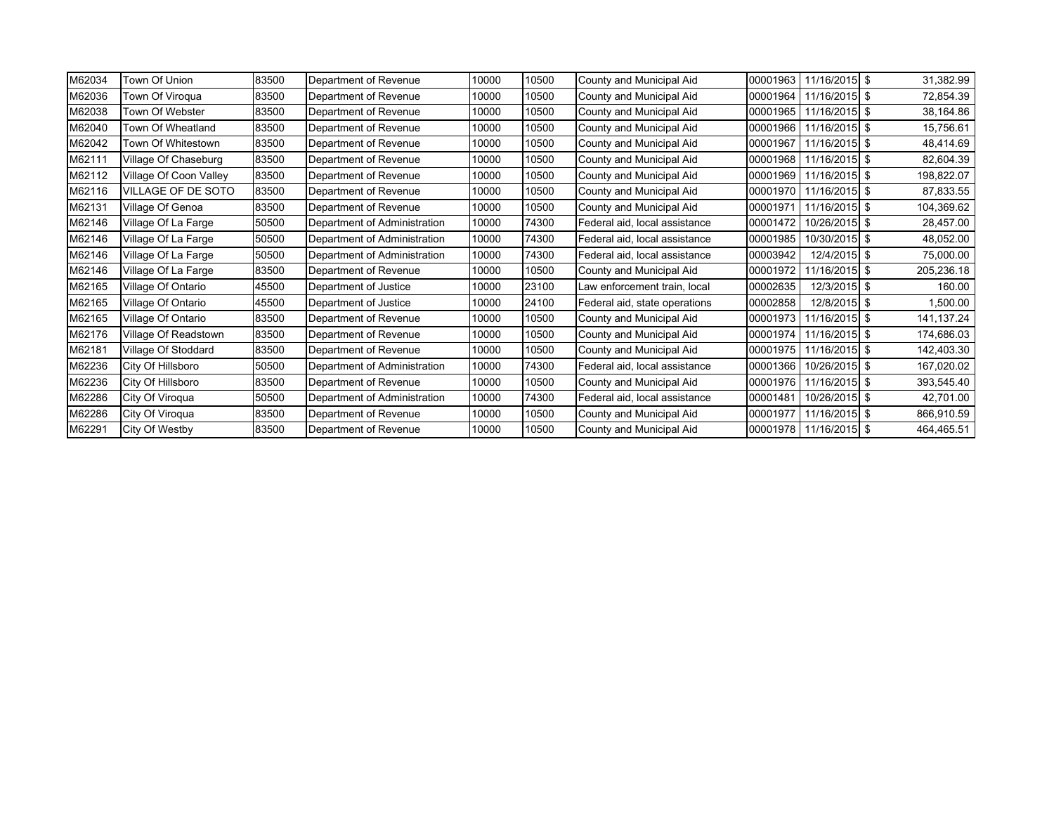| | | | | | | | | | | |
|---|---|---|---|---|---|---|---|---|---|---|
| M62034 | Town Of Union | 83500 | Department of Revenue | 10000 | 10500 | County and Municipal Aid | 00001963 | 11/16/2015 | $ | 31,382.99 |
| M62036 | Town Of Viroqua | 83500 | Department of Revenue | 10000 | 10500 | County and Municipal Aid | 00001964 | 11/16/2015 | $ | 72,854.39 |
| M62038 | Town Of Webster | 83500 | Department of Revenue | 10000 | 10500 | County and Municipal Aid | 00001965 | 11/16/2015 | $ | 38,164.86 |
| M62040 | Town Of Wheatland | 83500 | Department of Revenue | 10000 | 10500 | County and Municipal Aid | 00001966 | 11/16/2015 | $ | 15,756.61 |
| M62042 | Town Of Whitestown | 83500 | Department of Revenue | 10000 | 10500 | County and Municipal Aid | 00001967 | 11/16/2015 | $ | 48,414.69 |
| M62111 | Village Of Chaseburg | 83500 | Department of Revenue | 10000 | 10500 | County and Municipal Aid | 00001968 | 11/16/2015 | $ | 82,604.39 |
| M62112 | Village Of Coon Valley | 83500 | Department of Revenue | 10000 | 10500 | County and Municipal Aid | 00001969 | 11/16/2015 | $ | 198,822.07 |
| M62116 | VILLAGE OF DE SOTO | 83500 | Department of Revenue | 10000 | 10500 | County and Municipal Aid | 00001970 | 11/16/2015 | $ | 87,833.55 |
| M62131 | Village Of Genoa | 83500 | Department of Revenue | 10000 | 10500 | County and Municipal Aid | 00001971 | 11/16/2015 | $ | 104,369.62 |
| M62146 | Village Of La Farge | 50500 | Department of Administration | 10000 | 74300 | Federal aid, local assistance | 00001472 | 10/26/2015 | $ | 28,457.00 |
| M62146 | Village Of La Farge | 50500 | Department of Administration | 10000 | 74300 | Federal aid, local assistance | 00001985 | 10/30/2015 | $ | 48,052.00 |
| M62146 | Village Of La Farge | 50500 | Department of Administration | 10000 | 74300 | Federal aid, local assistance | 00003942 | 12/4/2015 | $ | 75,000.00 |
| M62146 | Village Of La Farge | 83500 | Department of Revenue | 10000 | 10500 | County and Municipal Aid | 00001972 | 11/16/2015 | $ | 205,236.18 |
| M62165 | Village Of Ontario | 45500 | Department of Justice | 10000 | 23100 | Law enforcement train, local | 00002635 | 12/3/2015 | $ | 160.00 |
| M62165 | Village Of Ontario | 45500 | Department of Justice | 10000 | 24100 | Federal aid, state operations | 00002858 | 12/8/2015 | $ | 1,500.00 |
| M62165 | Village Of Ontario | 83500 | Department of Revenue | 10000 | 10500 | County and Municipal Aid | 00001973 | 11/16/2015 | $ | 141,137.24 |
| M62176 | Village Of Readstown | 83500 | Department of Revenue | 10000 | 10500 | County and Municipal Aid | 00001974 | 11/16/2015 | $ | 174,686.03 |
| M62181 | Village Of Stoddard | 83500 | Department of Revenue | 10000 | 10500 | County and Municipal Aid | 00001975 | 11/16/2015 | $ | 142,403.30 |
| M62236 | City Of Hillsboro | 50500 | Department of Administration | 10000 | 74300 | Federal aid, local assistance | 00001366 | 10/26/2015 | $ | 167,020.02 |
| M62236 | City Of Hillsboro | 83500 | Department of Revenue | 10000 | 10500 | County and Municipal Aid | 00001976 | 11/16/2015 | $ | 393,545.40 |
| M62286 | City Of Viroqua | 50500 | Department of Administration | 10000 | 74300 | Federal aid, local assistance | 00001481 | 10/26/2015 | $ | 42,701.00 |
| M62286 | City Of Viroqua | 83500 | Department of Revenue | 10000 | 10500 | County and Municipal Aid | 00001977 | 11/16/2015 | $ | 866,910.59 |
| M62291 | City Of Westby | 83500 | Department of Revenue | 10000 | 10500 | County and Municipal Aid | 00001978 | 11/16/2015 | $ | 464,465.51 |